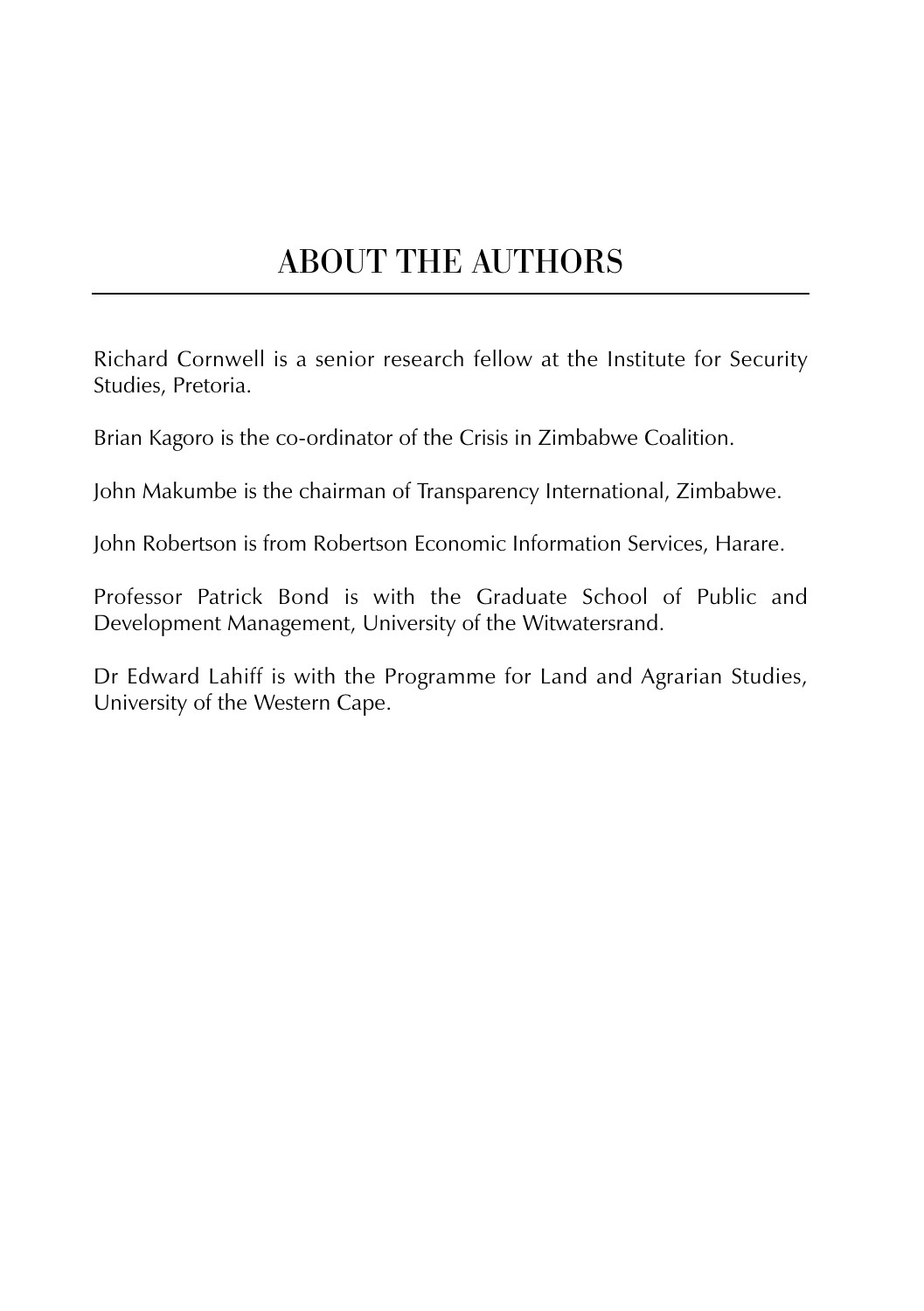# ABOUT THE AUTHORS

Richard Cornwell is a senior research fellow at the Institute for Security Studies, Pretoria.

Brian Kagoro is the co-ordinator of the Crisis in Zimbabwe Coalition.

John Makumbe is the chairman of Transparency International, Zimbabwe.

John Robertson is from Robertson Economic Information Services, Harare.

Professor Patrick Bond is with the Graduate School of Public and Development Management, University of the Witwatersrand.

Dr Edward Lahiff is with the Programme for Land and Agrarian Studies, University of the Western Cape.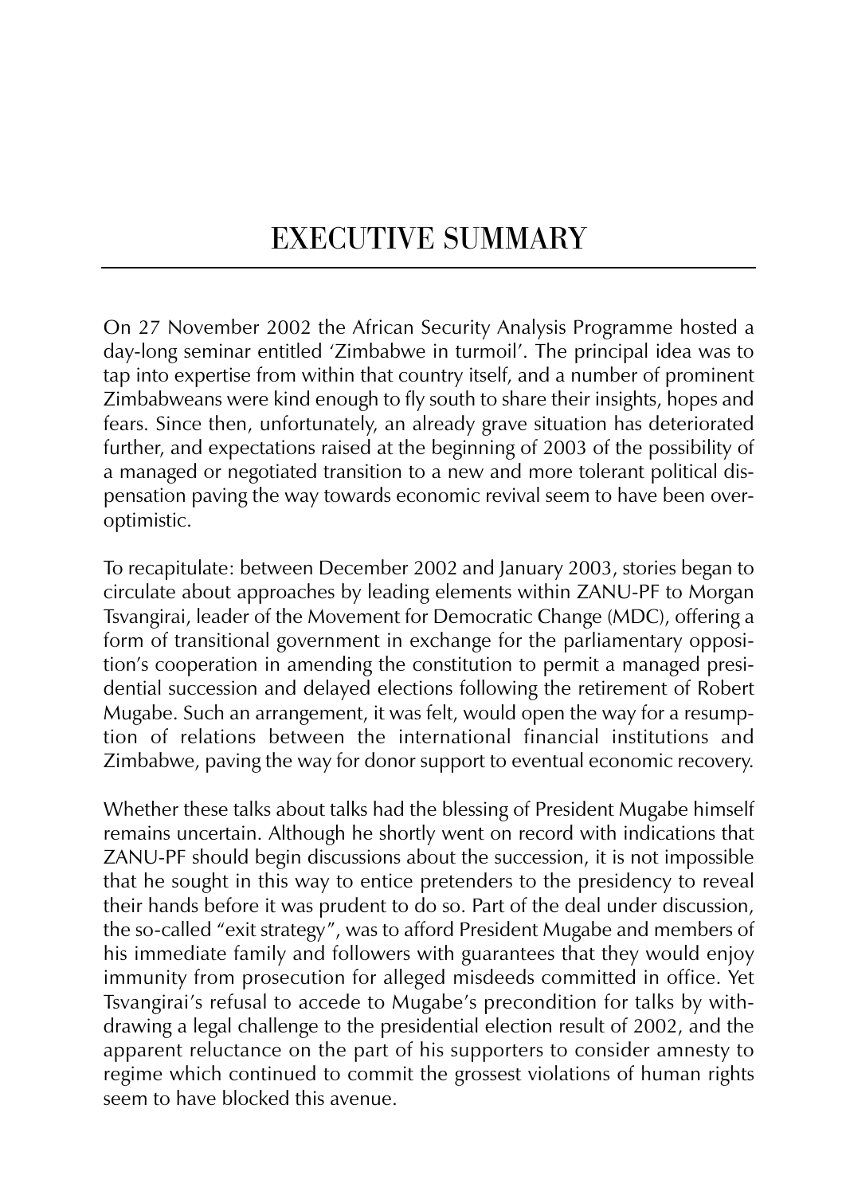# EXECUTIVE SUMMARY

On 27 November 2002 the African Security Analysis Programme hosted a day-long seminar entitled 'Zimbabwe in turmoil'. The principal idea was to tap into expertise from within that country itself, and a number of prominent Zimbabweans were kind enough to fly south to share their insights, hopes and fears. Since then, unfortunately, an already grave situation has deteriorated further, and expectations raised at the beginning of 2003 of the possibility of a managed or negotiated transition to a new and more tolerant political dispensation paving the way towards economic revival seem to have been over-optimistic.

To recapitulate: between December 2002 and January 2003, stories began to circulate about approaches by leading elements within ZANU-PF to Morgan Tsvangirai, leader of the Movement for Democratic Change (MDC), offering a form of transitional government in exchange for the parliamentary opposition's cooperation in amending the constitution to permit a managed presidential succession and delayed elections following the retirement of Robert Mugabe. Such an arrangement, it was felt, would open the way for a resumption of relations between the international financial institutions and Zimbabwe, paving the way for donor support to eventual economic recovery.

Whether these talks about talks had the blessing of President Mugabe himself remains uncertain. Although he shortly went on record with indications that ZANU-PF should begin discussions about the succession, it is not impossible that he sought in this way to entice pretenders to the presidency to reveal their hands before it was prudent to do so. Part of the deal under discussion, the so-called "exit strategy", was to afford President Mugabe and members of his immediate family and followers with guarantees that they would enjoy immunity from prosecution for alleged misdeeds committed in office. Yet Tsvangirai's refusal to accede to Mugabe's precondition for talks by withdrawing a legal challenge to the presidential election result of 2002, and the apparent reluctance on the part of his supporters to consider amnesty to regime which continued to commit the grossest violations of human rights seem to have blocked this avenue.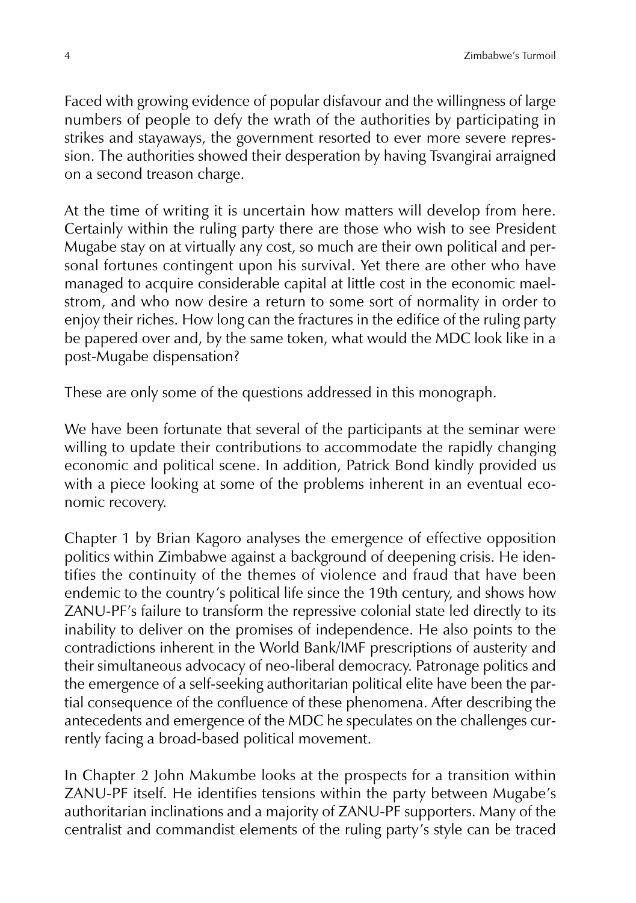Faced with growing evidence of popular disfavour and the willingness of large numbers of people to defy the wrath of the authorities by participating in strikes and stayaways, the government resorted to ever more severe repression. The authorities showed their desperation by having Tsvangirai arraigned on a second treason charge.

At the time of writing it is uncertain how matters will develop from here. Certainly within the ruling party there are those who wish to see President Mugabe stay on at virtually any cost, so much are their own political and personal fortunes contingent upon his survival. Yet there are other who have managed to acquire considerable capital at little cost in the economic maelstrom, and who now desire a return to some sort of normality in order to enjoy their riches. How long can the fractures in the edifice of the ruling party be papered over and, by the same token, what would the MDC look like in a post-Mugabe dispensation?

These are only some of the questions addressed in this monograph.

We have been fortunate that several of the participants at the seminar were willing to update their contributions to accommodate the rapidly changing economic and political scene. In addition, Patrick Bond kindly provided us with a piece looking at some of the problems inherent in an eventual economic recovery.

Chapter 1 by Brian Kagoro analyses the emergence of effective opposition politics within Zimbabwe against a background of deepening crisis. He identifies the continuity of the themes of violence and fraud that have been endemic to the country's political life since the 19th century, and shows how ZANU-PF's failure to transform the repressive colonial state led directly to its inability to deliver on the promises of independence. He also points to the contradictions inherent in the World Bank/IMF prescriptions of austerity and their simultaneous advocacy of neo-liberal democracy. Patronage politics and the emergence of a self-seeking authoritarian political elite have been the partial consequence of the confluence of these phenomena. After describing the antecedents and emergence of the MDC he speculates on the challenges currently facing a broad-based political movement.

In Chapter 2 John Makumbe looks at the prospects for a transition within ZANU-PF itself. He identifies tensions within the party between Mugabe's authoritarian inclinations and a majority of ZANU-PF supporters. Many of the centralist and commandist elements of the ruling party's style can be traced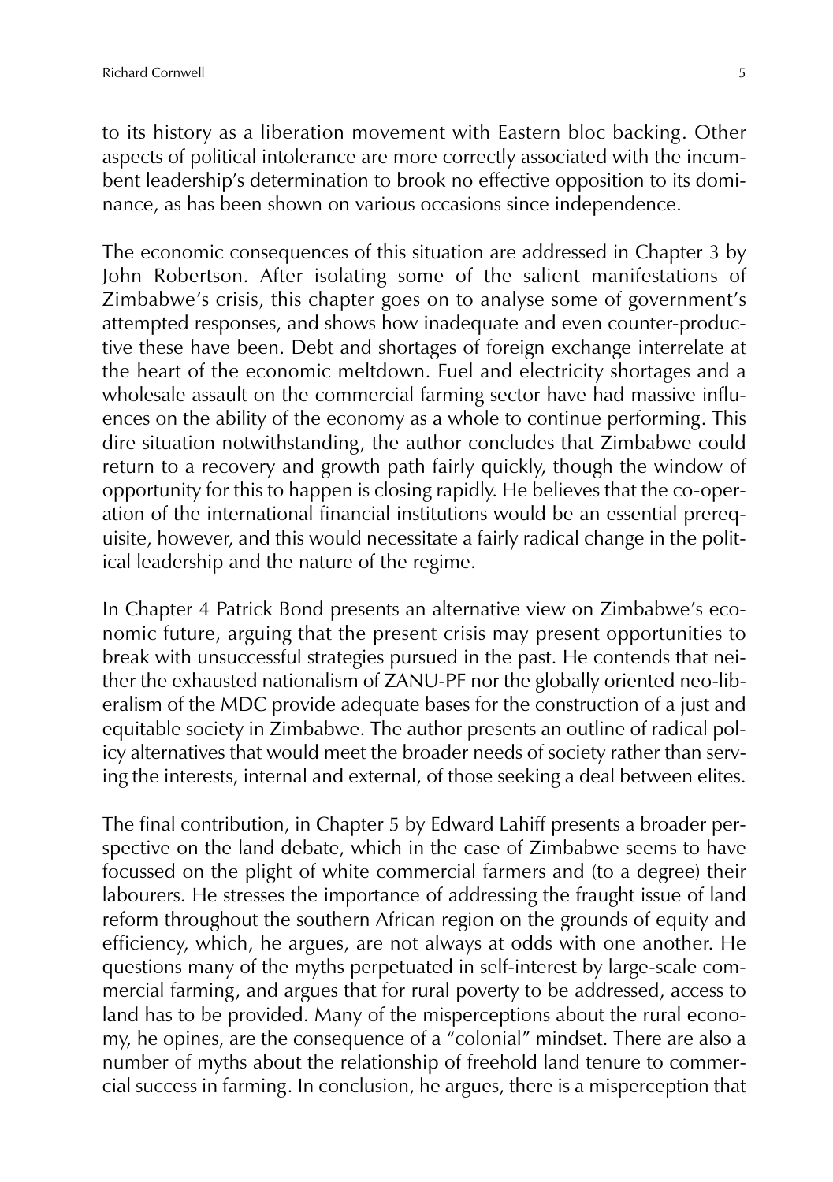to its history as a liberation movement with Eastern bloc backing. Other aspects of political intolerance are more correctly associated with the incumbent leadership's determination to brook no effective opposition to its dominance, as has been shown on various occasions since independence.

The economic consequences of this situation are addressed in Chapter 3 by John Robertson. After isolating some of the salient manifestations of Zimbabwe's crisis, this chapter goes on to analyse some of government's attempted responses, and shows how inadequate and even counter-productive these have been. Debt and shortages of foreign exchange interrelate at the heart of the economic meltdown. Fuel and electricity shortages and a wholesale assault on the commercial farming sector have had massive influences on the ability of the economy as a whole to continue performing. This dire situation notwithstanding, the author concludes that Zimbabwe could return to a recovery and growth path fairly quickly, though the window of opportunity for this to happen is closing rapidly. He believes that the co-operation of the international financial institutions would be an essential prerequisite, however, and this would necessitate a fairly radical change in the political leadership and the nature of the regime.

In Chapter 4 Patrick Bond presents an alternative view on Zimbabwe's economic future, arguing that the present crisis may present opportunities to break with unsuccessful strategies pursued in the past. He contends that neither the exhausted nationalism of ZANU-PF nor the globally oriented neo-liberalism of the MDC provide adequate bases for the construction of a just and equitable society in Zimbabwe. The author presents an outline of radical policy alternatives that would meet the broader needs of society rather than serving the interests, internal and external, of those seeking a deal between elites.

The final contribution, in Chapter 5 by Edward Lahiff presents a broader perspective on the land debate, which in the case of Zimbabwe seems to have focussed on the plight of white commercial farmers and (to a degree) their labourers. He stresses the importance of addressing the fraught issue of land reform throughout the southern African region on the grounds of equity and efficiency, which, he argues, are not always at odds with one another. He questions many of the myths perpetuated in self-interest by large-scale commercial farming, and argues that for rural poverty to be addressed, access to land has to be provided. Many of the misperceptions about the rural economy, he opines, are the consequence of a "colonial" mindset. There are also a number of myths about the relationship of freehold land tenure to commercial success in farming. In conclusion, he argues, there is a misperception that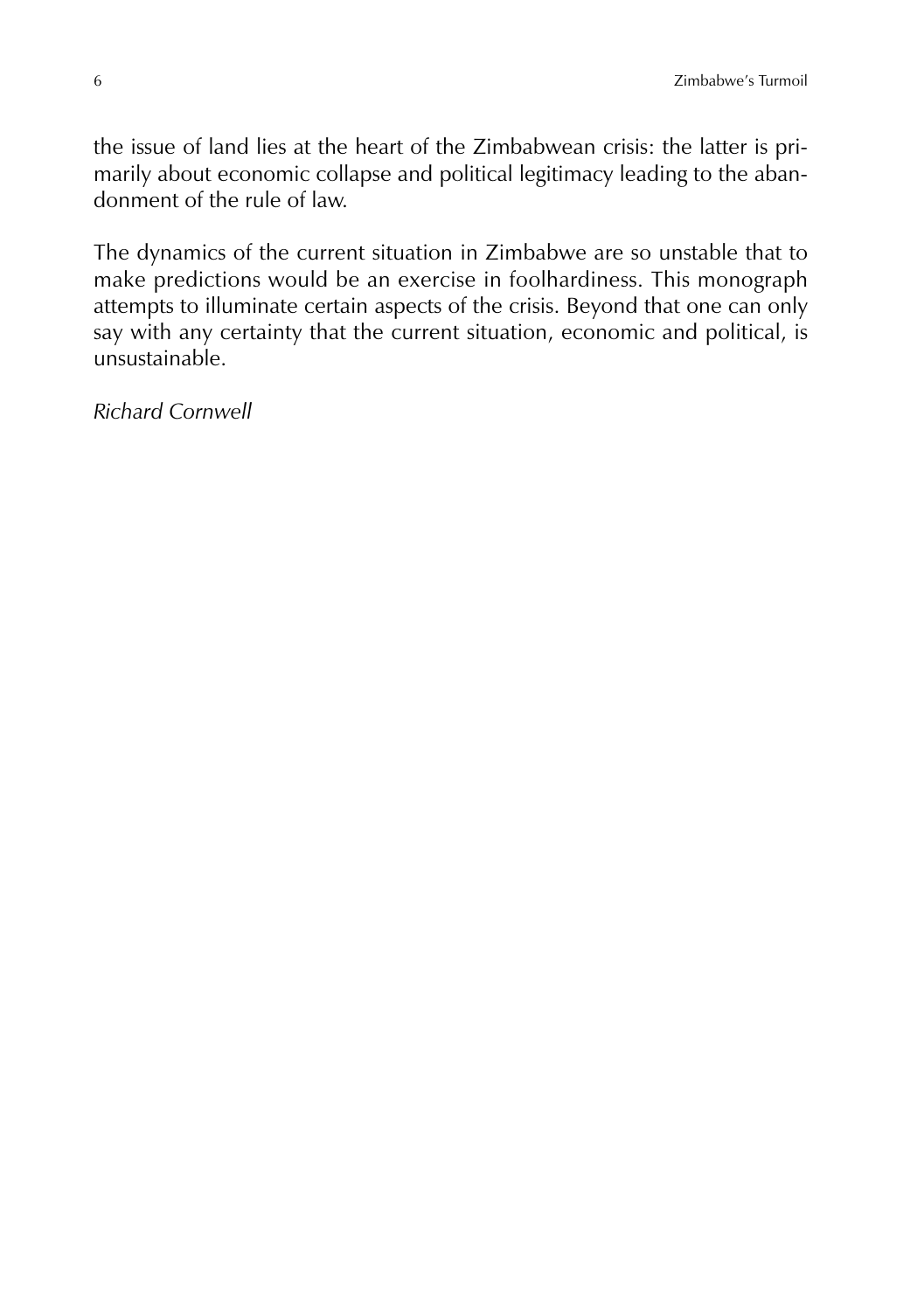the issue of land lies at the heart of the Zimbabwean crisis: the latter is primarily about economic collapse and political legitimacy leading to the abandonment of the rule of law.

The dynamics of the current situation in Zimbabwe are so unstable that to make predictions would be an exercise in foolhardiness. This monograph attempts to illuminate certain aspects of the crisis. Beyond that one can only say with any certainty that the current situation, economic and political, is unsustainable.

*Richard Cornwell*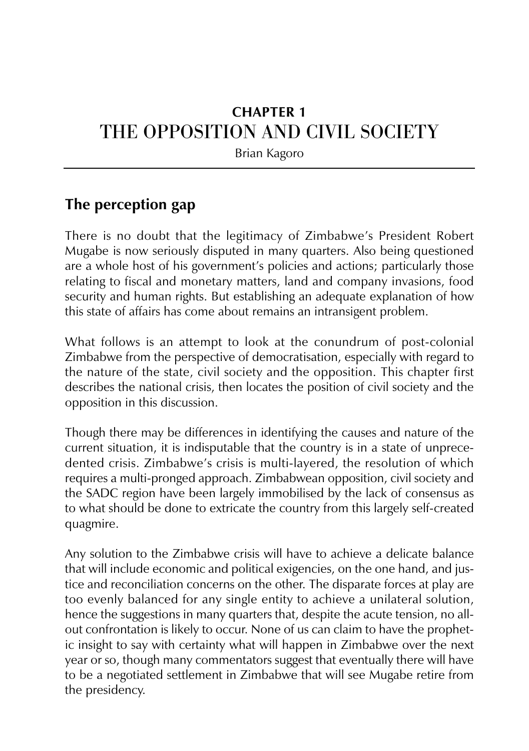**CHAPTER 1**

# THE OPPOSITION AND CIVIL SOCIETY

Brian Kagoro

## The perception gap

There is no doubt that the legitimacy of Zimbabwe's President Robert Mugabe is now seriously disputed in many quarters. Also being questioned are a whole host of his government's policies and actions; particularly those relating to fiscal and monetary matters, land and company invasions, food security and human rights. But establishing an adequate explanation of how this state of affairs has come about remains an intransigent problem.

What follows is an attempt to look at the conundrum of post-colonial Zimbabwe from the perspective of democratisation, especially with regard to the nature of the state, civil society and the opposition. This chapter first describes the national crisis, then locates the position of civil society and the opposition in this discussion.

Though there may be differences in identifying the causes and nature of the current situation, it is indisputable that the country is in a state of unprecedented crisis. Zimbabwe's crisis is multi-layered, the resolution of which requires a multi-pronged approach. Zimbabwean opposition, civil society and the SADC region have been largely immobilised by the lack of consensus as to what should be done to extricate the country from this largely self-created quagmire.

Any solution to the Zimbabwe crisis will have to achieve a delicate balance that will include economic and political exigencies, on the one hand, and justice and reconciliation concerns on the other. The disparate forces at play are too evenly balanced for any single entity to achieve a unilateral solution, hence the suggestions in many quarters that, despite the acute tension, no all-out confrontation is likely to occur. None of us can claim to have the prophetic insight to say with certainty what will happen in Zimbabwe over the next year or so, though many commentators suggest that eventually there will have to be a negotiated settlement in Zimbabwe that will see Mugabe retire from the presidency.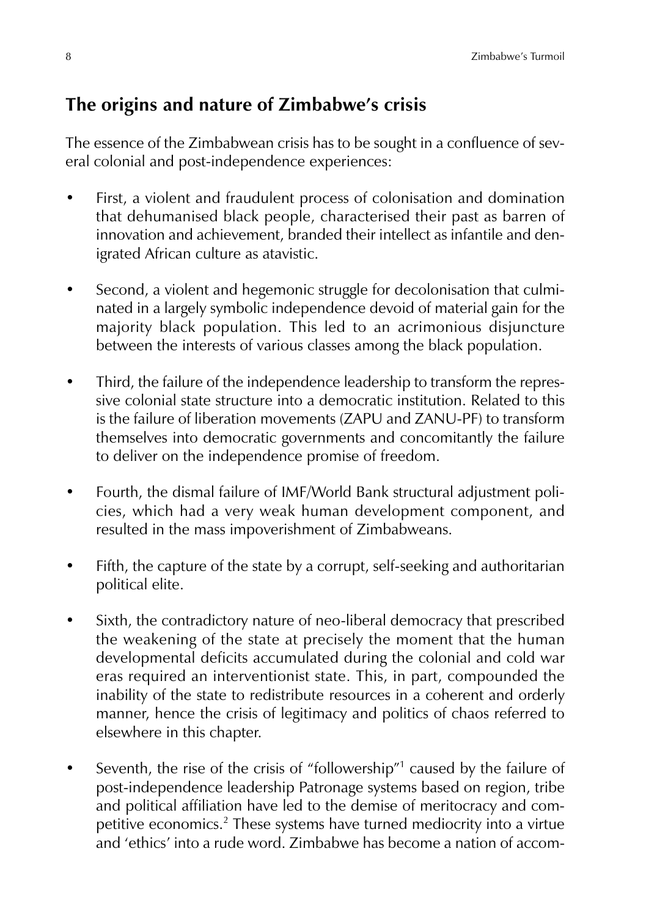## The origins and nature of Zimbabwe's crisis

The essence of the Zimbabwean crisis has to be sought in a confluence of several colonial and post-independence experiences:

- First, a violent and fraudulent process of colonisation and domination that dehumanised black people, characterised their past as barren of innovation and achievement, branded their intellect as infantile and denigrated African culture as atavistic.
- Second, a violent and hegemonic struggle for decolonisation that culminated in a largely symbolic independence devoid of material gain for the majority black population. This led to an acrimonious disjuncture between the interests of various classes among the black population.
- Third, the failure of the independence leadership to transform the repressive colonial state structure into a democratic institution. Related to this is the failure of liberation movements (ZAPU and ZANU-PF) to transform themselves into democratic governments and concomitantly the failure to deliver on the independence promise of freedom.
- Fourth, the dismal failure of IMF/World Bank structural adjustment policies, which had a very weak human development component, and resulted in the mass impoverishment of Zimbabweans.
- Fifth, the capture of the state by a corrupt, self-seeking and authoritarian political elite.
- Sixth, the contradictory nature of neo-liberal democracy that prescribed the weakening of the state at precisely the moment that the human developmental deficits accumulated during the colonial and cold war eras required an interventionist state. This, in part, compounded the inability of the state to redistribute resources in a coherent and orderly manner, hence the crisis of legitimacy and politics of chaos referred to elsewhere in this chapter.
- Seventh, the rise of the crisis of "followership"[1] caused by the failure of post-independence leadership Patronage systems based on region, tribe and political affiliation have led to the demise of meritocracy and competitive economics.[2] These systems have turned mediocrity into a virtue and 'ethics' into a rude word. Zimbabwe has become a nation of accom-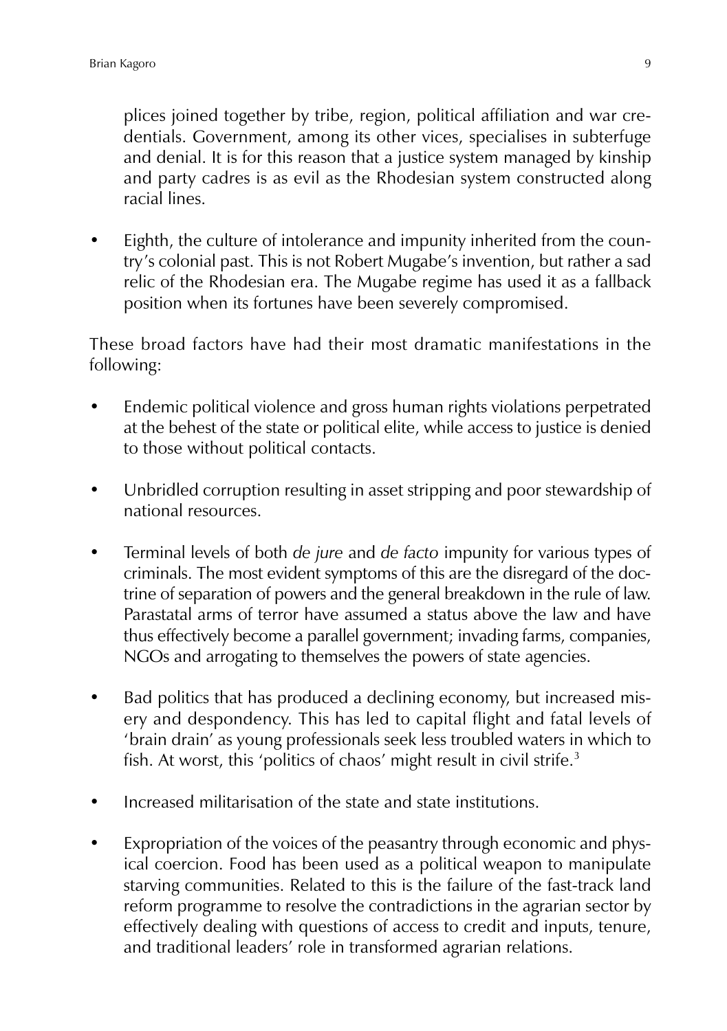plices joined together by tribe, region, political affiliation and war credentials. Government, among its other vices, specialises in subterfuge and denial. It is for this reason that a justice system managed by kinship and party cadres is as evil as the Rhodesian system constructed along racial lines.

- Eighth, the culture of intolerance and impunity inherited from the country's colonial past. This is not Robert Mugabe's invention, but rather a sad relic of the Rhodesian era. The Mugabe regime has used it as a fallback position when its fortunes have been severely compromised.

These broad factors have had their most dramatic manifestations in the following:

- Endemic political violence and gross human rights violations perpetrated at the behest of the state or political elite, while access to justice is denied to those without political contacts.
- Unbridled corruption resulting in asset stripping and poor stewardship of national resources.
- Terminal levels of both *de jure* and *de facto* impunity for various types of criminals. The most evident symptoms of this are the disregard of the doctrine of separation of powers and the general breakdown in the rule of law. Parastatal arms of terror have assumed a status above the law and have thus effectively become a parallel government; invading farms, companies, NGOs and arrogating to themselves the powers of state agencies.
- Bad politics that has produced a declining economy, but increased misery and despondency. This has led to capital flight and fatal levels of 'brain drain' as young professionals seek less troubled waters in which to fish. At worst, this 'politics of chaos' might result in civil strife.[3]
- Increased militarisation of the state and state institutions.
- Expropriation of the voices of the peasantry through economic and physical coercion. Food has been used as a political weapon to manipulate starving communities. Related to this is the failure of the fast-track land reform programme to resolve the contradictions in the agrarian sector by effectively dealing with questions of access to credit and inputs, tenure, and traditional leaders' role in transformed agrarian relations.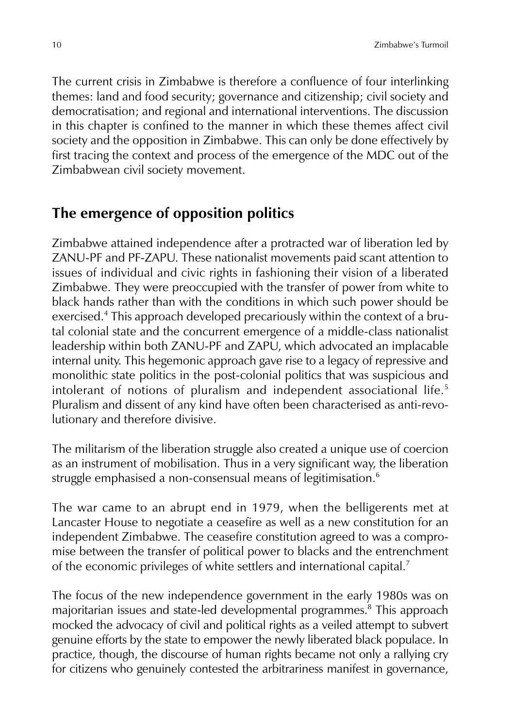The current crisis in Zimbabwe is therefore a confluence of four interlinking themes: land and food security; governance and citizenship; civil society and democratisation; and regional and international interventions. The discussion in this chapter is confined to the manner in which these themes affect civil society and the opposition in Zimbabwe. This can only be done effectively by first tracing the context and process of the emergence of the MDC out of the Zimbabwean civil society movement.

## The emergence of opposition politics

Zimbabwe attained independence after a protracted war of liberation led by ZANU-PF and PF-ZAPU. These nationalist movements paid scant attention to issues of individual and civic rights in fashioning their vision of a liberated Zimbabwe. They were preoccupied with the transfer of power from white to black hands rather than with the conditions in which such power should be exercised.[4] This approach developed precariously within the context of a brutal colonial state and the concurrent emergence of a middle-class nationalist leadership within both ZANU-PF and ZAPU, which advocated an implacable internal unity. This hegemonic approach gave rise to a legacy of repressive and monolithic state politics in the post-colonial politics that was suspicious and intolerant of notions of pluralism and independent associational life.[5] Pluralism and dissent of any kind have often been characterised as anti-revolutionary and therefore divisive.

The militarism of the liberation struggle also created a unique use of coercion as an instrument of mobilisation. Thus in a very significant way, the liberation struggle emphasised a non-consensual means of legitimisation.[6]

The war came to an abrupt end in 1979, when the belligerents met at Lancaster House to negotiate a ceasefire as well as a new constitution for an independent Zimbabwe. The ceasefire constitution agreed to was a compromise between the transfer of political power to blacks and the entrenchment of the economic privileges of white settlers and international capital.[7]

The focus of the new independence government in the early 1980s was on majoritarian issues and state-led developmental programmes.[8] This approach mocked the advocacy of civil and political rights as a veiled attempt to subvert genuine efforts by the state to empower the newly liberated black populace. In practice, though, the discourse of human rights became not only a rallying cry for citizens who genuinely contested the arbitrariness manifest in governance,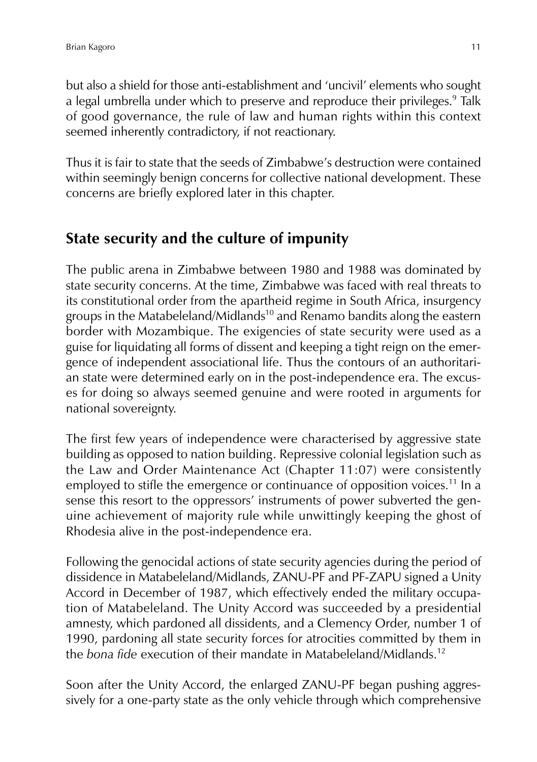but also a shield for those anti-establishment and 'uncivil' elements who sought a legal umbrella under which to preserve and reproduce their privileges.[9] Talk of good governance, the rule of law and human rights within this context seemed inherently contradictory, if not reactionary.

Thus it is fair to state that the seeds of Zimbabwe's destruction were contained within seemingly benign concerns for collective national development. These concerns are briefly explored later in this chapter.

## State security and the culture of impunity

The public arena in Zimbabwe between 1980 and 1988 was dominated by state security concerns. At the time, Zimbabwe was faced with real threats to its constitutional order from the apartheid regime in South Africa, insurgency groups in the Matabeleland/Midlands[10] and Renamo bandits along the eastern border with Mozambique. The exigencies of state security were used as a guise for liquidating all forms of dissent and keeping a tight reign on the emergence of independent associational life. Thus the contours of an authoritarian state were determined early on in the post-independence era. The excuses for doing so always seemed genuine and were rooted in arguments for national sovereignty.

The first few years of independence were characterised by aggressive state building as opposed to nation building. Repressive colonial legislation such as the Law and Order Maintenance Act (Chapter 11:07) were consistently employed to stifle the emergence or continuance of opposition voices.[11] In a sense this resort to the oppressors' instruments of power subverted the genuine achievement of majority rule while unwittingly keeping the ghost of Rhodesia alive in the post-independence era.

Following the genocidal actions of state security agencies during the period of dissidence in Matabeleland/Midlands, ZANU-PF and PF-ZAPU signed a Unity Accord in December of 1987, which effectively ended the military occupation of Matabeleland. The Unity Accord was succeeded by a presidential amnesty, which pardoned all dissidents, and a Clemency Order, number 1 of 1990, pardoning all state security forces for atrocities committed by them in the *bona fide* execution of their mandate in Matabeleland/Midlands.[12]

Soon after the Unity Accord, the enlarged ZANU-PF began pushing aggressively for a one-party state as the only vehicle through which comprehensive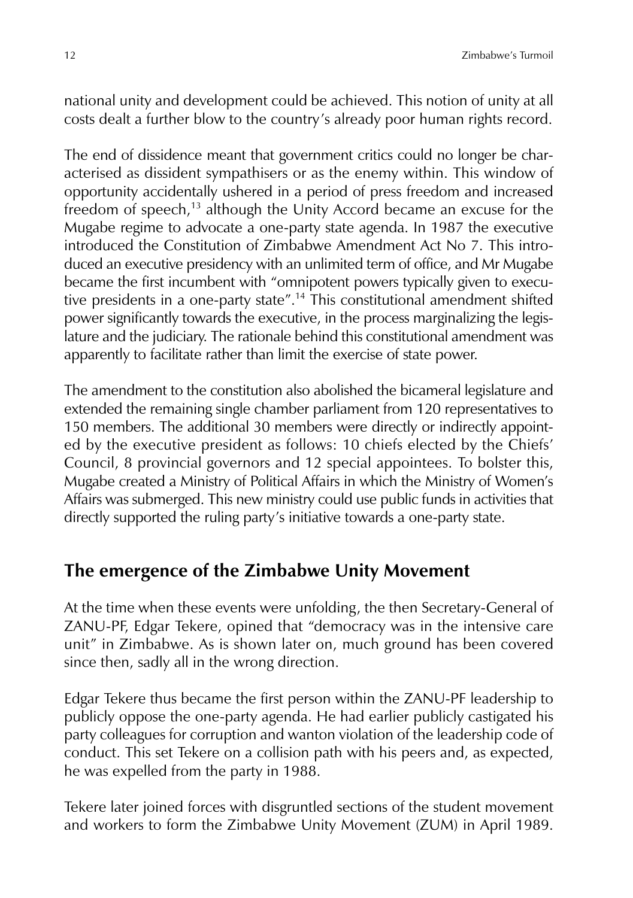national unity and development could be achieved. This notion of unity at all costs dealt a further blow to the country's already poor human rights record.

The end of dissidence meant that government critics could no longer be characterised as dissident sympathisers or as the enemy within. This window of opportunity accidentally ushered in a period of press freedom and increased freedom of speech,[13] although the Unity Accord became an excuse for the Mugabe regime to advocate a one-party state agenda. In 1987 the executive introduced the Constitution of Zimbabwe Amendment Act No 7. This introduced an executive presidency with an unlimited term of office, and Mr Mugabe became the first incumbent with "omnipotent powers typically given to executive presidents in a one-party state".[14] This constitutional amendment shifted power significantly towards the executive, in the process marginalizing the legislature and the judiciary. The rationale behind this constitutional amendment was apparently to facilitate rather than limit the exercise of state power.

The amendment to the constitution also abolished the bicameral legislature and extended the remaining single chamber parliament from 120 representatives to 150 members. The additional 30 members were directly or indirectly appointed by the executive president as follows: 10 chiefs elected by the Chiefs' Council, 8 provincial governors and 12 special appointees. To bolster this, Mugabe created a Ministry of Political Affairs in which the Ministry of Women's Affairs was submerged. This new ministry could use public funds in activities that directly supported the ruling party's initiative towards a one-party state.

## The emergence of the Zimbabwe Unity Movement

At the time when these events were unfolding, the then Secretary-General of ZANU-PF, Edgar Tekere, opined that "democracy was in the intensive care unit" in Zimbabwe. As is shown later on, much ground has been covered since then, sadly all in the wrong direction.

Edgar Tekere thus became the first person within the ZANU-PF leadership to publicly oppose the one-party agenda. He had earlier publicly castigated his party colleagues for corruption and wanton violation of the leadership code of conduct. This set Tekere on a collision path with his peers and, as expected, he was expelled from the party in 1988.

Tekere later joined forces with disgruntled sections of the student movement and workers to form the Zimbabwe Unity Movement (ZUM) in April 1989.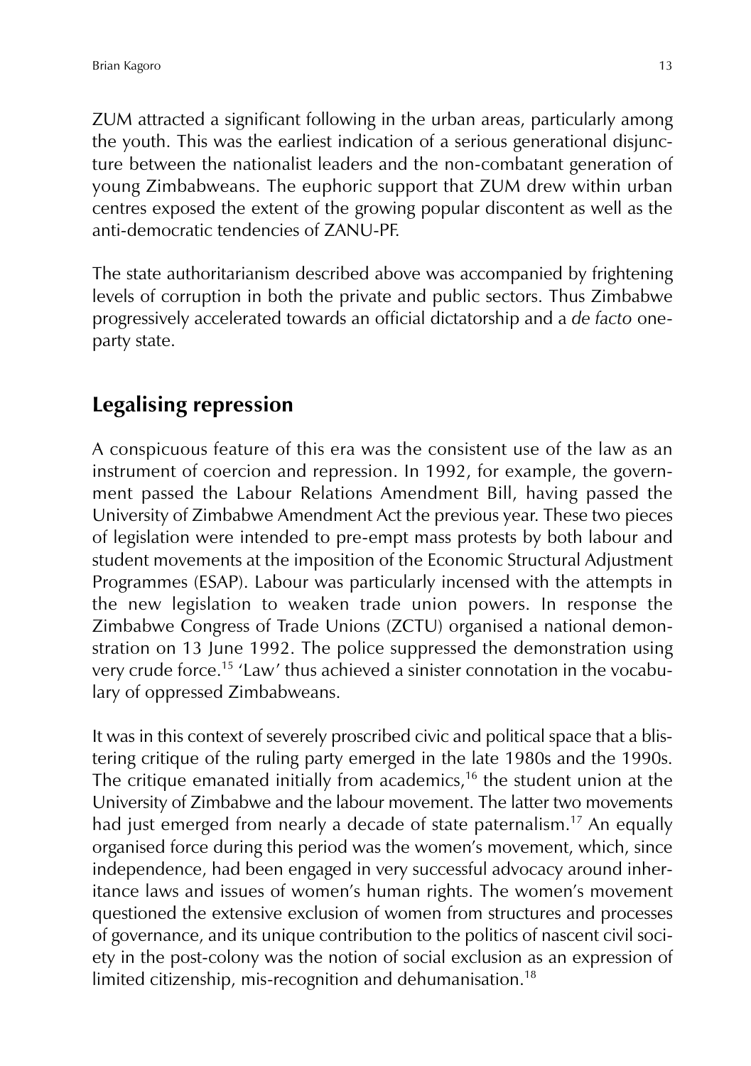ZUM attracted a significant following in the urban areas, particularly among the youth. This was the earliest indication of a serious generational disjuncture between the nationalist leaders and the non-combatant generation of young Zimbabweans. The euphoric support that ZUM drew within urban centres exposed the extent of the growing popular discontent as well as the anti-democratic tendencies of ZANU-PF.

The state authoritarianism described above was accompanied by frightening levels of corruption in both the private and public sectors. Thus Zimbabwe progressively accelerated towards an official dictatorship and a *de facto* one-party state.

## Legalising repression

A conspicuous feature of this era was the consistent use of the law as an instrument of coercion and repression. In 1992, for example, the government passed the Labour Relations Amendment Bill, having passed the University of Zimbabwe Amendment Act the previous year. These two pieces of legislation were intended to pre-empt mass protests by both labour and student movements at the imposition of the Economic Structural Adjustment Programmes (ESAP). Labour was particularly incensed with the attempts in the new legislation to weaken trade union powers. In response the Zimbabwe Congress of Trade Unions (ZCTU) organised a national demonstration on 13 June 1992. The police suppressed the demonstration using very crude force.[15] 'Law' thus achieved a sinister connotation in the vocabulary of oppressed Zimbabweans.

It was in this context of severely proscribed civic and political space that a blistering critique of the ruling party emerged in the late 1980s and the 1990s. The critique emanated initially from academics,[16] the student union at the University of Zimbabwe and the labour movement. The latter two movements had just emerged from nearly a decade of state paternalism.[17] An equally organised force during this period was the women's movement, which, since independence, had been engaged in very successful advocacy around inheritance laws and issues of women's human rights. The women's movement questioned the extensive exclusion of women from structures and processes of governance, and its unique contribution to the politics of nascent civil society in the post-colony was the notion of social exclusion as an expression of limited citizenship, mis-recognition and dehumanisation.[18]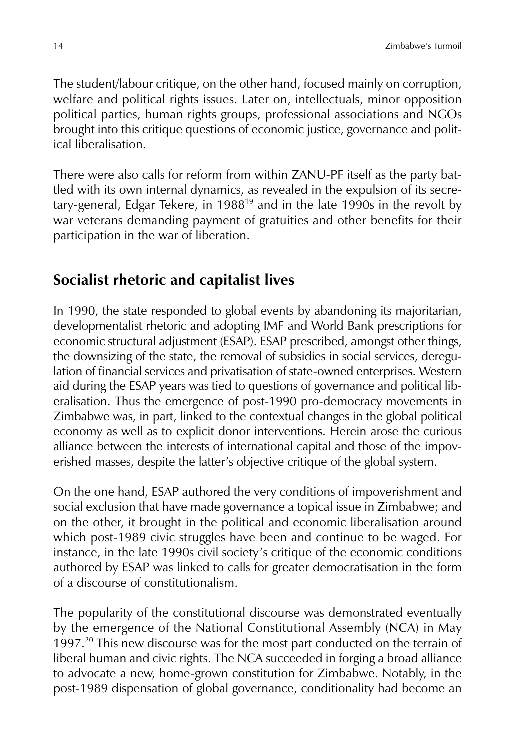The student/labour critique, on the other hand, focused mainly on corruption, welfare and political rights issues. Later on, intellectuals, minor opposition political parties, human rights groups, professional associations and NGOs brought into this critique questions of economic justice, governance and political liberalisation.

There were also calls for reform from within ZANU-PF itself as the party battled with its own internal dynamics, as revealed in the expulsion of its secretary-general, Edgar Tekere, in 1988[19] and in the late 1990s in the revolt by war veterans demanding payment of gratuities and other benefits for their participation in the war of liberation.

## Socialist rhetoric and capitalist lives

In 1990, the state responded to global events by abandoning its majoritarian, developmentalist rhetoric and adopting IMF and World Bank prescriptions for economic structural adjustment (ESAP). ESAP prescribed, amongst other things, the downsizing of the state, the removal of subsidies in social services, deregulation of financial services and privatisation of state-owned enterprises. Western aid during the ESAP years was tied to questions of governance and political liberalisation. Thus the emergence of post-1990 pro-democracy movements in Zimbabwe was, in part, linked to the contextual changes in the global political economy as well as to explicit donor interventions. Herein arose the curious alliance between the interests of international capital and those of the impoverished masses, despite the latter's objective critique of the global system.

On the one hand, ESAP authored the very conditions of impoverishment and social exclusion that have made governance a topical issue in Zimbabwe; and on the other, it brought in the political and economic liberalisation around which post-1989 civic struggles have been and continue to be waged. For instance, in the late 1990s civil society's critique of the economic conditions authored by ESAP was linked to calls for greater democratisation in the form of a discourse of constitutionalism.

The popularity of the constitutional discourse was demonstrated eventually by the emergence of the National Constitutional Assembly (NCA) in May 1997.[20] This new discourse was for the most part conducted on the terrain of liberal human and civic rights. The NCA succeeded in forging a broad alliance to advocate a new, home-grown constitution for Zimbabwe. Notably, in the post-1989 dispensation of global governance, conditionality had become an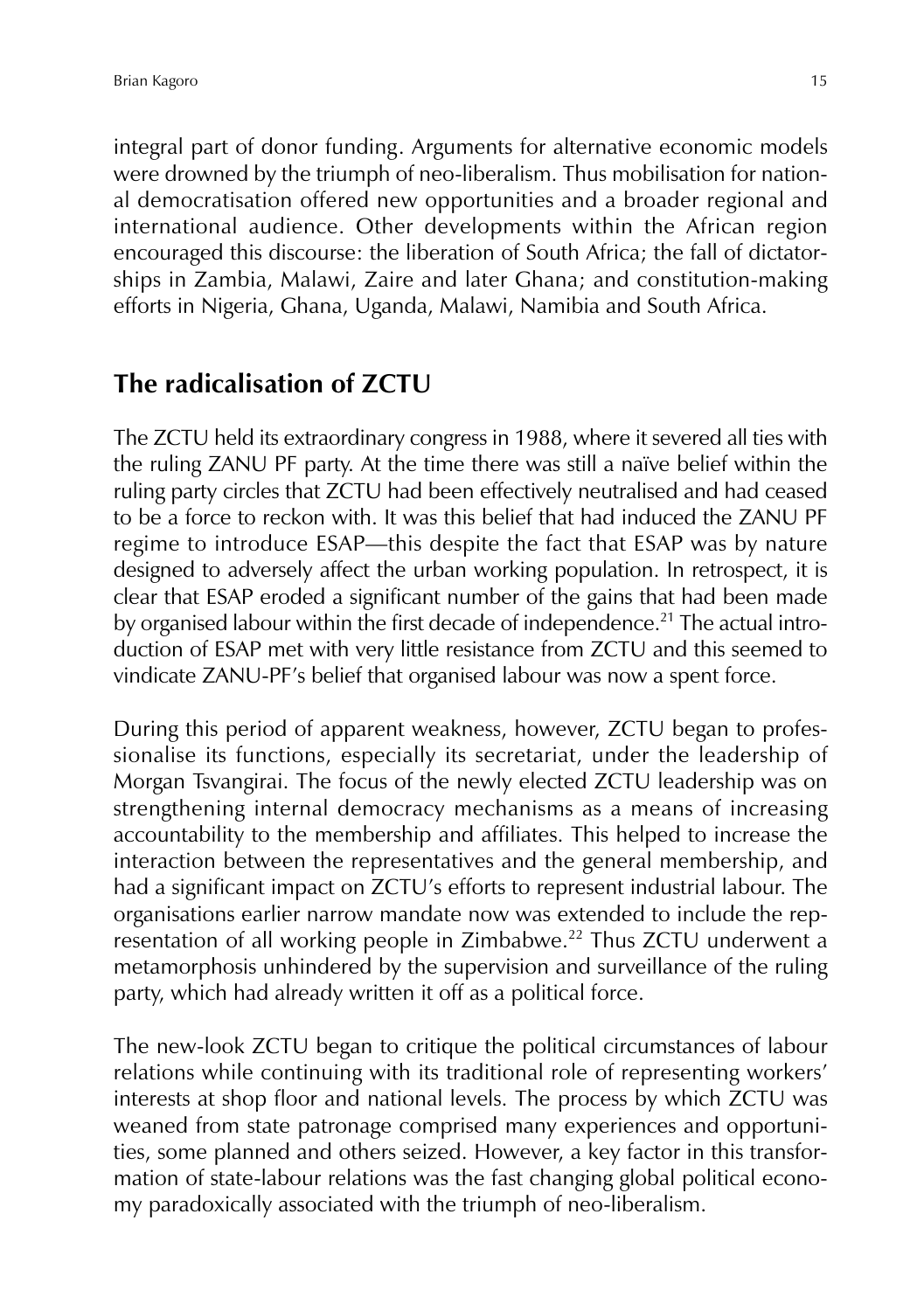integral part of donor funding. Arguments for alternative economic models were drowned by the triumph of neo-liberalism. Thus mobilisation for national democratisation offered new opportunities and a broader regional and international audience. Other developments within the African region encouraged this discourse: the liberation of South Africa; the fall of dictatorships in Zambia, Malawi, Zaire and later Ghana; and constitution-making efforts in Nigeria, Ghana, Uganda, Malawi, Namibia and South Africa.

## The radicalisation of ZCTU

The ZCTU held its extraordinary congress in 1988, where it severed all ties with the ruling ZANU PF party. At the time there was still a naïve belief within the ruling party circles that ZCTU had been effectively neutralised and had ceased to be a force to reckon with. It was this belief that had induced the ZANU PF regime to introduce ESAP—this despite the fact that ESAP was by nature designed to adversely affect the urban working population. In retrospect, it is clear that ESAP eroded a significant number of the gains that had been made by organised labour within the first decade of independence.[21] The actual introduction of ESAP met with very little resistance from ZCTU and this seemed to vindicate ZANU-PF's belief that organised labour was now a spent force.

During this period of apparent weakness, however, ZCTU began to professionalise its functions, especially its secretariat, under the leadership of Morgan Tsvangirai. The focus of the newly elected ZCTU leadership was on strengthening internal democracy mechanisms as a means of increasing accountability to the membership and affiliates. This helped to increase the interaction between the representatives and the general membership, and had a significant impact on ZCTU's efforts to represent industrial labour. The organisations earlier narrow mandate now was extended to include the representation of all working people in Zimbabwe.[22] Thus ZCTU underwent a metamorphosis unhindered by the supervision and surveillance of the ruling party, which had already written it off as a political force.

The new-look ZCTU began to critique the political circumstances of labour relations while continuing with its traditional role of representing workers' interests at shop floor and national levels. The process by which ZCTU was weaned from state patronage comprised many experiences and opportunities, some planned and others seized. However, a key factor in this transformation of state-labour relations was the fast changing global political economy paradoxically associated with the triumph of neo-liberalism.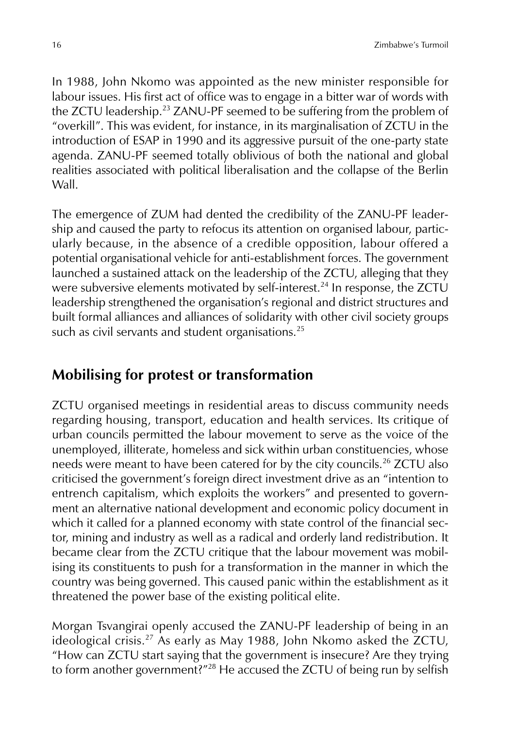In 1988, John Nkomo was appointed as the new minister responsible for labour issues. His first act of office was to engage in a bitter war of words with the ZCTU leadership.[23] ZANU-PF seemed to be suffering from the problem of "overkill". This was evident, for instance, in its marginalisation of ZCTU in the introduction of ESAP in 1990 and its aggressive pursuit of the one-party state agenda. ZANU-PF seemed totally oblivious of both the national and global realities associated with political liberalisation and the collapse of the Berlin Wall.

The emergence of ZUM had dented the credibility of the ZANU-PF leadership and caused the party to refocus its attention on organised labour, particularly because, in the absence of a credible opposition, labour offered a potential organisational vehicle for anti-establishment forces. The government launched a sustained attack on the leadership of the ZCTU, alleging that they were subversive elements motivated by self-interest.[24] In response, the ZCTU leadership strengthened the organisation's regional and district structures and built formal alliances and alliances of solidarity with other civil society groups such as civil servants and student organisations.[25]

## Mobilising for protest or transformation

ZCTU organised meetings in residential areas to discuss community needs regarding housing, transport, education and health services. Its critique of urban councils permitted the labour movement to serve as the voice of the unemployed, illiterate, homeless and sick within urban constituencies, whose needs were meant to have been catered for by the city councils.[26] ZCTU also criticised the government's foreign direct investment drive as an "intention to entrench capitalism, which exploits the workers" and presented to government an alternative national development and economic policy document in which it called for a planned economy with state control of the financial sector, mining and industry as well as a radical and orderly land redistribution. It became clear from the ZCTU critique that the labour movement was mobilising its constituents to push for a transformation in the manner in which the country was being governed. This caused panic within the establishment as it threatened the power base of the existing political elite.

Morgan Tsvangirai openly accused the ZANU-PF leadership of being in an ideological crisis.[27] As early as May 1988, John Nkomo asked the ZCTU, "How can ZCTU start saying that the government is insecure? Are they trying to form another government?"[28] He accused the ZCTU of being run by selfish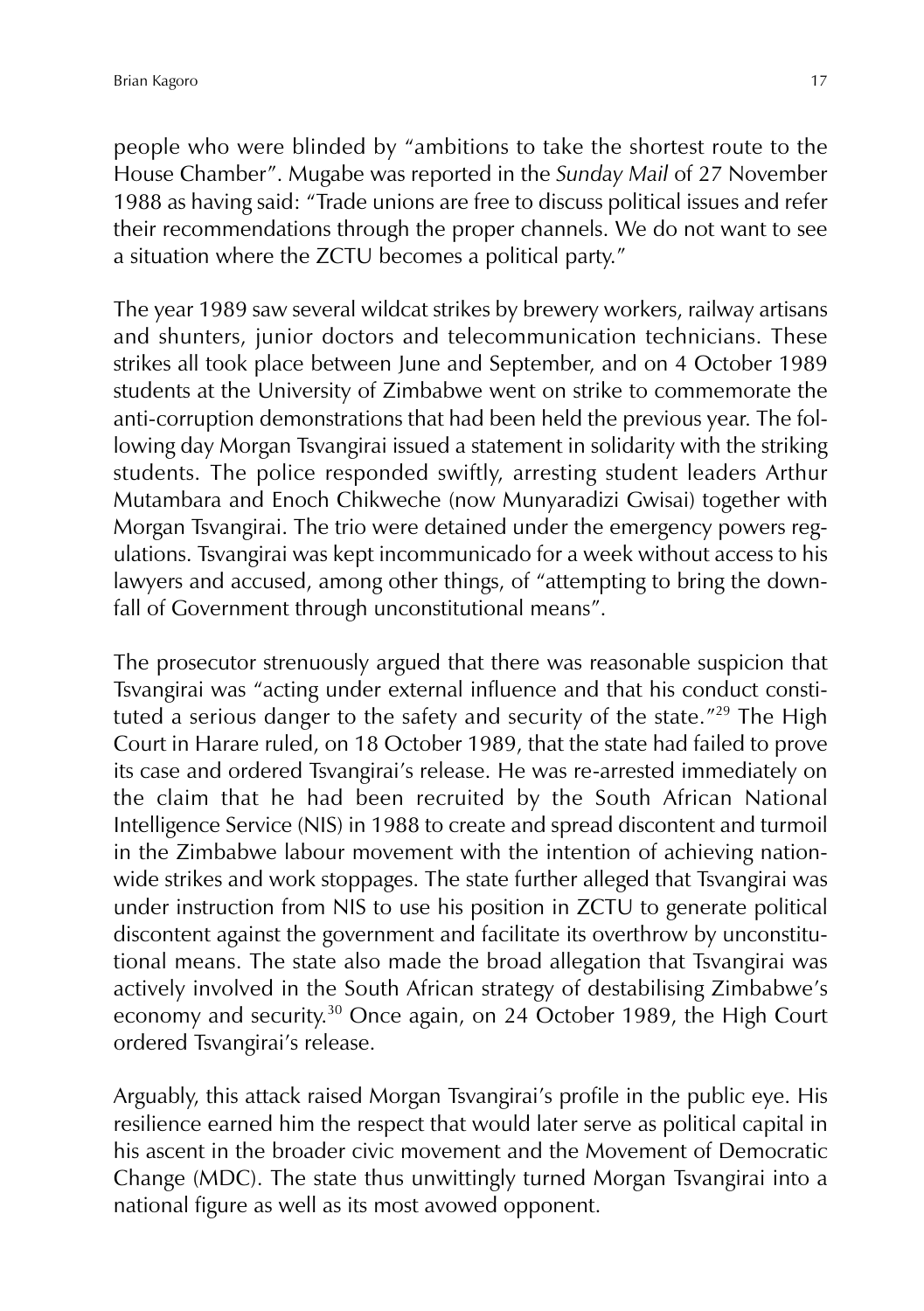people who were blinded by "ambitions to take the shortest route to the House Chamber". Mugabe was reported in the *Sunday Mail* of 27 November 1988 as having said: "Trade unions are free to discuss political issues and refer their recommendations through the proper channels. We do not want to see a situation where the ZCTU becomes a political party."

The year 1989 saw several wildcat strikes by brewery workers, railway artisans and shunters, junior doctors and telecommunication technicians. These strikes all took place between June and September, and on 4 October 1989 students at the University of Zimbabwe went on strike to commemorate the anti-corruption demonstrations that had been held the previous year. The following day Morgan Tsvangirai issued a statement in solidarity with the striking students. The police responded swiftly, arresting student leaders Arthur Mutambara and Enoch Chikweche (now Munyaradizi Gwisai) together with Morgan Tsvangirai. The trio were detained under the emergency powers regulations. Tsvangirai was kept incommunicado for a week without access to his lawyers and accused, among other things, of "attempting to bring the downfall of Government through unconstitutional means".

The prosecutor strenuously argued that there was reasonable suspicion that Tsvangirai was "acting under external influence and that his conduct constituted a serious danger to the safety and security of the state."[29] The High Court in Harare ruled, on 18 October 1989, that the state had failed to prove its case and ordered Tsvangirai's release. He was re-arrested immediately on the claim that he had been recruited by the South African National Intelligence Service (NIS) in 1988 to create and spread discontent and turmoil in the Zimbabwe labour movement with the intention of achieving nationwide strikes and work stoppages. The state further alleged that Tsvangirai was under instruction from NIS to use his position in ZCTU to generate political discontent against the government and facilitate its overthrow by unconstitutional means. The state also made the broad allegation that Tsvangirai was actively involved in the South African strategy of destabilising Zimbabwe's economy and security.[30] Once again, on 24 October 1989, the High Court ordered Tsvangirai's release.

Arguably, this attack raised Morgan Tsvangirai's profile in the public eye. His resilience earned him the respect that would later serve as political capital in his ascent in the broader civic movement and the Movement of Democratic Change (MDC). The state thus unwittingly turned Morgan Tsvangirai into a national figure as well as its most avowed opponent.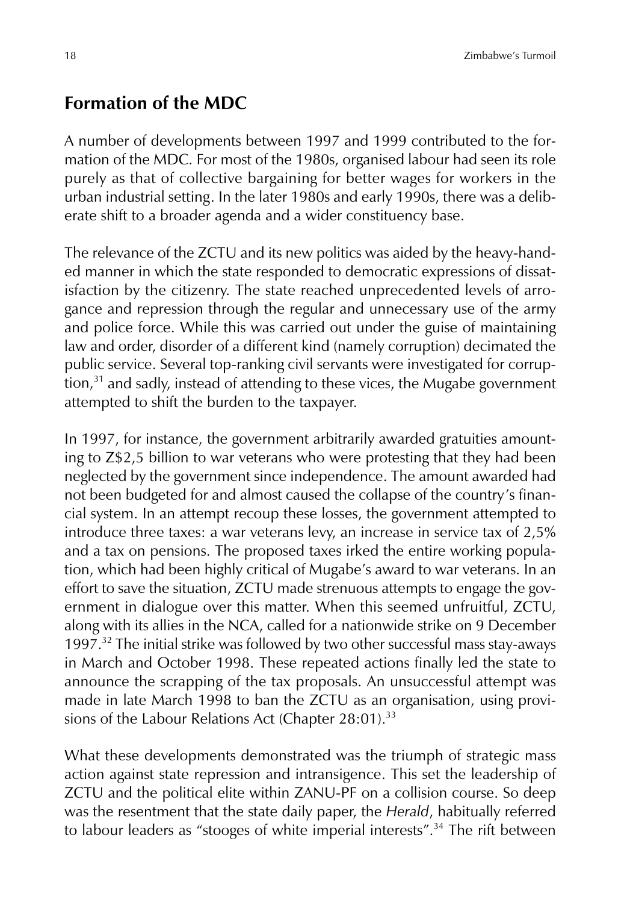## Formation of the MDC

A number of developments between 1997 and 1999 contributed to the formation of the MDC. For most of the 1980s, organised labour had seen its role purely as that of collective bargaining for better wages for workers in the urban industrial setting. In the later 1980s and early 1990s, there was a deliberate shift to a broader agenda and a wider constituency base.

The relevance of the ZCTU and its new politics was aided by the heavy-handed manner in which the state responded to democratic expressions of dissatisfaction by the citizenry. The state reached unprecedented levels of arrogance and repression through the regular and unnecessary use of the army and police force. While this was carried out under the guise of maintaining law and order, disorder of a different kind (namely corruption) decimated the public service. Several top-ranking civil servants were investigated for corruption,[31] and sadly, instead of attending to these vices, the Mugabe government attempted to shift the burden to the taxpayer.

In 1997, for instance, the government arbitrarily awarded gratuities amounting to Z$2,5 billion to war veterans who were protesting that they had been neglected by the government since independence. The amount awarded had not been budgeted for and almost caused the collapse of the country's financial system. In an attempt recoup these losses, the government attempted to introduce three taxes: a war veterans levy, an increase in service tax of 2,5% and a tax on pensions. The proposed taxes irked the entire working population, which had been highly critical of Mugabe's award to war veterans. In an effort to save the situation, ZCTU made strenuous attempts to engage the government in dialogue over this matter. When this seemed unfruitful, ZCTU, along with its allies in the NCA, called for a nationwide strike on 9 December 1997.[32] The initial strike was followed by two other successful mass stay-aways in March and October 1998. These repeated actions finally led the state to announce the scrapping of the tax proposals. An unsuccessful attempt was made in late March 1998 to ban the ZCTU as an organisation, using provisions of the Labour Relations Act (Chapter 28:01).[33]

What these developments demonstrated was the triumph of strategic mass action against state repression and intransigence. This set the leadership of ZCTU and the political elite within ZANU-PF on a collision course. So deep was the resentment that the state daily paper, the *Herald*, habitually referred to labour leaders as "stooges of white imperial interests".[34] The rift between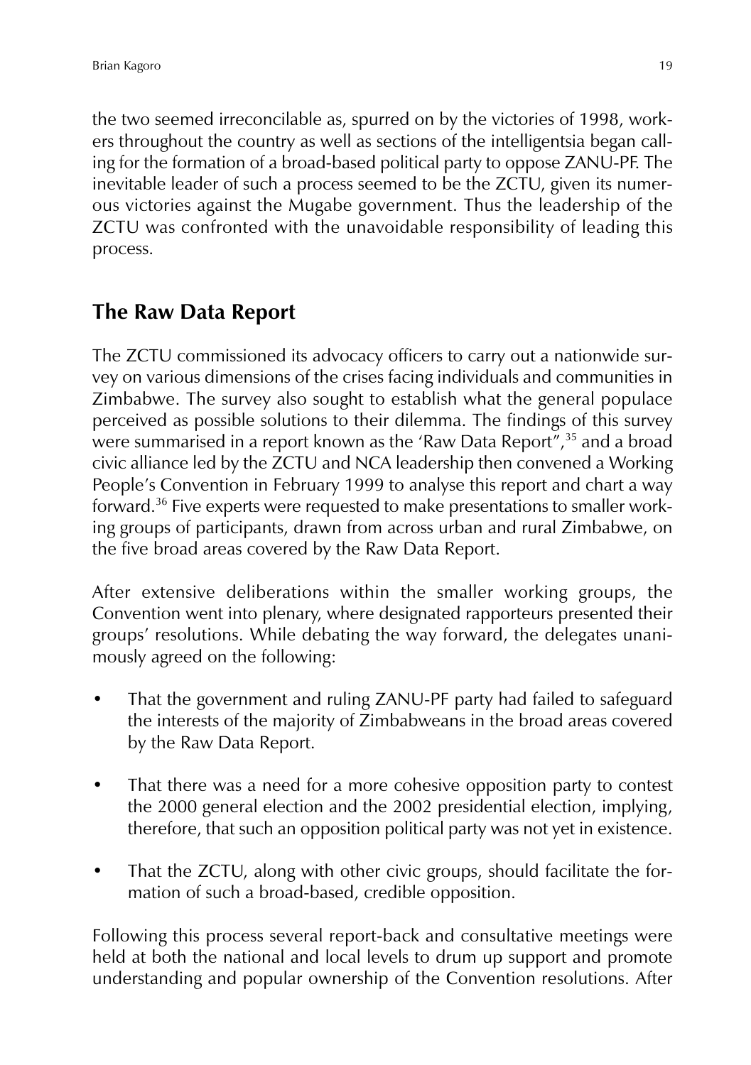the two seemed irreconcilable as, spurred on by the victories of 1998, workers throughout the country as well as sections of the intelligentsia began calling for the formation of a broad-based political party to oppose ZANU-PF. The inevitable leader of such a process seemed to be the ZCTU, given its numerous victories against the Mugabe government. Thus the leadership of the ZCTU was confronted with the unavoidable responsibility of leading this process.

## The Raw Data Report

The ZCTU commissioned its advocacy officers to carry out a nationwide survey on various dimensions of the crises facing individuals and communities in Zimbabwe. The survey also sought to establish what the general populace perceived as possible solutions to their dilemma. The findings of this survey were summarised in a report known as the 'Raw Data Report",[35] and a broad civic alliance led by the ZCTU and NCA leadership then convened a Working People's Convention in February 1999 to analyse this report and chart a way forward.[36] Five experts were requested to make presentations to smaller working groups of participants, drawn from across urban and rural Zimbabwe, on the five broad areas covered by the Raw Data Report.

After extensive deliberations within the smaller working groups, the Convention went into plenary, where designated rapporteurs presented their groups' resolutions. While debating the way forward, the delegates unanimously agreed on the following:

- That the government and ruling ZANU-PF party had failed to safeguard the interests of the majority of Zimbabweans in the broad areas covered by the Raw Data Report.
- That there was a need for a more cohesive opposition party to contest the 2000 general election and the 2002 presidential election, implying, therefore, that such an opposition political party was not yet in existence.
- That the ZCTU, along with other civic groups, should facilitate the formation of such a broad-based, credible opposition.

Following this process several report-back and consultative meetings were held at both the national and local levels to drum up support and promote understanding and popular ownership of the Convention resolutions. After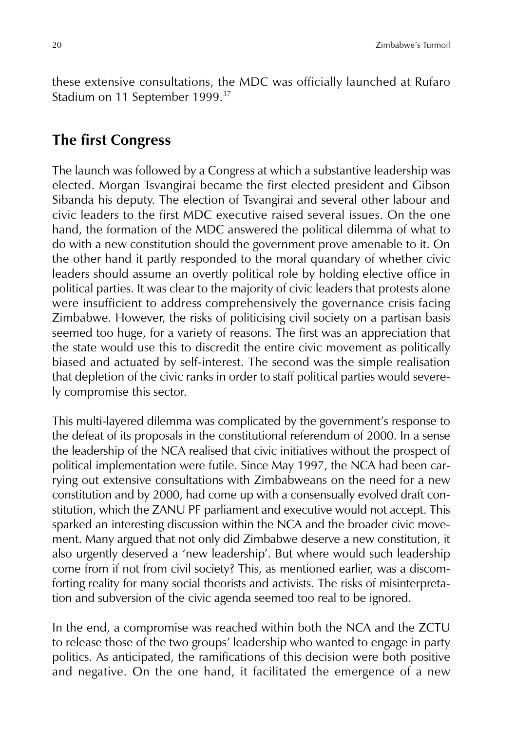these extensive consultations, the MDC was officially launched at Rufaro Stadium on 11 September 1999.[37]

## The first Congress

The launch was followed by a Congress at which a substantive leadership was elected. Morgan Tsvangirai became the first elected president and Gibson Sibanda his deputy. The election of Tsvangirai and several other labour and civic leaders to the first MDC executive raised several issues. On the one hand, the formation of the MDC answered the political dilemma of what to do with a new constitution should the government prove amenable to it. On the other hand it partly responded to the moral quandary of whether civic leaders should assume an overtly political role by holding elective office in political parties. It was clear to the majority of civic leaders that protests alone were insufficient to address comprehensively the governance crisis facing Zimbabwe. However, the risks of politicising civil society on a partisan basis seemed too huge, for a variety of reasons. The first was an appreciation that the state would use this to discredit the entire civic movement as politically biased and actuated by self-interest. The second was the simple realisation that depletion of the civic ranks in order to staff political parties would severely compromise this sector.

This multi-layered dilemma was complicated by the government's response to the defeat of its proposals in the constitutional referendum of 2000. In a sense the leadership of the NCA realised that civic initiatives without the prospect of political implementation were futile. Since May 1997, the NCA had been carrying out extensive consultations with Zimbabweans on the need for a new constitution and by 2000, had come up with a consensually evolved draft constitution, which the ZANU PF parliament and executive would not accept. This sparked an interesting discussion within the NCA and the broader civic movement. Many argued that not only did Zimbabwe deserve a new constitution, it also urgently deserved a 'new leadership'. But where would such leadership come from if not from civil society? This, as mentioned earlier, was a discomforting reality for many social theorists and activists. The risks of misinterpretation and subversion of the civic agenda seemed too real to be ignored.

In the end, a compromise was reached within both the NCA and the ZCTU to release those of the two groups' leadership who wanted to engage in party politics. As anticipated, the ramifications of this decision were both positive and negative. On the one hand, it facilitated the emergence of a new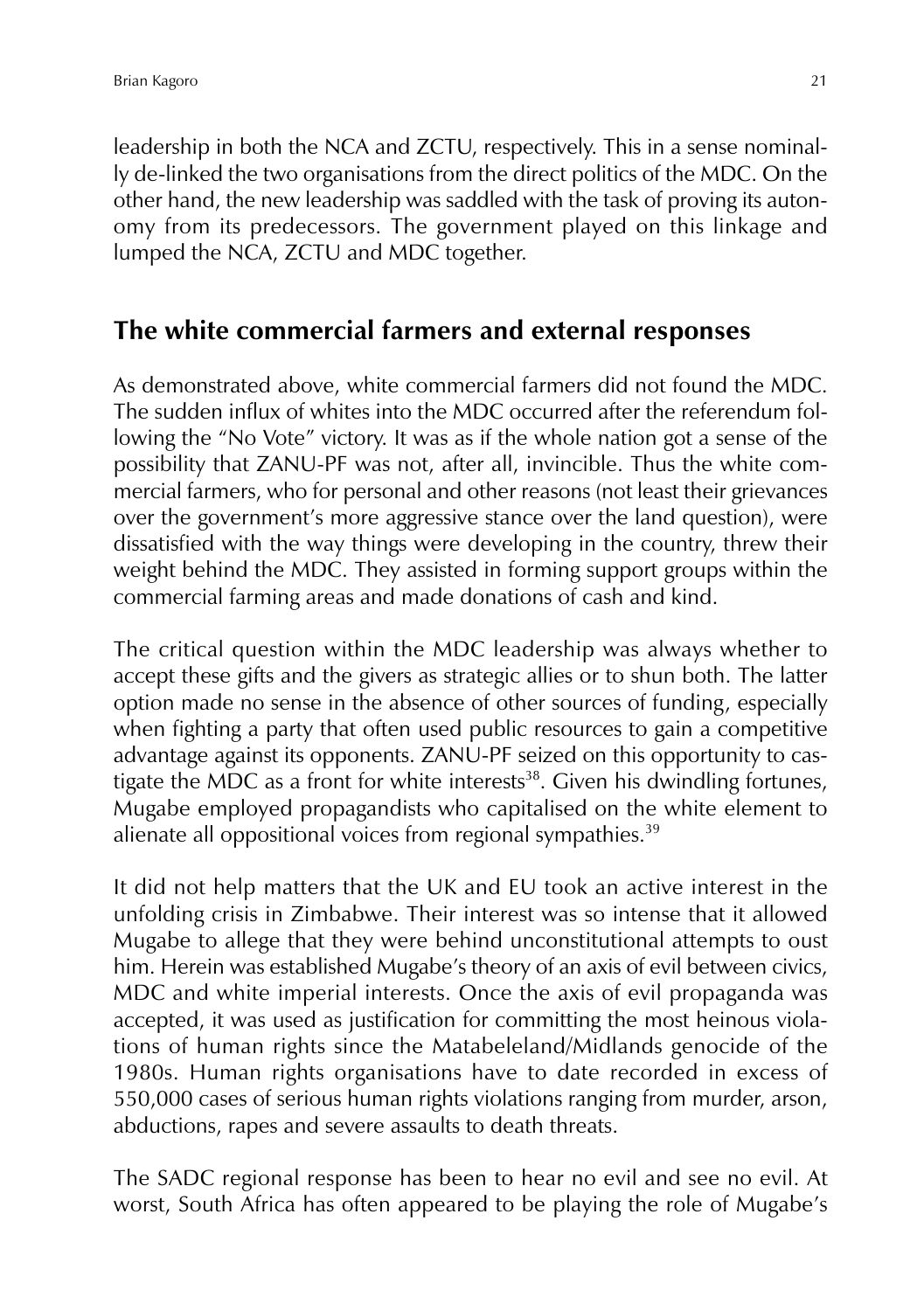leadership in both the NCA and ZCTU, respectively. This in a sense nominally de-linked the two organisations from the direct politics of the MDC. On the other hand, the new leadership was saddled with the task of proving its autonomy from its predecessors. The government played on this linkage and lumped the NCA, ZCTU and MDC together.

## The white commercial farmers and external responses

As demonstrated above, white commercial farmers did not found the MDC. The sudden influx of whites into the MDC occurred after the referendum following the "No Vote" victory. It was as if the whole nation got a sense of the possibility that ZANU-PF was not, after all, invincible. Thus the white commercial farmers, who for personal and other reasons (not least their grievances over the government's more aggressive stance over the land question), were dissatisfied with the way things were developing in the country, threw their weight behind the MDC. They assisted in forming support groups within the commercial farming areas and made donations of cash and kind.

The critical question within the MDC leadership was always whether to accept these gifts and the givers as strategic allies or to shun both. The latter option made no sense in the absence of other sources of funding, especially when fighting a party that often used public resources to gain a competitive advantage against its opponents. ZANU-PF seized on this opportunity to castigate the MDC as a front for white interests[38]. Given his dwindling fortunes, Mugabe employed propagandists who capitalised on the white element to alienate all oppositional voices from regional sympathies.[39]

It did not help matters that the UK and EU took an active interest in the unfolding crisis in Zimbabwe. Their interest was so intense that it allowed Mugabe to allege that they were behind unconstitutional attempts to oust him. Herein was established Mugabe's theory of an axis of evil between civics, MDC and white imperial interests. Once the axis of evil propaganda was accepted, it was used as justification for committing the most heinous violations of human rights since the Matabeleland/Midlands genocide of the 1980s. Human rights organisations have to date recorded in excess of 550,000 cases of serious human rights violations ranging from murder, arson, abductions, rapes and severe assaults to death threats.

The SADC regional response has been to hear no evil and see no evil. At worst, South Africa has often appeared to be playing the role of Mugabe's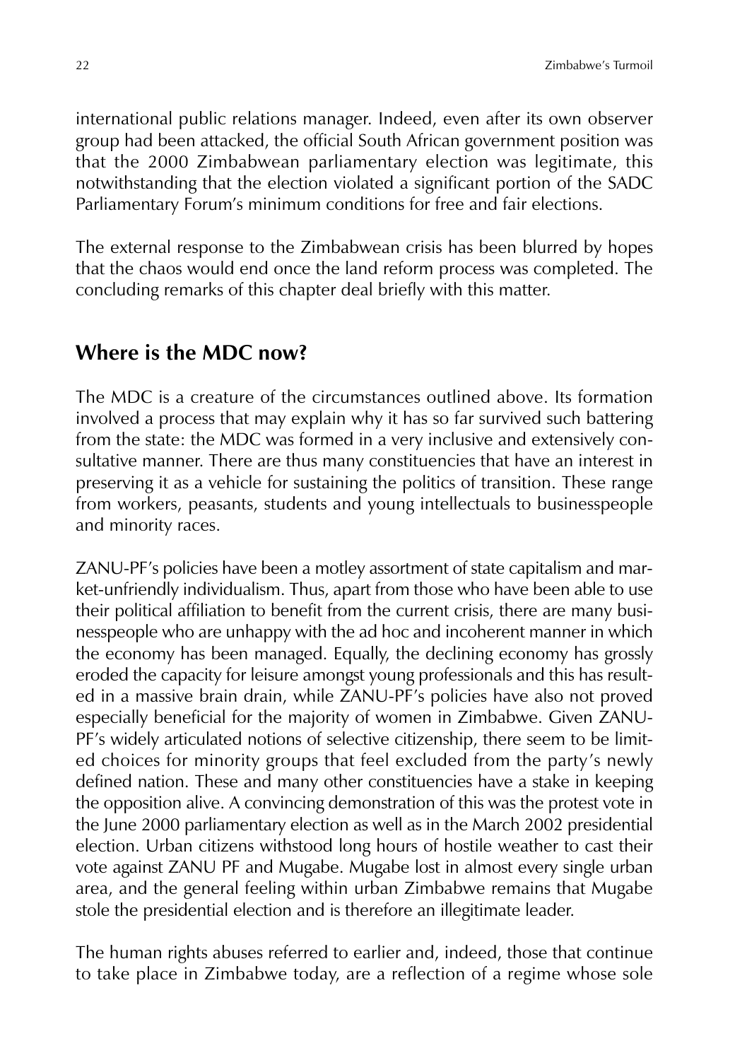international public relations manager. Indeed, even after its own observer group had been attacked, the official South African government position was that the 2000 Zimbabwean parliamentary election was legitimate, this notwithstanding that the election violated a significant portion of the SADC Parliamentary Forum's minimum conditions for free and fair elections.

The external response to the Zimbabwean crisis has been blurred by hopes that the chaos would end once the land reform process was completed. The concluding remarks of this chapter deal briefly with this matter.

## Where is the MDC now?

The MDC is a creature of the circumstances outlined above. Its formation involved a process that may explain why it has so far survived such battering from the state: the MDC was formed in a very inclusive and extensively consultative manner. There are thus many constituencies that have an interest in preserving it as a vehicle for sustaining the politics of transition. These range from workers, peasants, students and young intellectuals to businesspeople and minority races.

ZANU-PF's policies have been a motley assortment of state capitalism and market-unfriendly individualism. Thus, apart from those who have been able to use their political affiliation to benefit from the current crisis, there are many businesspeople who are unhappy with the ad hoc and incoherent manner in which the economy has been managed. Equally, the declining economy has grossly eroded the capacity for leisure amongst young professionals and this has resulted in a massive brain drain, while ZANU-PF's policies have also not proved especially beneficial for the majority of women in Zimbabwe. Given ZANU-PF's widely articulated notions of selective citizenship, there seem to be limited choices for minority groups that feel excluded from the party's newly defined nation. These and many other constituencies have a stake in keeping the opposition alive. A convincing demonstration of this was the protest vote in the June 2000 parliamentary election as well as in the March 2002 presidential election. Urban citizens withstood long hours of hostile weather to cast their vote against ZANU PF and Mugabe. Mugabe lost in almost every single urban area, and the general feeling within urban Zimbabwe remains that Mugabe stole the presidential election and is therefore an illegitimate leader.

The human rights abuses referred to earlier and, indeed, those that continue to take place in Zimbabwe today, are a reflection of a regime whose sole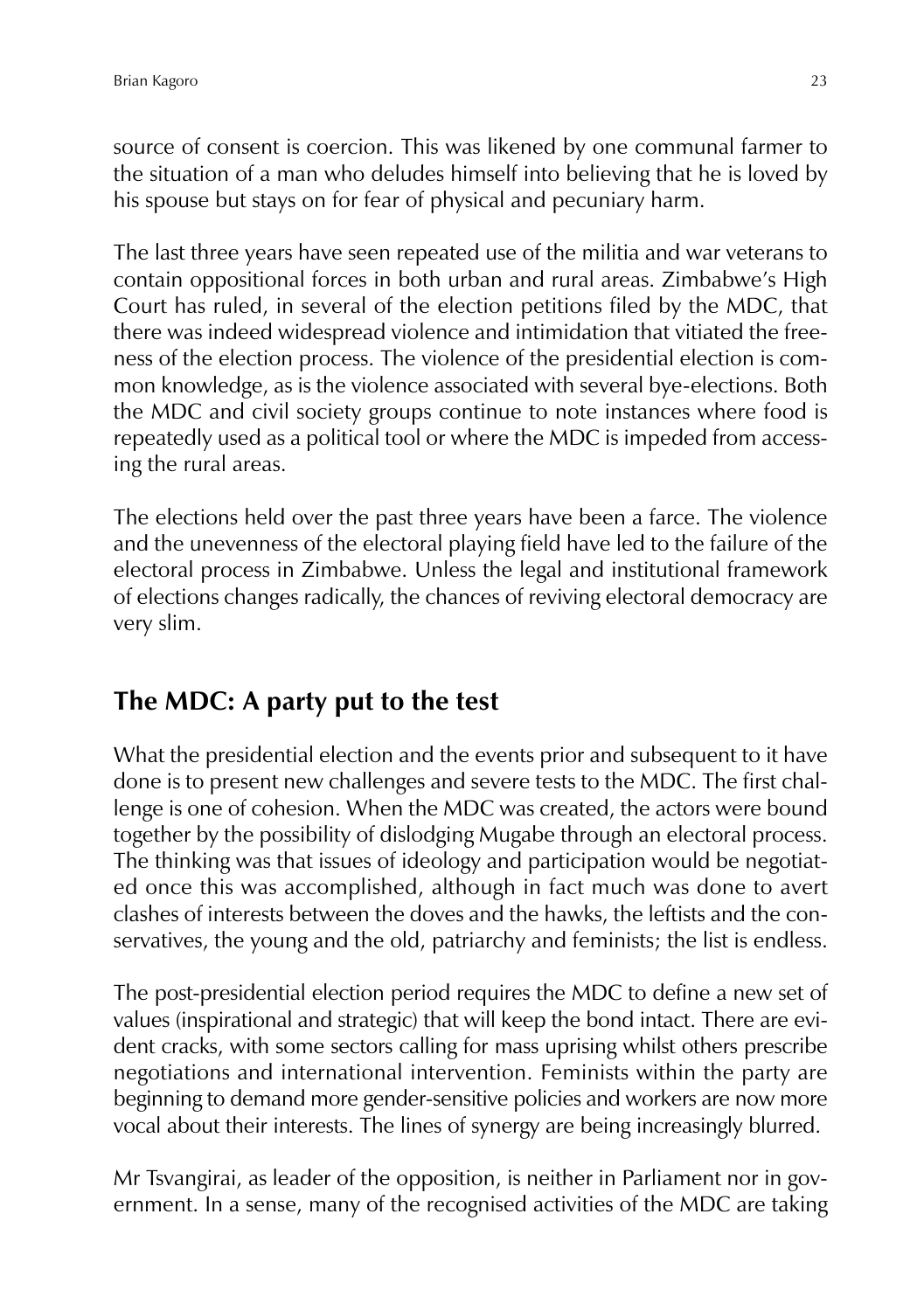source of consent is coercion. This was likened by one communal farmer to the situation of a man who deludes himself into believing that he is loved by his spouse but stays on for fear of physical and pecuniary harm.

The last three years have seen repeated use of the militia and war veterans to contain oppositional forces in both urban and rural areas. Zimbabwe's High Court has ruled, in several of the election petitions filed by the MDC, that there was indeed widespread violence and intimidation that vitiated the freeness of the election process. The violence of the presidential election is common knowledge, as is the violence associated with several bye-elections. Both the MDC and civil society groups continue to note instances where food is repeatedly used as a political tool or where the MDC is impeded from accessing the rural areas.

The elections held over the past three years have been a farce. The violence and the unevenness of the electoral playing field have led to the failure of the electoral process in Zimbabwe. Unless the legal and institutional framework of elections changes radically, the chances of reviving electoral democracy are very slim.

## The MDC: A party put to the test

What the presidential election and the events prior and subsequent to it have done is to present new challenges and severe tests to the MDC. The first challenge is one of cohesion. When the MDC was created, the actors were bound together by the possibility of dislodging Mugabe through an electoral process. The thinking was that issues of ideology and participation would be negotiated once this was accomplished, although in fact much was done to avert clashes of interests between the doves and the hawks, the leftists and the conservatives, the young and the old, patriarchy and feminists; the list is endless.

The post-presidential election period requires the MDC to define a new set of values (inspirational and strategic) that will keep the bond intact. There are evident cracks, with some sectors calling for mass uprising whilst others prescribe negotiations and international intervention. Feminists within the party are beginning to demand more gender-sensitive policies and workers are now more vocal about their interests. The lines of synergy are being increasingly blurred.

Mr Tsvangirai, as leader of the opposition, is neither in Parliament nor in government. In a sense, many of the recognised activities of the MDC are taking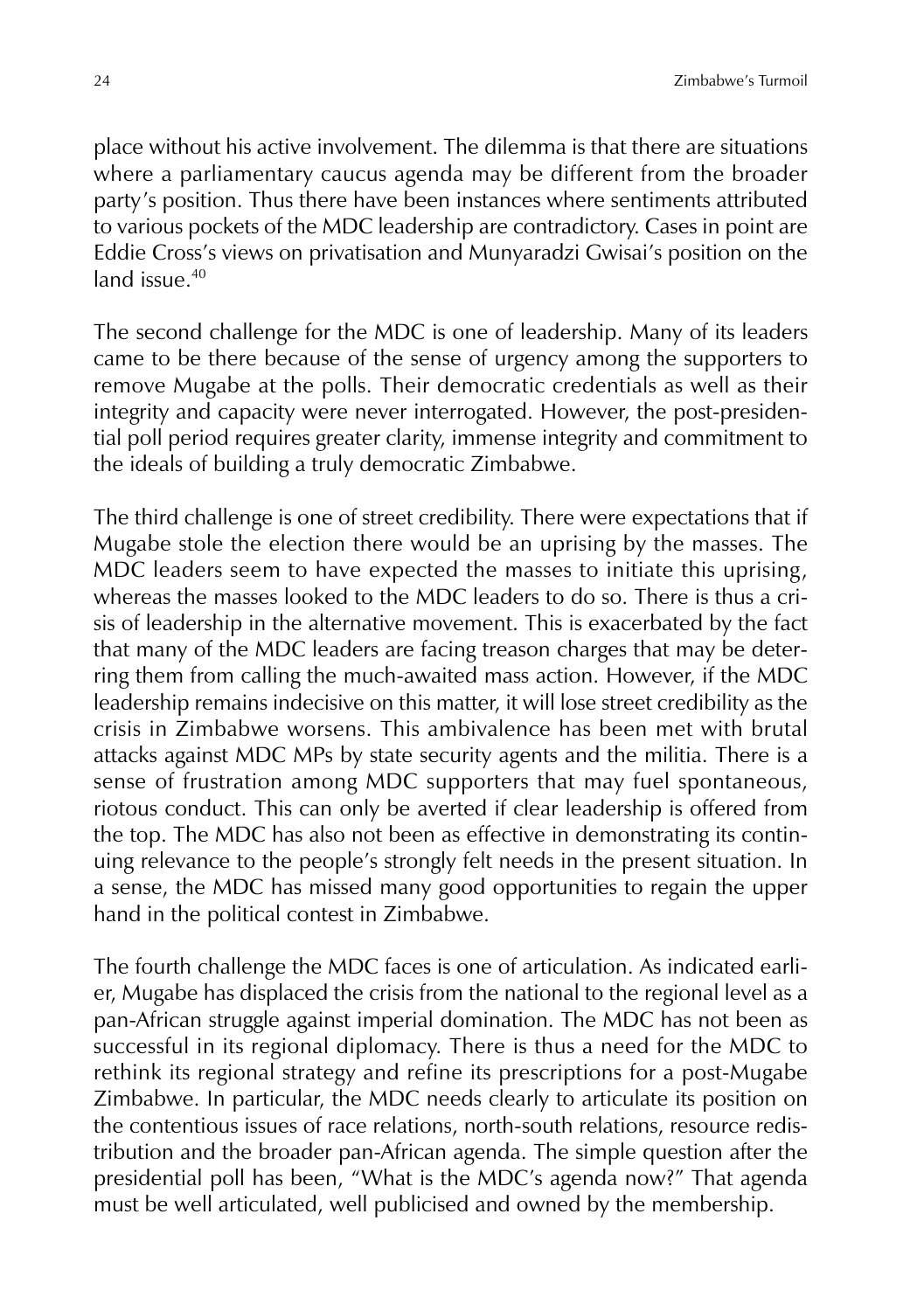place without his active involvement. The dilemma is that there are situations where a parliamentary caucus agenda may be different from the broader party's position. Thus there have been instances where sentiments attributed to various pockets of the MDC leadership are contradictory. Cases in point are Eddie Cross's views on privatisation and Munyaradzi Gwisai's position on the land issue.[40]

The second challenge for the MDC is one of leadership. Many of its leaders came to be there because of the sense of urgency among the supporters to remove Mugabe at the polls. Their democratic credentials as well as their integrity and capacity were never interrogated. However, the post-presidential poll period requires greater clarity, immense integrity and commitment to the ideals of building a truly democratic Zimbabwe.

The third challenge is one of street credibility. There were expectations that if Mugabe stole the election there would be an uprising by the masses. The MDC leaders seem to have expected the masses to initiate this uprising, whereas the masses looked to the MDC leaders to do so. There is thus a crisis of leadership in the alternative movement. This is exacerbated by the fact that many of the MDC leaders are facing treason charges that may be deterring them from calling the much-awaited mass action. However, if the MDC leadership remains indecisive on this matter, it will lose street credibility as the crisis in Zimbabwe worsens. This ambivalence has been met with brutal attacks against MDC MPs by state security agents and the militia. There is a sense of frustration among MDC supporters that may fuel spontaneous, riotous conduct. This can only be averted if clear leadership is offered from the top. The MDC has also not been as effective in demonstrating its continuing relevance to the people's strongly felt needs in the present situation. In a sense, the MDC has missed many good opportunities to regain the upper hand in the political contest in Zimbabwe.

The fourth challenge the MDC faces is one of articulation. As indicated earlier, Mugabe has displaced the crisis from the national to the regional level as a pan-African struggle against imperial domination. The MDC has not been as successful in its regional diplomacy. There is thus a need for the MDC to rethink its regional strategy and refine its prescriptions for a post-Mugabe Zimbabwe. In particular, the MDC needs clearly to articulate its position on the contentious issues of race relations, north-south relations, resource redistribution and the broader pan-African agenda. The simple question after the presidential poll has been, "What is the MDC's agenda now?" That agenda must be well articulated, well publicised and owned by the membership.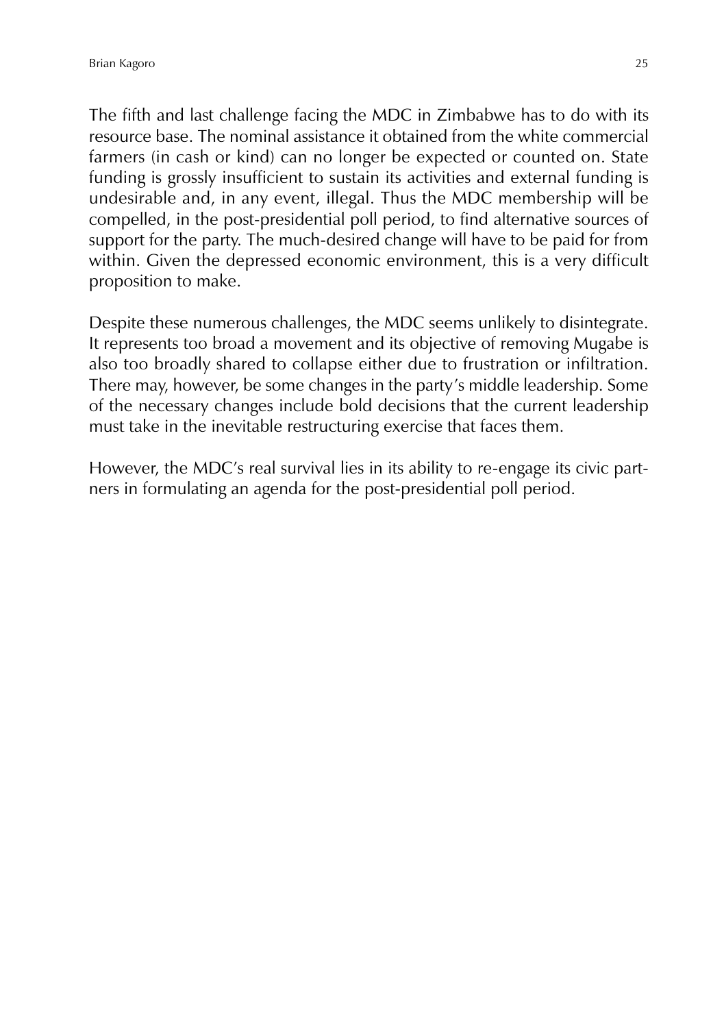The fifth and last challenge facing the MDC in Zimbabwe has to do with its resource base. The nominal assistance it obtained from the white commercial farmers (in cash or kind) can no longer be expected or counted on. State funding is grossly insufficient to sustain its activities and external funding is undesirable and, in any event, illegal. Thus the MDC membership will be compelled, in the post-presidential poll period, to find alternative sources of support for the party. The much-desired change will have to be paid for from within. Given the depressed economic environment, this is a very difficult proposition to make.

Despite these numerous challenges, the MDC seems unlikely to disintegrate. It represents too broad a movement and its objective of removing Mugabe is also too broadly shared to collapse either due to frustration or infiltration. There may, however, be some changes in the party's middle leadership. Some of the necessary changes include bold decisions that the current leadership must take in the inevitable restructuring exercise that faces them.

However, the MDC's real survival lies in its ability to re-engage its civic partners in formulating an agenda for the post-presidential poll period.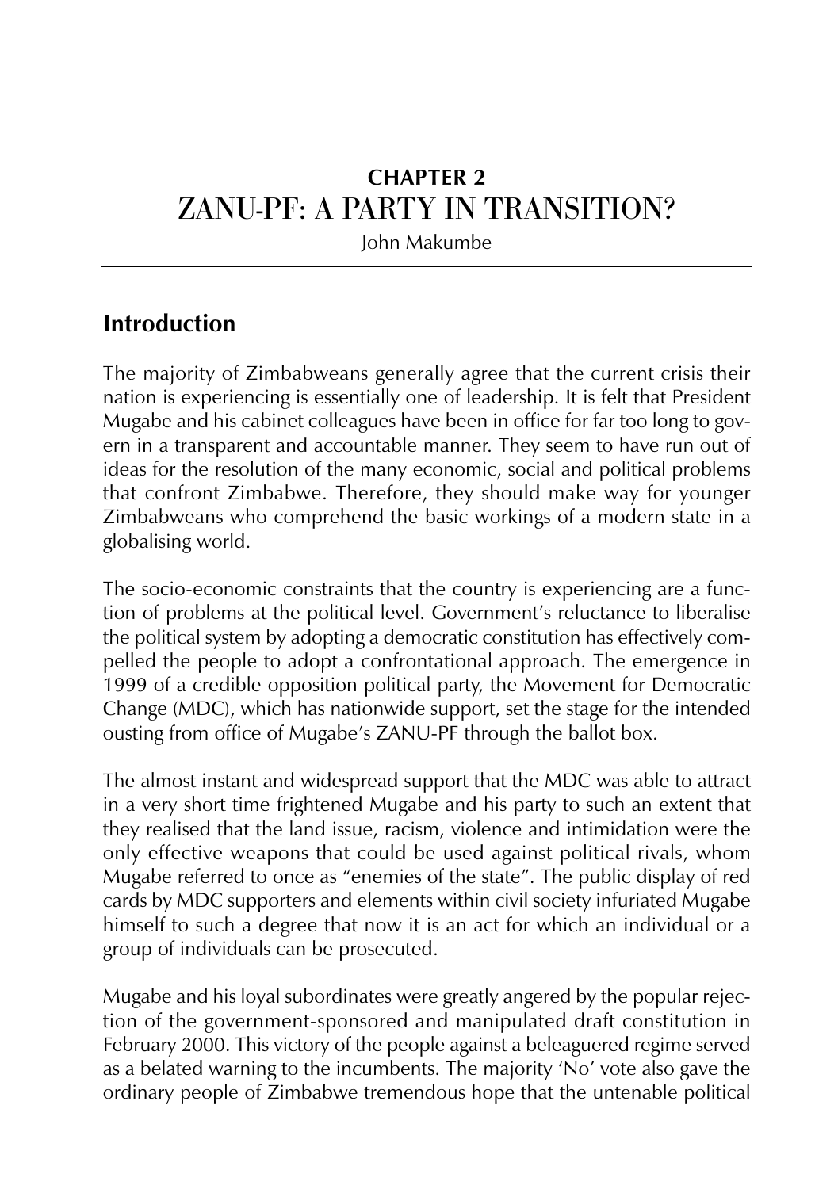# CHAPTER 2
# ZANU-PF: A PARTY IN TRANSITION?

John Makumbe

## Introduction

The majority of Zimbabweans generally agree that the current crisis their nation is experiencing is essentially one of leadership. It is felt that President Mugabe and his cabinet colleagues have been in office for far too long to govern in a transparent and accountable manner. They seem to have run out of ideas for the resolution of the many economic, social and political problems that confront Zimbabwe. Therefore, they should make way for younger Zimbabweans who comprehend the basic workings of a modern state in a globalising world.

The socio-economic constraints that the country is experiencing are a function of problems at the political level. Government's reluctance to liberalise the political system by adopting a democratic constitution has effectively compelled the people to adopt a confrontational approach. The emergence in 1999 of a credible opposition political party, the Movement for Democratic Change (MDC), which has nationwide support, set the stage for the intended ousting from office of Mugabe's ZANU-PF through the ballot box.

The almost instant and widespread support that the MDC was able to attract in a very short time frightened Mugabe and his party to such an extent that they realised that the land issue, racism, violence and intimidation were the only effective weapons that could be used against political rivals, whom Mugabe referred to once as "enemies of the state". The public display of red cards by MDC supporters and elements within civil society infuriated Mugabe himself to such a degree that now it is an act for which an individual or a group of individuals can be prosecuted.

Mugabe and his loyal subordinates were greatly angered by the popular rejection of the government-sponsored and manipulated draft constitution in February 2000. This victory of the people against a beleaguered regime served as a belated warning to the incumbents. The majority 'No' vote also gave the ordinary people of Zimbabwe tremendous hope that the untenable political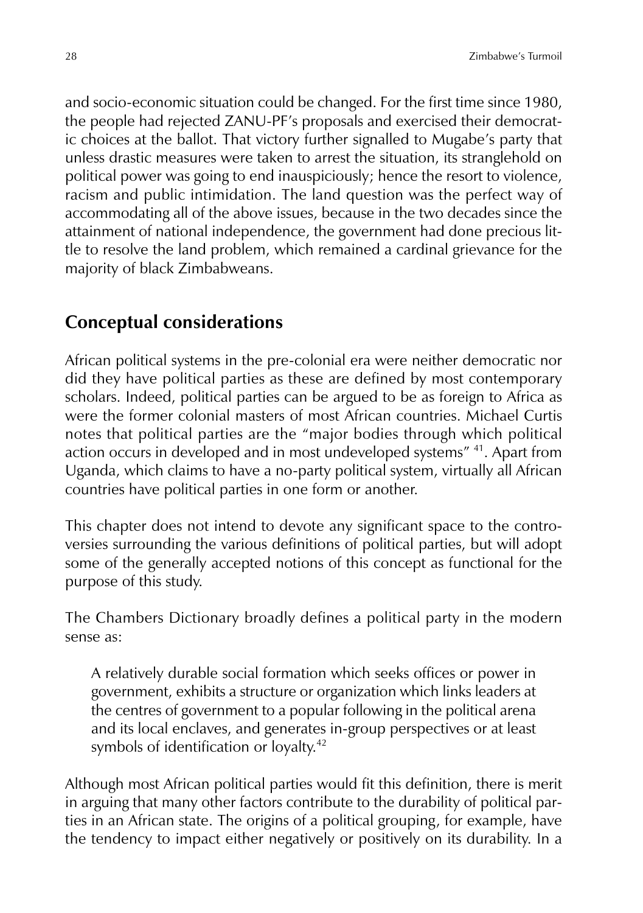and socio-economic situation could be changed. For the first time since 1980, the people had rejected ZANU-PF's proposals and exercised their democratic choices at the ballot. That victory further signalled to Mugabe's party that unless drastic measures were taken to arrest the situation, its stranglehold on political power was going to end inauspiciously; hence the resort to violence, racism and public intimidation. The land question was the perfect way of accommodating all of the above issues, because in the two decades since the attainment of national independence, the government had done precious little to resolve the land problem, which remained a cardinal grievance for the majority of black Zimbabweans.

## Conceptual considerations

African political systems in the pre-colonial era were neither democratic nor did they have political parties as these are defined by most contemporary scholars. Indeed, political parties can be argued to be as foreign to Africa as were the former colonial masters of most African countries. Michael Curtis notes that political parties are the "major bodies through which political action occurs in developed and in most undeveloped systems" [41]. Apart from Uganda, which claims to have a no-party political system, virtually all African countries have political parties in one form or another.

This chapter does not intend to devote any significant space to the controversies surrounding the various definitions of political parties, but will adopt some of the generally accepted notions of this concept as functional for the purpose of this study.

The Chambers Dictionary broadly defines a political party in the modern sense as:

> A relatively durable social formation which seeks offices or power in government, exhibits a structure or organization which links leaders at the centres of government to a popular following in the political arena and its local enclaves, and generates in-group perspectives or at least symbols of identification or loyalty.[42]

Although most African political parties would fit this definition, there is merit in arguing that many other factors contribute to the durability of political parties in an African state. The origins of a political grouping, for example, have the tendency to impact either negatively or positively on its durability. In a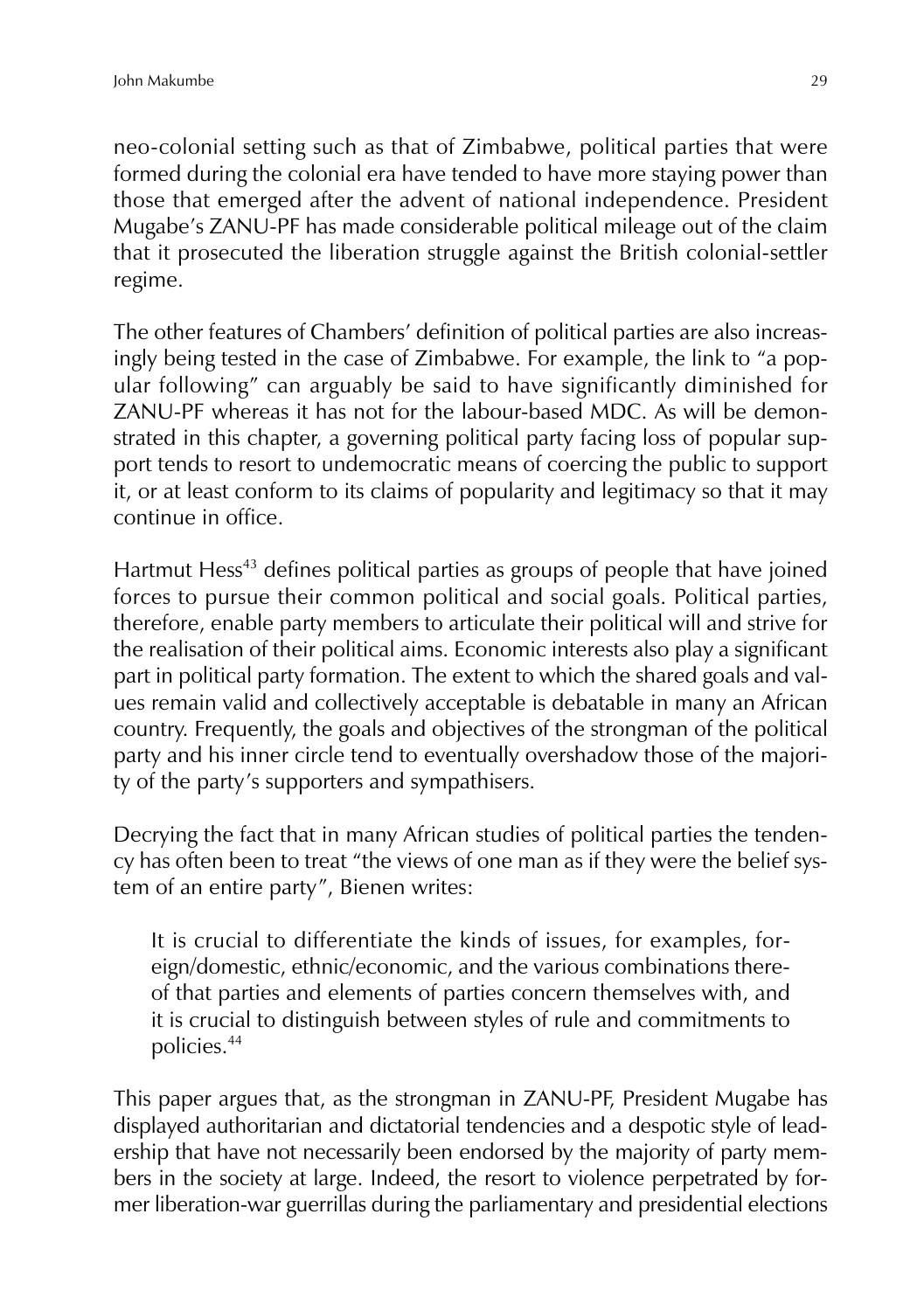neo-colonial setting such as that of Zimbabwe, political parties that were formed during the colonial era have tended to have more staying power than those that emerged after the advent of national independence. President Mugabe's ZANU-PF has made considerable political mileage out of the claim that it prosecuted the liberation struggle against the British colonial-settler regime.

The other features of Chambers' definition of political parties are also increasingly being tested in the case of Zimbabwe. For example, the link to "a popular following" can arguably be said to have significantly diminished for ZANU-PF whereas it has not for the labour-based MDC. As will be demonstrated in this chapter, a governing political party facing loss of popular support tends to resort to undemocratic means of coercing the public to support it, or at least conform to its claims of popularity and legitimacy so that it may continue in office.

Hartmut Hess[43] defines political parties as groups of people that have joined forces to pursue their common political and social goals. Political parties, therefore, enable party members to articulate their political will and strive for the realisation of their political aims. Economic interests also play a significant part in political party formation. The extent to which the shared goals and values remain valid and collectively acceptable is debatable in many an African country. Frequently, the goals and objectives of the strongman of the political party and his inner circle tend to eventually overshadow those of the majority of the party's supporters and sympathisers.

Decrying the fact that in many African studies of political parties the tendency has often been to treat "the views of one man as if they were the belief system of an entire party", Bienen writes:

> It is crucial to differentiate the kinds of issues, for examples, foreign/domestic, ethnic/economic, and the various combinations thereof that parties and elements of parties concern themselves with, and it is crucial to distinguish between styles of rule and commitments to policies.[44]

This paper argues that, as the strongman in ZANU-PF, President Mugabe has displayed authoritarian and dictatorial tendencies and a despotic style of leadership that have not necessarily been endorsed by the majority of party members in the society at large. Indeed, the resort to violence perpetrated by former liberation-war guerrillas during the parliamentary and presidential elections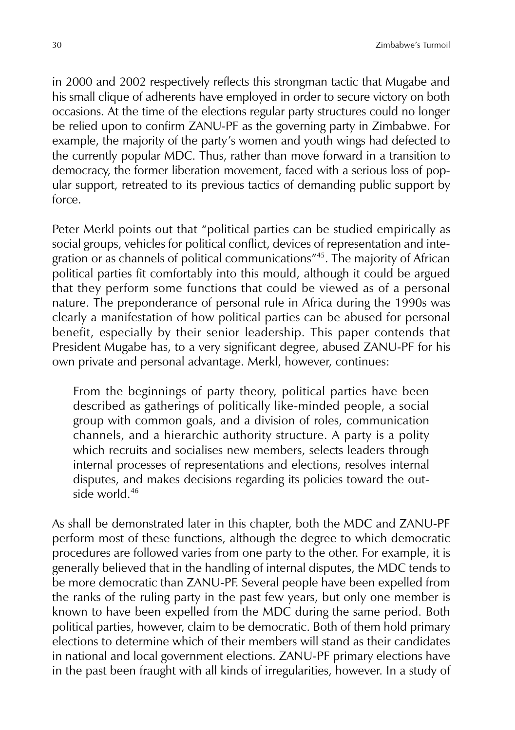in 2000 and 2002 respectively reflects this strongman tactic that Mugabe and his small clique of adherents have employed in order to secure victory on both occasions. At the time of the elections regular party structures could no longer be relied upon to confirm ZANU-PF as the governing party in Zimbabwe. For example, the majority of the party's women and youth wings had defected to the currently popular MDC. Thus, rather than move forward in a transition to democracy, the former liberation movement, faced with a serious loss of popular support, retreated to its previous tactics of demanding public support by force.

Peter Merkl points out that "political parties can be studied empirically as social groups, vehicles for political conflict, devices of representation and integration or as channels of political communications"[45]. The majority of African political parties fit comfortably into this mould, although it could be argued that they perform some functions that could be viewed as of a personal nature. The preponderance of personal rule in Africa during the 1990s was clearly a manifestation of how political parties can be abused for personal benefit, especially by their senior leadership. This paper contends that President Mugabe has, to a very significant degree, abused ZANU-PF for his own private and personal advantage. Merkl, however, continues:

> From the beginnings of party theory, political parties have been described as gatherings of politically like-minded people, a social group with common goals, and a division of roles, communication channels, and a hierarchic authority structure. A party is a polity which recruits and socialises new members, selects leaders through internal processes of representations and elections, resolves internal disputes, and makes decisions regarding its policies toward the outside world.[46]

As shall be demonstrated later in this chapter, both the MDC and ZANU-PF perform most of these functions, although the degree to which democratic procedures are followed varies from one party to the other. For example, it is generally believed that in the handling of internal disputes, the MDC tends to be more democratic than ZANU-PF. Several people have been expelled from the ranks of the ruling party in the past few years, but only one member is known to have been expelled from the MDC during the same period. Both political parties, however, claim to be democratic. Both of them hold primary elections to determine which of their members will stand as their candidates in national and local government elections. ZANU-PF primary elections have in the past been fraught with all kinds of irregularities, however. In a study of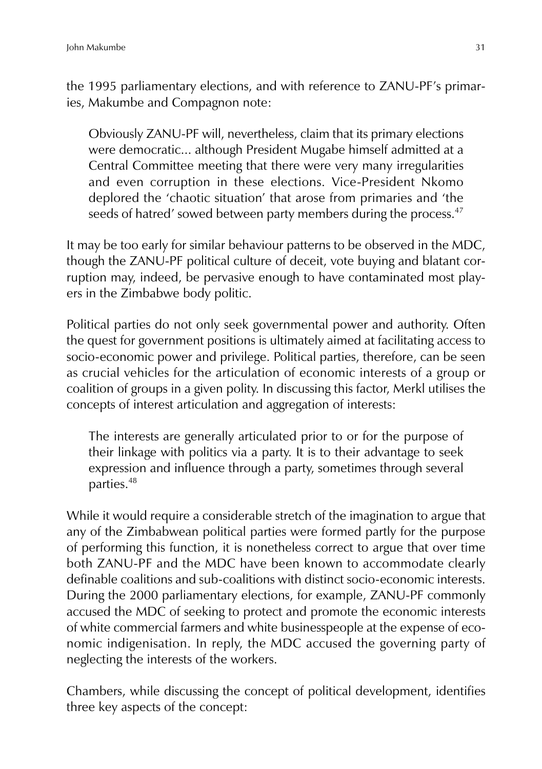the 1995 parliamentary elections, and with reference to ZANU-PF's primaries, Makumbe and Compagnon note:

> Obviously ZANU-PF will, nevertheless, claim that its primary elections were democratic... although President Mugabe himself admitted at a Central Committee meeting that there were very many irregularities and even corruption in these elections. Vice-President Nkomo deplored the 'chaotic situation' that arose from primaries and 'the seeds of hatred' sowed between party members during the process.[47]

It may be too early for similar behaviour patterns to be observed in the MDC, though the ZANU-PF political culture of deceit, vote buying and blatant corruption may, indeed, be pervasive enough to have contaminated most players in the Zimbabwe body politic.

Political parties do not only seek governmental power and authority. Often the quest for government positions is ultimately aimed at facilitating access to socio-economic power and privilege. Political parties, therefore, can be seen as crucial vehicles for the articulation of economic interests of a group or coalition of groups in a given polity. In discussing this factor, Merkl utilises the concepts of interest articulation and aggregation of interests:

> The interests are generally articulated prior to or for the purpose of their linkage with politics via a party. It is to their advantage to seek expression and influence through a party, sometimes through several parties.[48]

While it would require a considerable stretch of the imagination to argue that any of the Zimbabwean political parties were formed partly for the purpose of performing this function, it is nonetheless correct to argue that over time both ZANU-PF and the MDC have been known to accommodate clearly definable coalitions and sub-coalitions with distinct socio-economic interests. During the 2000 parliamentary elections, for example, ZANU-PF commonly accused the MDC of seeking to protect and promote the economic interests of white commercial farmers and white businesspeople at the expense of economic indigenisation. In reply, the MDC accused the governing party of neglecting the interests of the workers.

Chambers, while discussing the concept of political development, identifies three key aspects of the concept: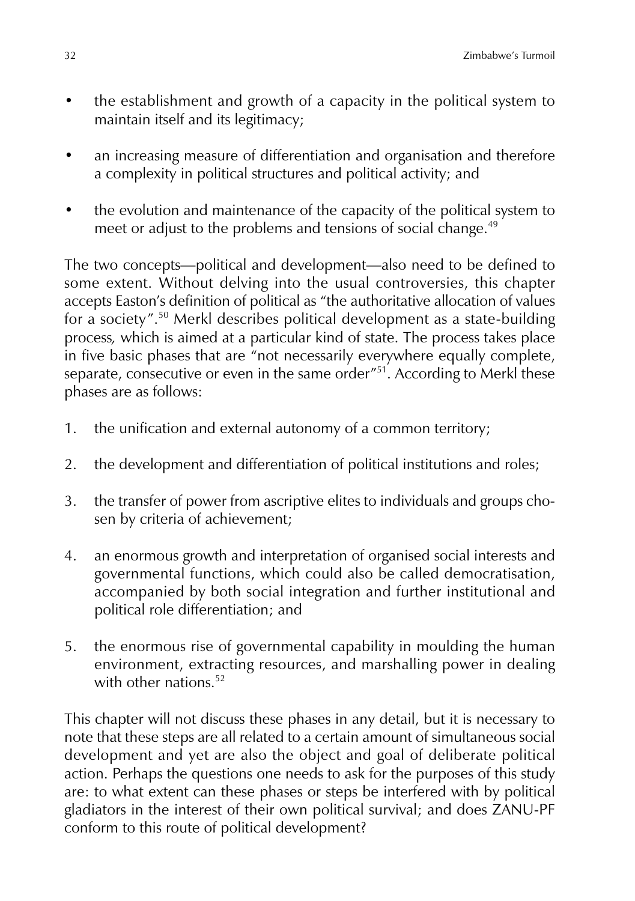- the establishment and growth of a capacity in the political system to maintain itself and its legitimacy;
- an increasing measure of differentiation and organisation and therefore a complexity in political structures and political activity; and
- the evolution and maintenance of the capacity of the political system to meet or adjust to the problems and tensions of social change.[49]

The two concepts—political and development—also need to be defined to some extent. Without delving into the usual controversies, this chapter accepts Easton's definition of political as "the authoritative allocation of values for a society".[50] Merkl describes political development as a state-building process, which is aimed at a particular kind of state. The process takes place in five basic phases that are "not necessarily everywhere equally complete, separate, consecutive or even in the same order"[51]. According to Merkl these phases are as follows:

1. the unification and external autonomy of a common territory;
2. the development and differentiation of political institutions and roles;
3. the transfer of power from ascriptive elites to individuals and groups chosen by criteria of achievement;
4. an enormous growth and interpretation of organised social interests and governmental functions, which could also be called democratisation, accompanied by both social integration and further institutional and political role differentiation; and
5. the enormous rise of governmental capability in moulding the human environment, extracting resources, and marshalling power in dealing with other nations.[52]

This chapter will not discuss these phases in any detail, but it is necessary to note that these steps are all related to a certain amount of simultaneous social development and yet are also the object and goal of deliberate political action. Perhaps the questions one needs to ask for the purposes of this study are: to what extent can these phases or steps be interfered with by political gladiators in the interest of their own political survival; and does ZANU-PF conform to this route of political development?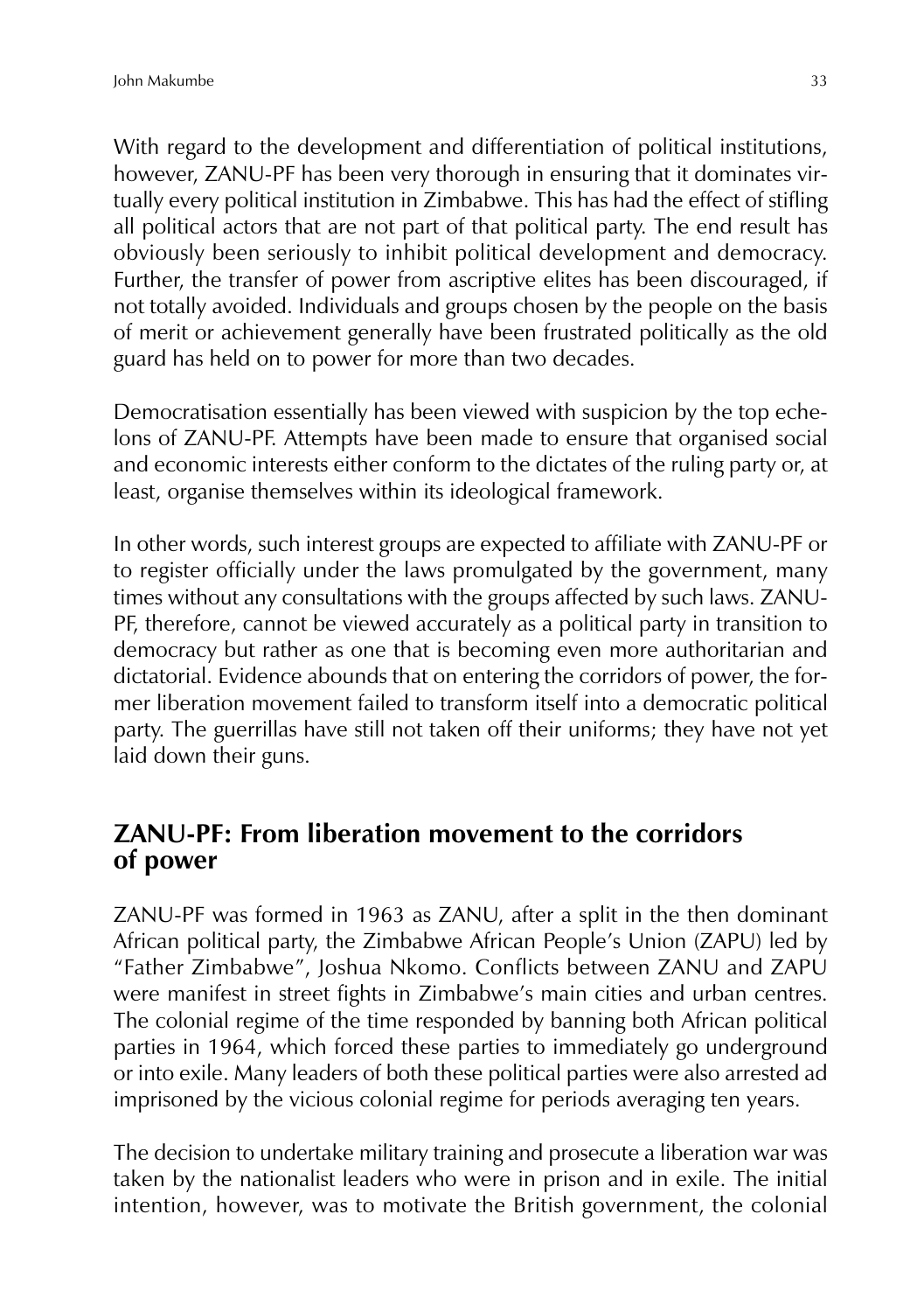With regard to the development and differentiation of political institutions, however, ZANU-PF has been very thorough in ensuring that it dominates virtually every political institution in Zimbabwe. This has had the effect of stifling all political actors that are not part of that political party. The end result has obviously been seriously to inhibit political development and democracy. Further, the transfer of power from ascriptive elites has been discouraged, if not totally avoided. Individuals and groups chosen by the people on the basis of merit or achievement generally have been frustrated politically as the old guard has held on to power for more than two decades.

Democratisation essentially has been viewed with suspicion by the top echelons of ZANU-PF. Attempts have been made to ensure that organised social and economic interests either conform to the dictates of the ruling party or, at least, organise themselves within its ideological framework.

In other words, such interest groups are expected to affiliate with ZANU-PF or to register officially under the laws promulgated by the government, many times without any consultations with the groups affected by such laws. ZANU-PF, therefore, cannot be viewed accurately as a political party in transition to democracy but rather as one that is becoming even more authoritarian and dictatorial. Evidence abounds that on entering the corridors of power, the former liberation movement failed to transform itself into a democratic political party. The guerrillas have still not taken off their uniforms; they have not yet laid down their guns.

## ZANU-PF: From liberation movement to the corridors of power

ZANU-PF was formed in 1963 as ZANU, after a split in the then dominant African political party, the Zimbabwe African People's Union (ZAPU) led by "Father Zimbabwe", Joshua Nkomo. Conflicts between ZANU and ZAPU were manifest in street fights in Zimbabwe's main cities and urban centres. The colonial regime of the time responded by banning both African political parties in 1964, which forced these parties to immediately go underground or into exile. Many leaders of both these political parties were also arrested ad imprisoned by the vicious colonial regime for periods averaging ten years.

The decision to undertake military training and prosecute a liberation war was taken by the nationalist leaders who were in prison and in exile. The initial intention, however, was to motivate the British government, the colonial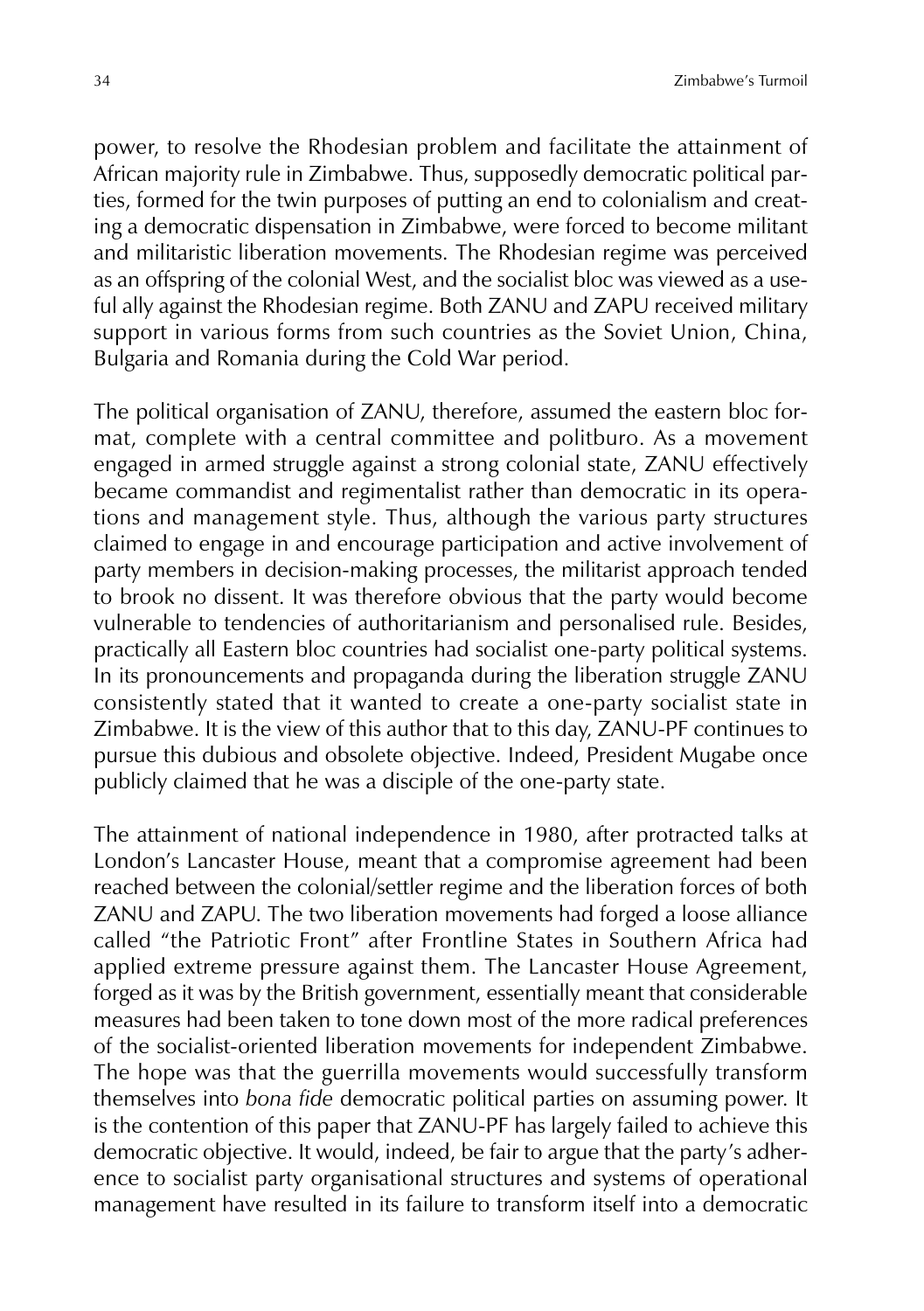power, to resolve the Rhodesian problem and facilitate the attainment of African majority rule in Zimbabwe. Thus, supposedly democratic political parties, formed for the twin purposes of putting an end to colonialism and creating a democratic dispensation in Zimbabwe, were forced to become militant and militaristic liberation movements. The Rhodesian regime was perceived as an offspring of the colonial West, and the socialist bloc was viewed as a useful ally against the Rhodesian regime. Both ZANU and ZAPU received military support in various forms from such countries as the Soviet Union, China, Bulgaria and Romania during the Cold War period.

The political organisation of ZANU, therefore, assumed the eastern bloc format, complete with a central committee and politburo. As a movement engaged in armed struggle against a strong colonial state, ZANU effectively became commandist and regimentalist rather than democratic in its operations and management style. Thus, although the various party structures claimed to engage in and encourage participation and active involvement of party members in decision-making processes, the militarist approach tended to brook no dissent. It was therefore obvious that the party would become vulnerable to tendencies of authoritarianism and personalised rule. Besides, practically all Eastern bloc countries had socialist one-party political systems. In its pronouncements and propaganda during the liberation struggle ZANU consistently stated that it wanted to create a one-party socialist state in Zimbabwe. It is the view of this author that to this day, ZANU-PF continues to pursue this dubious and obsolete objective. Indeed, President Mugabe once publicly claimed that he was a disciple of the one-party state.

The attainment of national independence in 1980, after protracted talks at London's Lancaster House, meant that a compromise agreement had been reached between the colonial/settler regime and the liberation forces of both ZANU and ZAPU. The two liberation movements had forged a loose alliance called "the Patriotic Front" after Frontline States in Southern Africa had applied extreme pressure against them. The Lancaster House Agreement, forged as it was by the British government, essentially meant that considerable measures had been taken to tone down most of the more radical preferences of the socialist-oriented liberation movements for independent Zimbabwe. The hope was that the guerrilla movements would successfully transform themselves into *bona fide* democratic political parties on assuming power. It is the contention of this paper that ZANU-PF has largely failed to achieve this democratic objective. It would, indeed, be fair to argue that the party's adherence to socialist party organisational structures and systems of operational management have resulted in its failure to transform itself into a democratic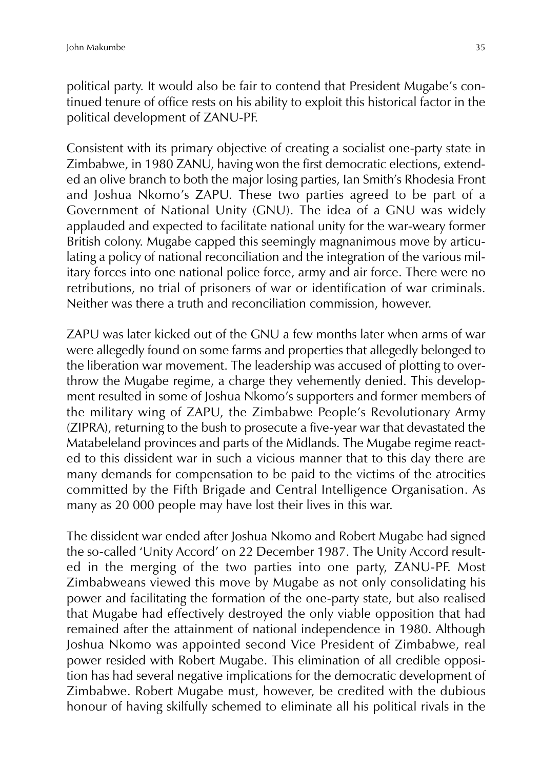political party. It would also be fair to contend that President Mugabe's continued tenure of office rests on his ability to exploit this historical factor in the political development of ZANU-PF.

Consistent with its primary objective of creating a socialist one-party state in Zimbabwe, in 1980 ZANU, having won the first democratic elections, extended an olive branch to both the major losing parties, Ian Smith's Rhodesia Front and Joshua Nkomo's ZAPU. These two parties agreed to be part of a Government of National Unity (GNU). The idea of a GNU was widely applauded and expected to facilitate national unity for the war-weary former British colony. Mugabe capped this seemingly magnanimous move by articulating a policy of national reconciliation and the integration of the various military forces into one national police force, army and air force. There were no retributions, no trial of prisoners of war or identification of war criminals. Neither was there a truth and reconciliation commission, however.

ZAPU was later kicked out of the GNU a few months later when arms of war were allegedly found on some farms and properties that allegedly belonged to the liberation war movement. The leadership was accused of plotting to overthrow the Mugabe regime, a charge they vehemently denied. This development resulted in some of Joshua Nkomo's supporters and former members of the military wing of ZAPU, the Zimbabwe People's Revolutionary Army (ZIPRA), returning to the bush to prosecute a five-year war that devastated the Matabeleland provinces and parts of the Midlands. The Mugabe regime reacted to this dissident war in such a vicious manner that to this day there are many demands for compensation to be paid to the victims of the atrocities committed by the Fifth Brigade and Central Intelligence Organisation. As many as 20 000 people may have lost their lives in this war.

The dissident war ended after Joshua Nkomo and Robert Mugabe had signed the so-called 'Unity Accord' on 22 December 1987. The Unity Accord resulted in the merging of the two parties into one party, ZANU-PF. Most Zimbabweans viewed this move by Mugabe as not only consolidating his power and facilitating the formation of the one-party state, but also realised that Mugabe had effectively destroyed the only viable opposition that had remained after the attainment of national independence in 1980. Although Joshua Nkomo was appointed second Vice President of Zimbabwe, real power resided with Robert Mugabe. This elimination of all credible opposition has had several negative implications for the democratic development of Zimbabwe. Robert Mugabe must, however, be credited with the dubious honour of having skilfully schemed to eliminate all his political rivals in the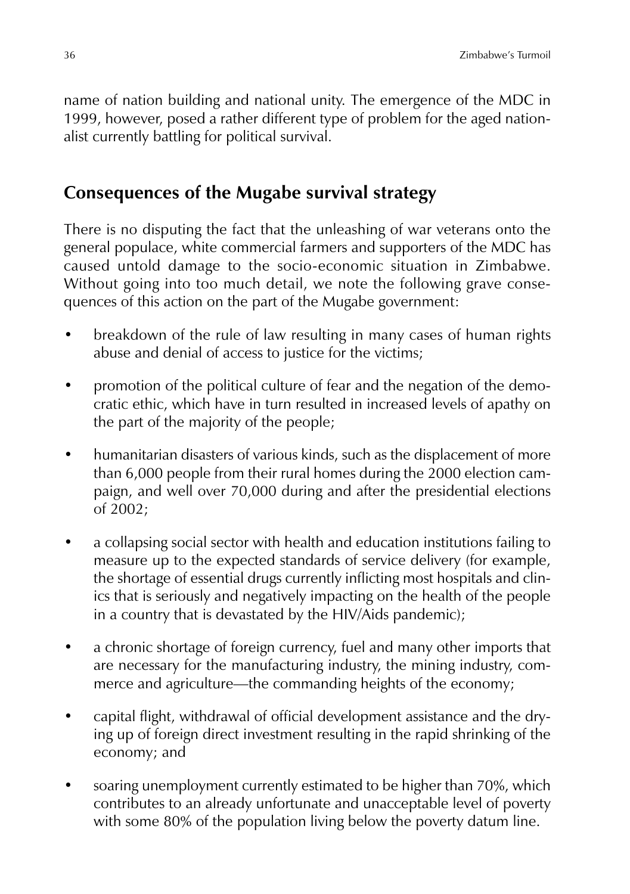name of nation building and national unity. The emergence of the MDC in 1999, however, posed a rather different type of problem for the aged nationalist currently battling for political survival.

## Consequences of the Mugabe survival strategy

There is no disputing the fact that the unleashing of war veterans onto the general populace, white commercial farmers and supporters of the MDC has caused untold damage to the socio-economic situation in Zimbabwe. Without going into too much detail, we note the following grave consequences of this action on the part of the Mugabe government:

- breakdown of the rule of law resulting in many cases of human rights abuse and denial of access to justice for the victims;
- promotion of the political culture of fear and the negation of the democratic ethic, which have in turn resulted in increased levels of apathy on the part of the majority of the people;
- humanitarian disasters of various kinds, such as the displacement of more than 6,000 people from their rural homes during the 2000 election campaign, and well over 70,000 during and after the presidential elections of 2002;
- a collapsing social sector with health and education institutions failing to measure up to the expected standards of service delivery (for example, the shortage of essential drugs currently inflicting most hospitals and clinics that is seriously and negatively impacting on the health of the people in a country that is devastated by the HIV/Aids pandemic);
- a chronic shortage of foreign currency, fuel and many other imports that are necessary for the manufacturing industry, the mining industry, commerce and agriculture—the commanding heights of the economy;
- capital flight, withdrawal of official development assistance and the drying up of foreign direct investment resulting in the rapid shrinking of the economy; and
- soaring unemployment currently estimated to be higher than 70%, which contributes to an already unfortunate and unacceptable level of poverty with some 80% of the population living below the poverty datum line.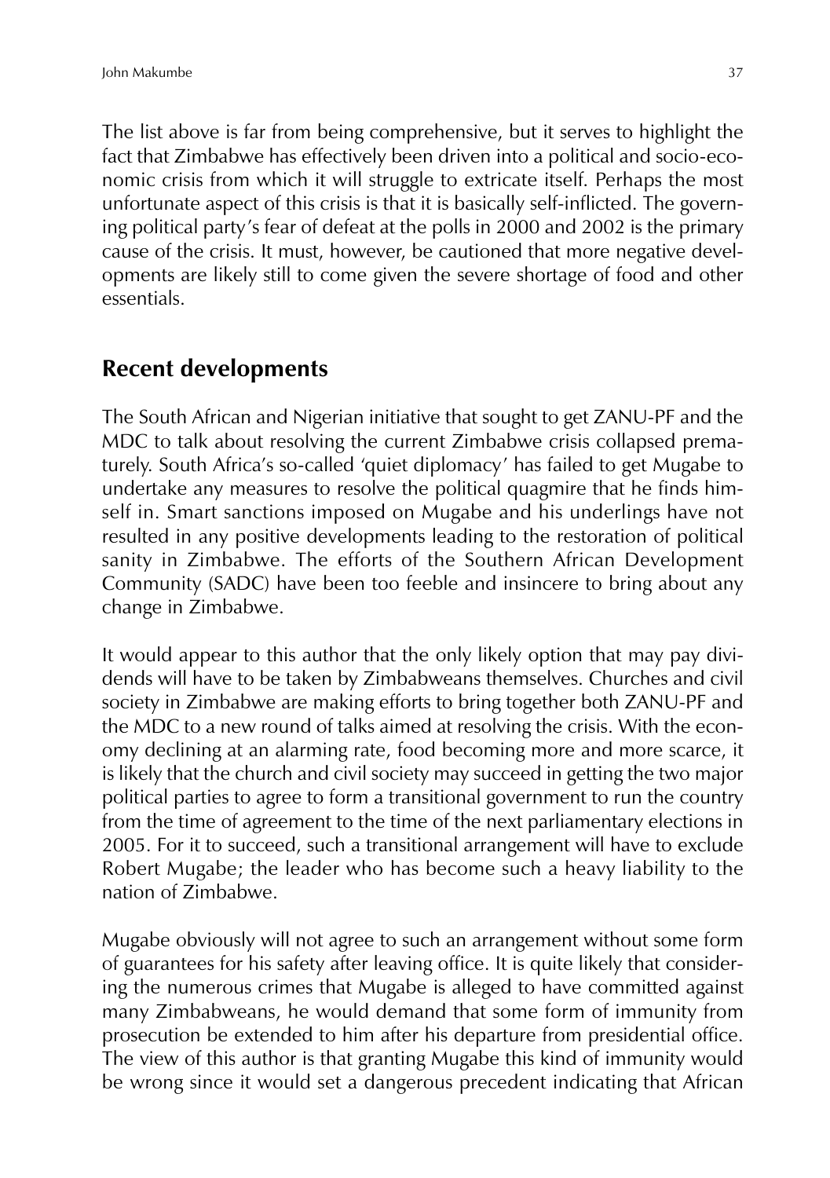The list above is far from being comprehensive, but it serves to highlight the fact that Zimbabwe has effectively been driven into a political and socio-economic crisis from which it will struggle to extricate itself. Perhaps the most unfortunate aspect of this crisis is that it is basically self-inflicted. The governing political party's fear of defeat at the polls in 2000 and 2002 is the primary cause of the crisis. It must, however, be cautioned that more negative developments are likely still to come given the severe shortage of food and other essentials.

## Recent developments

The South African and Nigerian initiative that sought to get ZANU-PF and the MDC to talk about resolving the current Zimbabwe crisis collapsed prematurely. South Africa's so-called 'quiet diplomacy' has failed to get Mugabe to undertake any measures to resolve the political quagmire that he finds himself in. Smart sanctions imposed on Mugabe and his underlings have not resulted in any positive developments leading to the restoration of political sanity in Zimbabwe. The efforts of the Southern African Development Community (SADC) have been too feeble and insincere to bring about any change in Zimbabwe.

It would appear to this author that the only likely option that may pay dividends will have to be taken by Zimbabweans themselves. Churches and civil society in Zimbabwe are making efforts to bring together both ZANU-PF and the MDC to a new round of talks aimed at resolving the crisis. With the economy declining at an alarming rate, food becoming more and more scarce, it is likely that the church and civil society may succeed in getting the two major political parties to agree to form a transitional government to run the country from the time of agreement to the time of the next parliamentary elections in 2005. For it to succeed, such a transitional arrangement will have to exclude Robert Mugabe; the leader who has become such a heavy liability to the nation of Zimbabwe.

Mugabe obviously will not agree to such an arrangement without some form of guarantees for his safety after leaving office. It is quite likely that considering the numerous crimes that Mugabe is alleged to have committed against many Zimbabweans, he would demand that some form of immunity from prosecution be extended to him after his departure from presidential office. The view of this author is that granting Mugabe this kind of immunity would be wrong since it would set a dangerous precedent indicating that African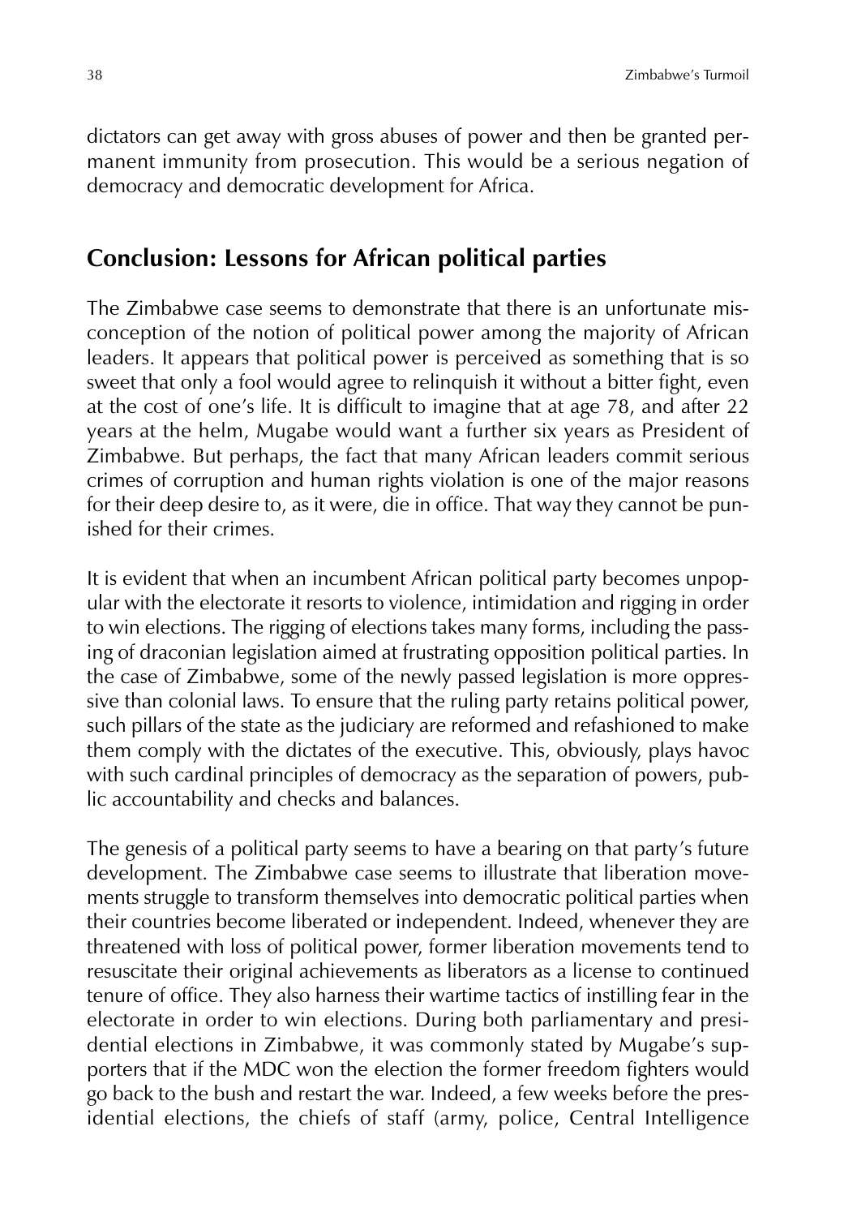dictators can get away with gross abuses of power and then be granted permanent immunity from prosecution. This would be a serious negation of democracy and democratic development for Africa.

## Conclusion: Lessons for African political parties

The Zimbabwe case seems to demonstrate that there is an unfortunate misconception of the notion of political power among the majority of African leaders. It appears that political power is perceived as something that is so sweet that only a fool would agree to relinquish it without a bitter fight, even at the cost of one's life. It is difficult to imagine that at age 78, and after 22 years at the helm, Mugabe would want a further six years as President of Zimbabwe. But perhaps, the fact that many African leaders commit serious crimes of corruption and human rights violation is one of the major reasons for their deep desire to, as it were, die in office. That way they cannot be punished for their crimes.

It is evident that when an incumbent African political party becomes unpopular with the electorate it resorts to violence, intimidation and rigging in order to win elections. The rigging of elections takes many forms, including the passing of draconian legislation aimed at frustrating opposition political parties. In the case of Zimbabwe, some of the newly passed legislation is more oppressive than colonial laws. To ensure that the ruling party retains political power, such pillars of the state as the judiciary are reformed and refashioned to make them comply with the dictates of the executive. This, obviously, plays havoc with such cardinal principles of democracy as the separation of powers, public accountability and checks and balances.

The genesis of a political party seems to have a bearing on that party's future development. The Zimbabwe case seems to illustrate that liberation movements struggle to transform themselves into democratic political parties when their countries become liberated or independent. Indeed, whenever they are threatened with loss of political power, former liberation movements tend to resuscitate their original achievements as liberators as a license to continued tenure of office. They also harness their wartime tactics of instilling fear in the electorate in order to win elections. During both parliamentary and presidential elections in Zimbabwe, it was commonly stated by Mugabe's supporters that if the MDC won the election the former freedom fighters would go back to the bush and restart the war. Indeed, a few weeks before the presidential elections, the chiefs of staff (army, police, Central Intelligence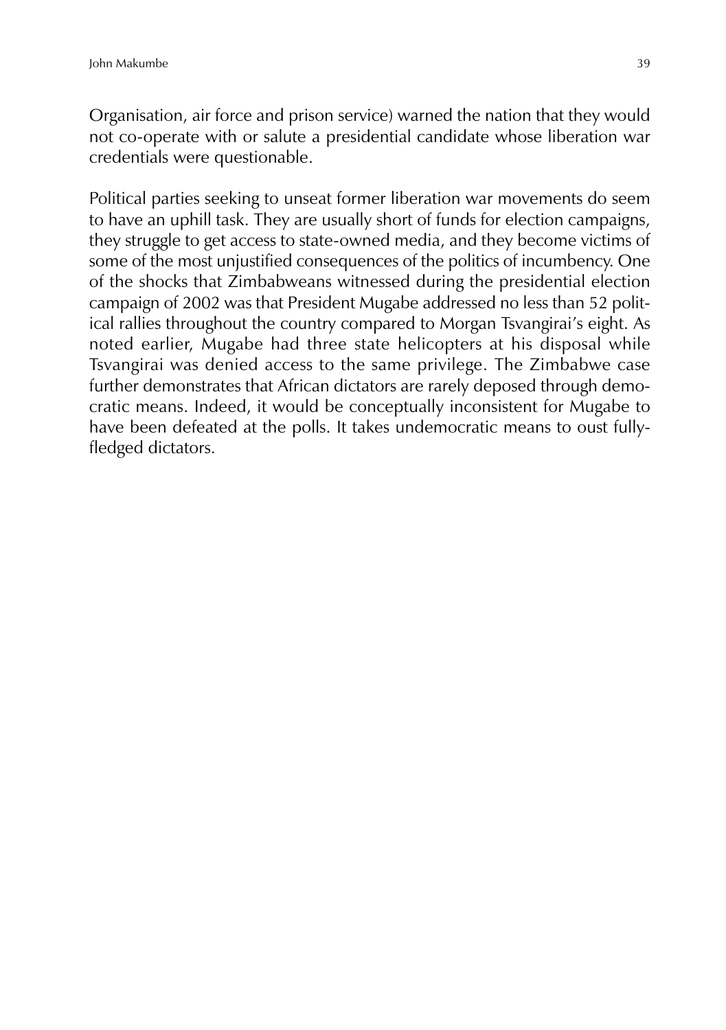Organisation, air force and prison service) warned the nation that they would not co-operate with or salute a presidential candidate whose liberation war credentials were questionable.

Political parties seeking to unseat former liberation war movements do seem to have an uphill task. They are usually short of funds for election campaigns, they struggle to get access to state-owned media, and they become victims of some of the most unjustified consequences of the politics of incumbency. One of the shocks that Zimbabweans witnessed during the presidential election campaign of 2002 was that President Mugabe addressed no less than 52 political rallies throughout the country compared to Morgan Tsvangirai's eight. As noted earlier, Mugabe had three state helicopters at his disposal while Tsvangirai was denied access to the same privilege. The Zimbabwe case further demonstrates that African dictators are rarely deposed through democratic means. Indeed, it would be conceptually inconsistent for Mugabe to have been defeated at the polls. It takes undemocratic means to oust fully-fledged dictators.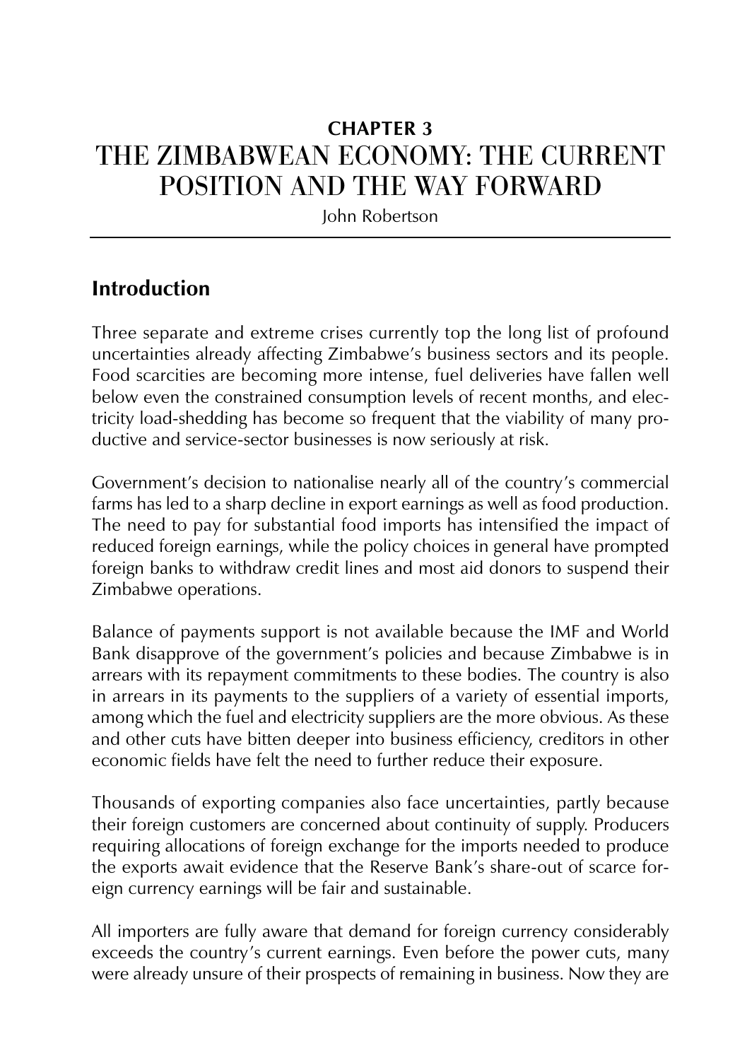# CHAPTER 3
# THE ZIMBABWEAN ECONOMY: THE CURRENT POSITION AND THE WAY FORWARD

John Robertson

## Introduction

Three separate and extreme crises currently top the long list of profound uncertainties already affecting Zimbabwe's business sectors and its people. Food scarcities are becoming more intense, fuel deliveries have fallen well below even the constrained consumption levels of recent months, and electricity load-shedding has become so frequent that the viability of many productive and service-sector businesses is now seriously at risk.

Government's decision to nationalise nearly all of the country's commercial farms has led to a sharp decline in export earnings as well as food production. The need to pay for substantial food imports has intensified the impact of reduced foreign earnings, while the policy choices in general have prompted foreign banks to withdraw credit lines and most aid donors to suspend their Zimbabwe operations.

Balance of payments support is not available because the IMF and World Bank disapprove of the government's policies and because Zimbabwe is in arrears with its repayment commitments to these bodies. The country is also in arrears in its payments to the suppliers of a variety of essential imports, among which the fuel and electricity suppliers are the more obvious. As these and other cuts have bitten deeper into business efficiency, creditors in other economic fields have felt the need to further reduce their exposure.

Thousands of exporting companies also face uncertainties, partly because their foreign customers are concerned about continuity of supply. Producers requiring allocations of foreign exchange for the imports needed to produce the exports await evidence that the Reserve Bank's share-out of scarce foreign currency earnings will be fair and sustainable.

All importers are fully aware that demand for foreign currency considerably exceeds the country's current earnings. Even before the power cuts, many were already unsure of their prospects of remaining in business. Now they are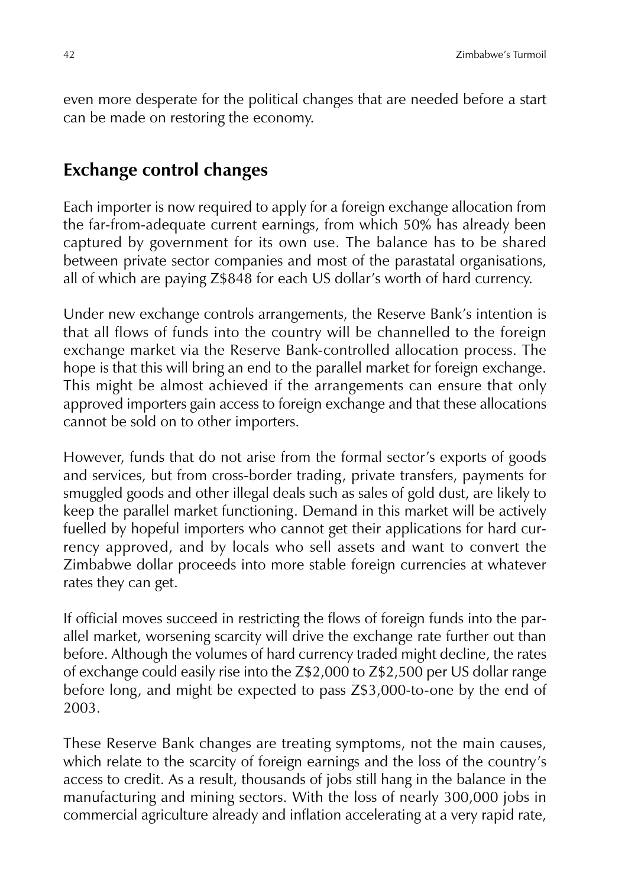even more desperate for the political changes that are needed before a start can be made on restoring the economy.

## Exchange control changes

Each importer is now required to apply for a foreign exchange allocation from the far-from-adequate current earnings, from which 50% has already been captured by government for its own use. The balance has to be shared between private sector companies and most of the parastatal organisations, all of which are paying Z$848 for each US dollar's worth of hard currency.

Under new exchange controls arrangements, the Reserve Bank's intention is that all flows of funds into the country will be channelled to the foreign exchange market via the Reserve Bank-controlled allocation process. The hope is that this will bring an end to the parallel market for foreign exchange. This might be almost achieved if the arrangements can ensure that only approved importers gain access to foreign exchange and that these allocations cannot be sold on to other importers.

However, funds that do not arise from the formal sector's exports of goods and services, but from cross-border trading, private transfers, payments for smuggled goods and other illegal deals such as sales of gold dust, are likely to keep the parallel market functioning. Demand in this market will be actively fuelled by hopeful importers who cannot get their applications for hard currency approved, and by locals who sell assets and want to convert the Zimbabwe dollar proceeds into more stable foreign currencies at whatever rates they can get.

If official moves succeed in restricting the flows of foreign funds into the parallel market, worsening scarcity will drive the exchange rate further out than before. Although the volumes of hard currency traded might decline, the rates of exchange could easily rise into the Z$2,000 to Z$2,500 per US dollar range before long, and might be expected to pass Z$3,000-to-one by the end of 2003.

These Reserve Bank changes are treating symptoms, not the main causes, which relate to the scarcity of foreign earnings and the loss of the country's access to credit. As a result, thousands of jobs still hang in the balance in the manufacturing and mining sectors. With the loss of nearly 300,000 jobs in commercial agriculture already and inflation accelerating at a very rapid rate,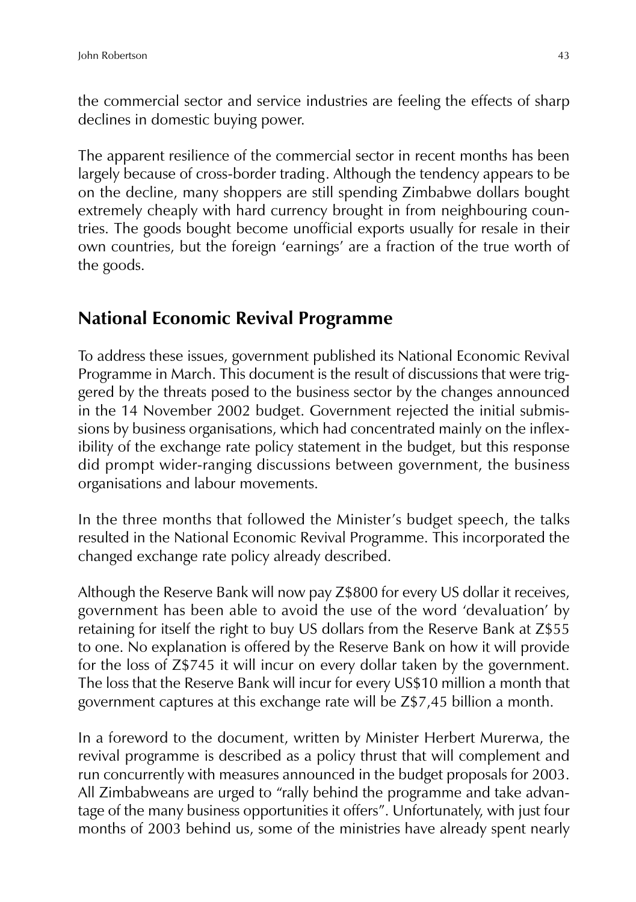the commercial sector and service industries are feeling the effects of sharp declines in domestic buying power.

The apparent resilience of the commercial sector in recent months has been largely because of cross-border trading. Although the tendency appears to be on the decline, many shoppers are still spending Zimbabwe dollars bought extremely cheaply with hard currency brought in from neighbouring countries. The goods bought become unofficial exports usually for resale in their own countries, but the foreign 'earnings' are a fraction of the true worth of the goods.

## National Economic Revival Programme

To address these issues, government published its National Economic Revival Programme in March. This document is the result of discussions that were triggered by the threats posed to the business sector by the changes announced in the 14 November 2002 budget. Government rejected the initial submissions by business organisations, which had concentrated mainly on the inflexibility of the exchange rate policy statement in the budget, but this response did prompt wider-ranging discussions between government, the business organisations and labour movements.

In the three months that followed the Minister's budget speech, the talks resulted in the National Economic Revival Programme. This incorporated the changed exchange rate policy already described.

Although the Reserve Bank will now pay Z$800 for every US dollar it receives, government has been able to avoid the use of the word 'devaluation' by retaining for itself the right to buy US dollars from the Reserve Bank at Z$55 to one. No explanation is offered by the Reserve Bank on how it will provide for the loss of Z$745 it will incur on every dollar taken by the government. The loss that the Reserve Bank will incur for every US$10 million a month that government captures at this exchange rate will be Z$7,45 billion a month.

In a foreword to the document, written by Minister Herbert Murerwa, the revival programme is described as a policy thrust that will complement and run concurrently with measures announced in the budget proposals for 2003. All Zimbabweans are urged to "rally behind the programme and take advantage of the many business opportunities it offers". Unfortunately, with just four months of 2003 behind us, some of the ministries have already spent nearly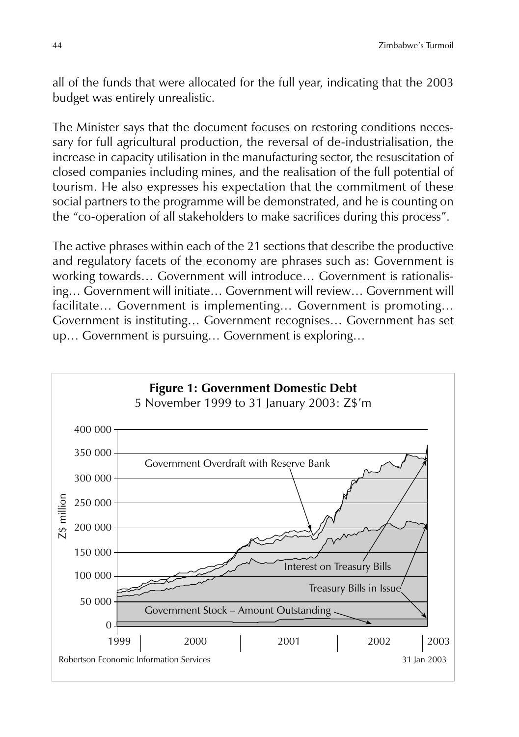all of the funds that were allocated for the full year, indicating that the 2003 budget was entirely unrealistic.

The Minister says that the document focuses on restoring conditions necessary for full agricultural production, the reversal of de-industrialisation, the increase in capacity utilisation in the manufacturing sector, the resuscitation of closed companies including mines, and the realisation of the full potential of tourism. He also expresses his expectation that the commitment of these social partners to the programme will be demonstrated, and he is counting on the "co-operation of all stakeholders to make sacrifices during this process".

The active phrases within each of the 21 sections that describe the productive and regulatory facets of the economy are phrases such as: Government is working towards… Government will introduce… Government is rationalising… Government will initiate… Government will review… Government will facilitate… Government is implementing… Government is promoting… Government is instituting… Government recognises… Government has set up… Government is pursuing… Government is exploring…

**Figure 1: Government Domestic Debt**
5 November 1999 to 31 January 2003: Z$'m

Robertson Economic Information Services — 31 Jan 2003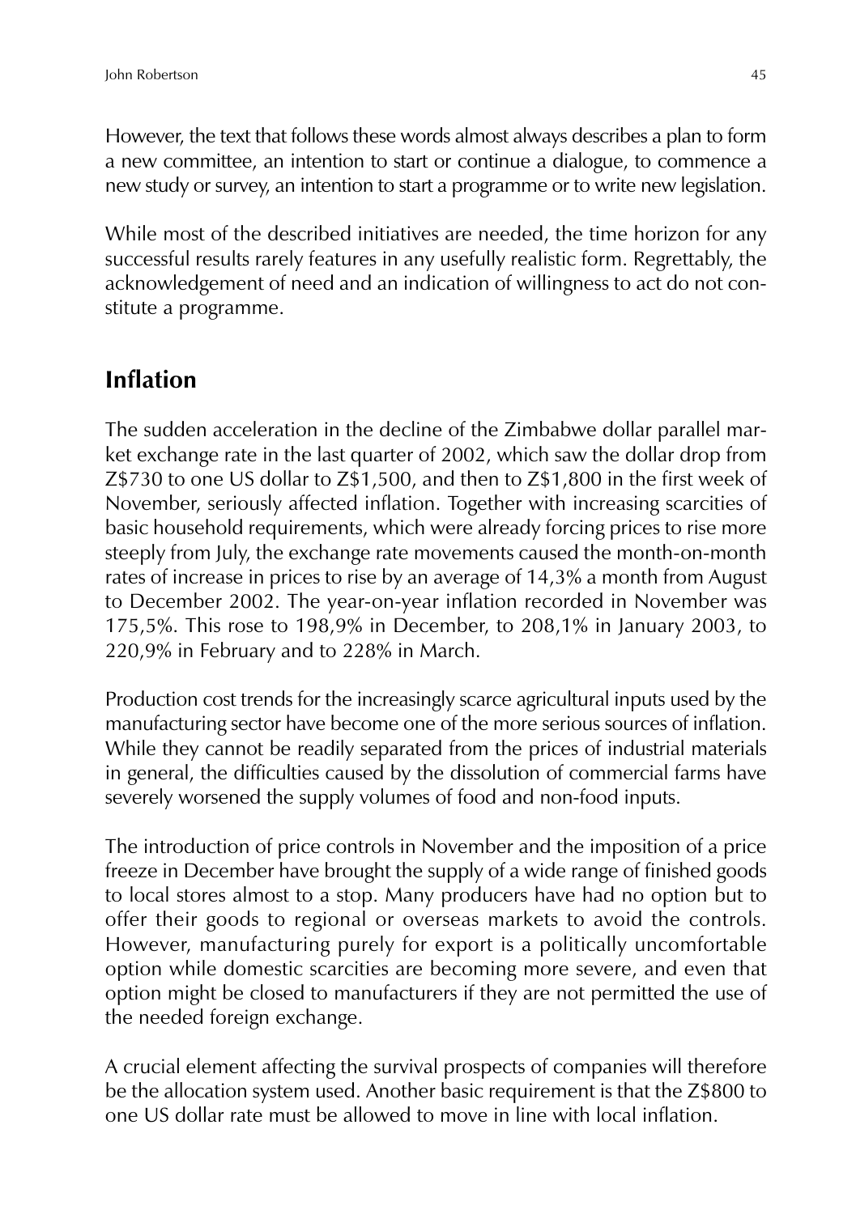However, the text that follows these words almost always describes a plan to form a new committee, an intention to start or continue a dialogue, to commence a new study or survey, an intention to start a programme or to write new legislation.

While most of the described initiatives are needed, the time horizon for any successful results rarely features in any usefully realistic form. Regrettably, the acknowledgement of need and an indication of willingness to act do not constitute a programme.

## Inflation

The sudden acceleration in the decline of the Zimbabwe dollar parallel market exchange rate in the last quarter of 2002, which saw the dollar drop from Z$730 to one US dollar to Z$1,500, and then to Z$1,800 in the first week of November, seriously affected inflation. Together with increasing scarcities of basic household requirements, which were already forcing prices to rise more steeply from July, the exchange rate movements caused the month-on-month rates of increase in prices to rise by an average of 14,3% a month from August to December 2002. The year-on-year inflation recorded in November was 175,5%. This rose to 198,9% in December, to 208,1% in January 2003, to 220,9% in February and to 228% in March.

Production cost trends for the increasingly scarce agricultural inputs used by the manufacturing sector have become one of the more serious sources of inflation. While they cannot be readily separated from the prices of industrial materials in general, the difficulties caused by the dissolution of commercial farms have severely worsened the supply volumes of food and non-food inputs.

The introduction of price controls in November and the imposition of a price freeze in December have brought the supply of a wide range of finished goods to local stores almost to a stop. Many producers have had no option but to offer their goods to regional or overseas markets to avoid the controls. However, manufacturing purely for export is a politically uncomfortable option while domestic scarcities are becoming more severe, and even that option might be closed to manufacturers if they are not permitted the use of the needed foreign exchange.

A crucial element affecting the survival prospects of companies will therefore be the allocation system used. Another basic requirement is that the Z$800 to one US dollar rate must be allowed to move in line with local inflation.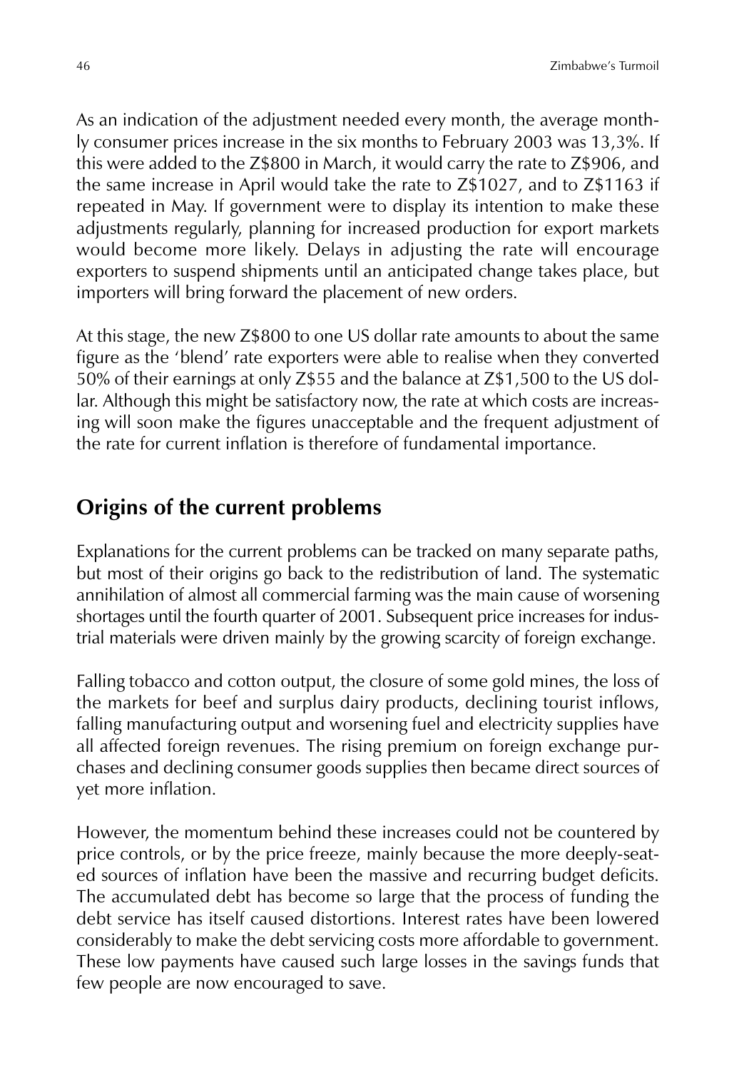As an indication of the adjustment needed every month, the average monthly consumer prices increase in the six months to February 2003 was 13,3%. If this were added to the Z$800 in March, it would carry the rate to Z$906, and the same increase in April would take the rate to Z$1027, and to Z$1163 if repeated in May. If government were to display its intention to make these adjustments regularly, planning for increased production for export markets would become more likely. Delays in adjusting the rate will encourage exporters to suspend shipments until an anticipated change takes place, but importers will bring forward the placement of new orders.

At this stage, the new Z$800 to one US dollar rate amounts to about the same figure as the 'blend' rate exporters were able to realise when they converted 50% of their earnings at only Z$55 and the balance at Z$1,500 to the US dollar. Although this might be satisfactory now, the rate at which costs are increasing will soon make the figures unacceptable and the frequent adjustment of the rate for current inflation is therefore of fundamental importance.

## Origins of the current problems

Explanations for the current problems can be tracked on many separate paths, but most of their origins go back to the redistribution of land. The systematic annihilation of almost all commercial farming was the main cause of worsening shortages until the fourth quarter of 2001. Subsequent price increases for industrial materials were driven mainly by the growing scarcity of foreign exchange.

Falling tobacco and cotton output, the closure of some gold mines, the loss of the markets for beef and surplus dairy products, declining tourist inflows, falling manufacturing output and worsening fuel and electricity supplies have all affected foreign revenues. The rising premium on foreign exchange purchases and declining consumer goods supplies then became direct sources of yet more inflation.

However, the momentum behind these increases could not be countered by price controls, or by the price freeze, mainly because the more deeply-seated sources of inflation have been the massive and recurring budget deficits. The accumulated debt has become so large that the process of funding the debt service has itself caused distortions. Interest rates have been lowered considerably to make the debt servicing costs more affordable to government. These low payments have caused such large losses in the savings funds that few people are now encouraged to save.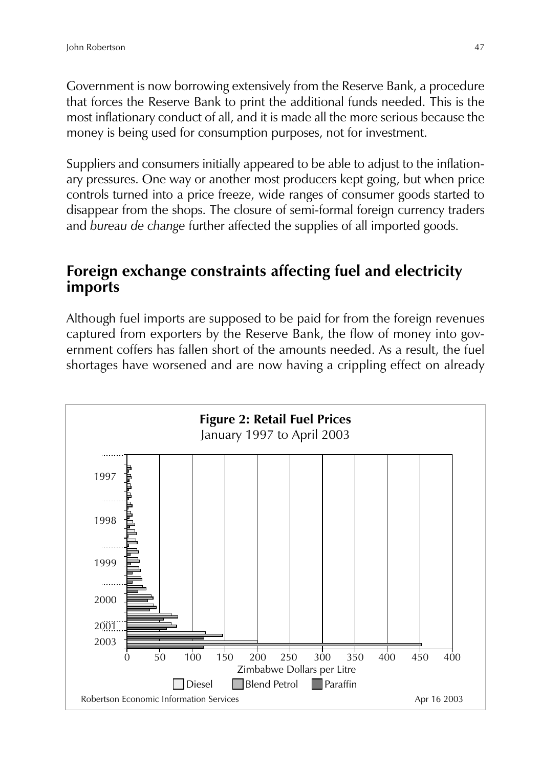Government is now borrowing extensively from the Reserve Bank, a procedure that forces the Reserve Bank to print the additional funds needed. This is the most inflationary conduct of all, and it is made all the more serious because the money is being used for consumption purposes, not for investment.

Suppliers and consumers initially appeared to be able to adjust to the inflationary pressures. One way or another most producers kept going, but when price controls turned into a price freeze, wide ranges of consumer goods started to disappear from the shops. The closure of semi-formal foreign currency traders and *bureau de change* further affected the supplies of all imported goods.

## Foreign exchange constraints affecting fuel and electricity imports

Although fuel imports are supposed to be paid for from the foreign revenues captured from exporters by the Reserve Bank, the flow of money into government coffers has fallen short of the amounts needed. As a result, the fuel shortages have worsened and are now having a crippling effect on already

**Figure 2: Retail Fuel Prices**
January 1997 to April 2003

Robertson Economic Information Services — Apr 16 2003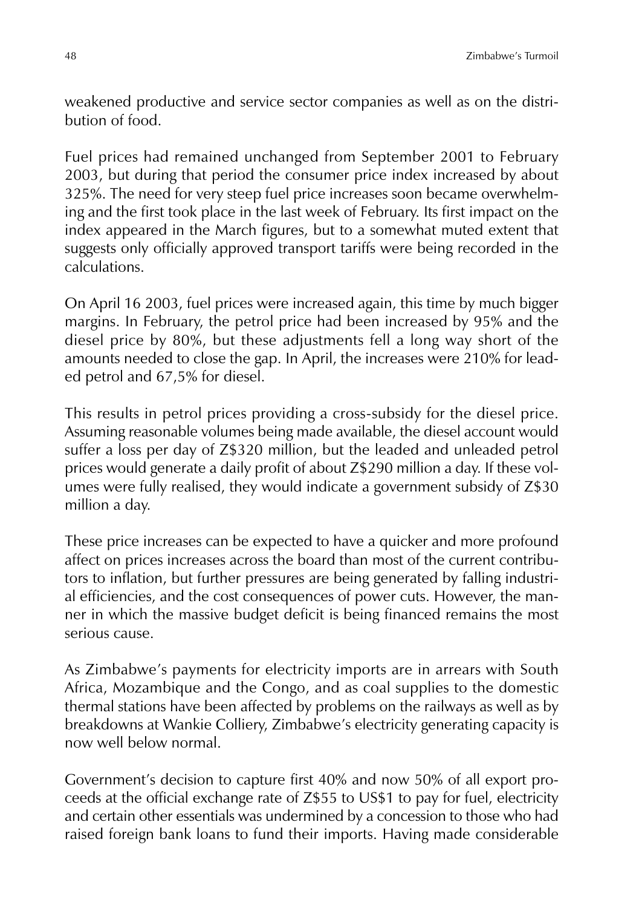weakened productive and service sector companies as well as on the distribution of food.

Fuel prices had remained unchanged from September 2001 to February 2003, but during that period the consumer price index increased by about 325%. The need for very steep fuel price increases soon became overwhelming and the first took place in the last week of February. Its first impact on the index appeared in the March figures, but to a somewhat muted extent that suggests only officially approved transport tariffs were being recorded in the calculations.

On April 16 2003, fuel prices were increased again, this time by much bigger margins. In February, the petrol price had been increased by 95% and the diesel price by 80%, but these adjustments fell a long way short of the amounts needed to close the gap. In April, the increases were 210% for leaded petrol and 67,5% for diesel.

This results in petrol prices providing a cross-subsidy for the diesel price. Assuming reasonable volumes being made available, the diesel account would suffer a loss per day of Z$320 million, but the leaded and unleaded petrol prices would generate a daily profit of about Z$290 million a day. If these volumes were fully realised, they would indicate a government subsidy of Z$30 million a day.

These price increases can be expected to have a quicker and more profound affect on prices increases across the board than most of the current contributors to inflation, but further pressures are being generated by falling industrial efficiencies, and the cost consequences of power cuts. However, the manner in which the massive budget deficit is being financed remains the most serious cause.

As Zimbabwe's payments for electricity imports are in arrears with South Africa, Mozambique and the Congo, and as coal supplies to the domestic thermal stations have been affected by problems on the railways as well as by breakdowns at Wankie Colliery, Zimbabwe's electricity generating capacity is now well below normal.

Government's decision to capture first 40% and now 50% of all export proceeds at the official exchange rate of Z$55 to US$1 to pay for fuel, electricity and certain other essentials was undermined by a concession to those who had raised foreign bank loans to fund their imports. Having made considerable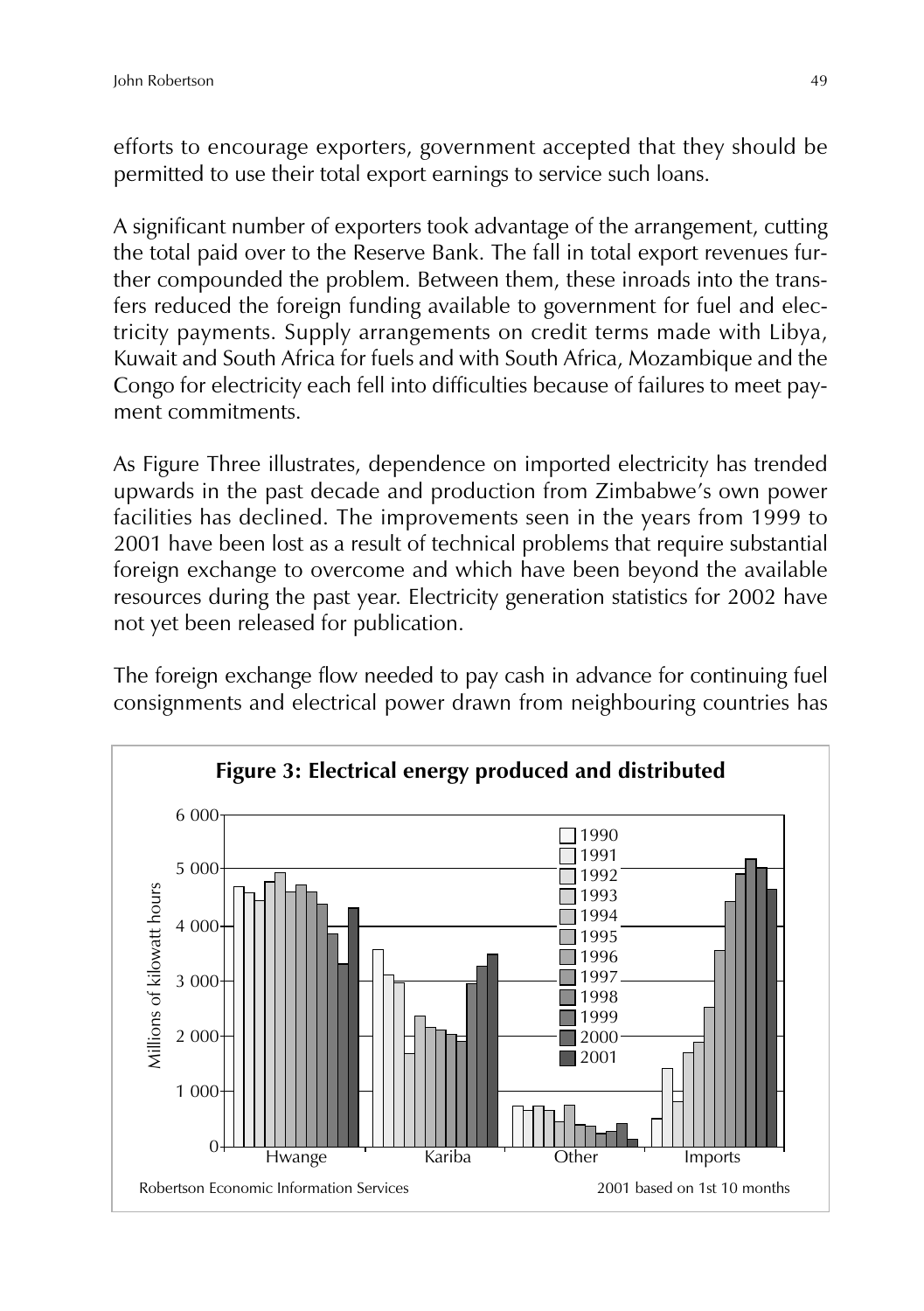efforts to encourage exporters, government accepted that they should be permitted to use their total export earnings to service such loans.

A significant number of exporters took advantage of the arrangement, cutting the total paid over to the Reserve Bank. The fall in total export revenues further compounded the problem. Between them, these inroads into the transfers reduced the foreign funding available to government for fuel and electricity payments. Supply arrangements on credit terms made with Libya, Kuwait and South Africa for fuels and with South Africa, Mozambique and the Congo for electricity each fell into difficulties because of failures to meet payment commitments.

As Figure Three illustrates, dependence on imported electricity has trended upwards in the past decade and production from Zimbabwe's own power facilities has declined. The improvements seen in the years from 1999 to 2001 have been lost as a result of technical problems that require substantial foreign exchange to overcome and which have been beyond the available resources during the past year. Electricity generation statistics for 2002 have not yet been released for publication.

The foreign exchange flow needed to pay cash in advance for continuing fuel consignments and electrical power drawn from neighbouring countries has

**Figure 3: Electrical energy produced and distributed**

Millions of kilowatt hours; Hwange, Kariba, Other, Imports; 1990–2001

Robertson Economic Information Services — 2001 based on 1st 10 months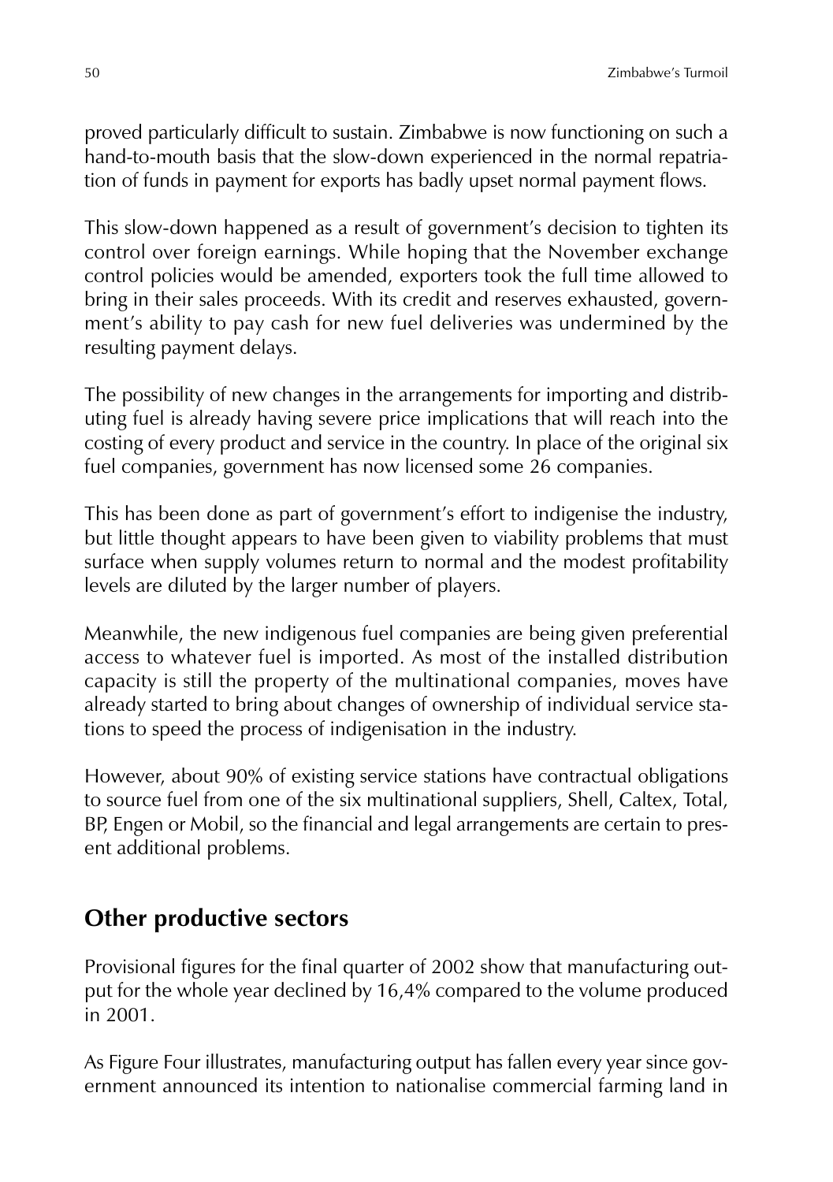proved particularly difficult to sustain. Zimbabwe is now functioning on such a hand-to-mouth basis that the slow-down experienced in the normal repatriation of funds in payment for exports has badly upset normal payment flows.

This slow-down happened as a result of government's decision to tighten its control over foreign earnings. While hoping that the November exchange control policies would be amended, exporters took the full time allowed to bring in their sales proceeds. With its credit and reserves exhausted, government's ability to pay cash for new fuel deliveries was undermined by the resulting payment delays.

The possibility of new changes in the arrangements for importing and distributing fuel is already having severe price implications that will reach into the costing of every product and service in the country. In place of the original six fuel companies, government has now licensed some 26 companies.

This has been done as part of government's effort to indigenise the industry, but little thought appears to have been given to viability problems that must surface when supply volumes return to normal and the modest profitability levels are diluted by the larger number of players.

Meanwhile, the new indigenous fuel companies are being given preferential access to whatever fuel is imported. As most of the installed distribution capacity is still the property of the multinational companies, moves have already started to bring about changes of ownership of individual service stations to speed the process of indigenisation in the industry.

However, about 90% of existing service stations have contractual obligations to source fuel from one of the six multinational suppliers, Shell, Caltex, Total, BP, Engen or Mobil, so the financial and legal arrangements are certain to present additional problems.

## Other productive sectors

Provisional figures for the final quarter of 2002 show that manufacturing output for the whole year declined by 16,4% compared to the volume produced in 2001.

As Figure Four illustrates, manufacturing output has fallen every year since government announced its intention to nationalise commercial farming land in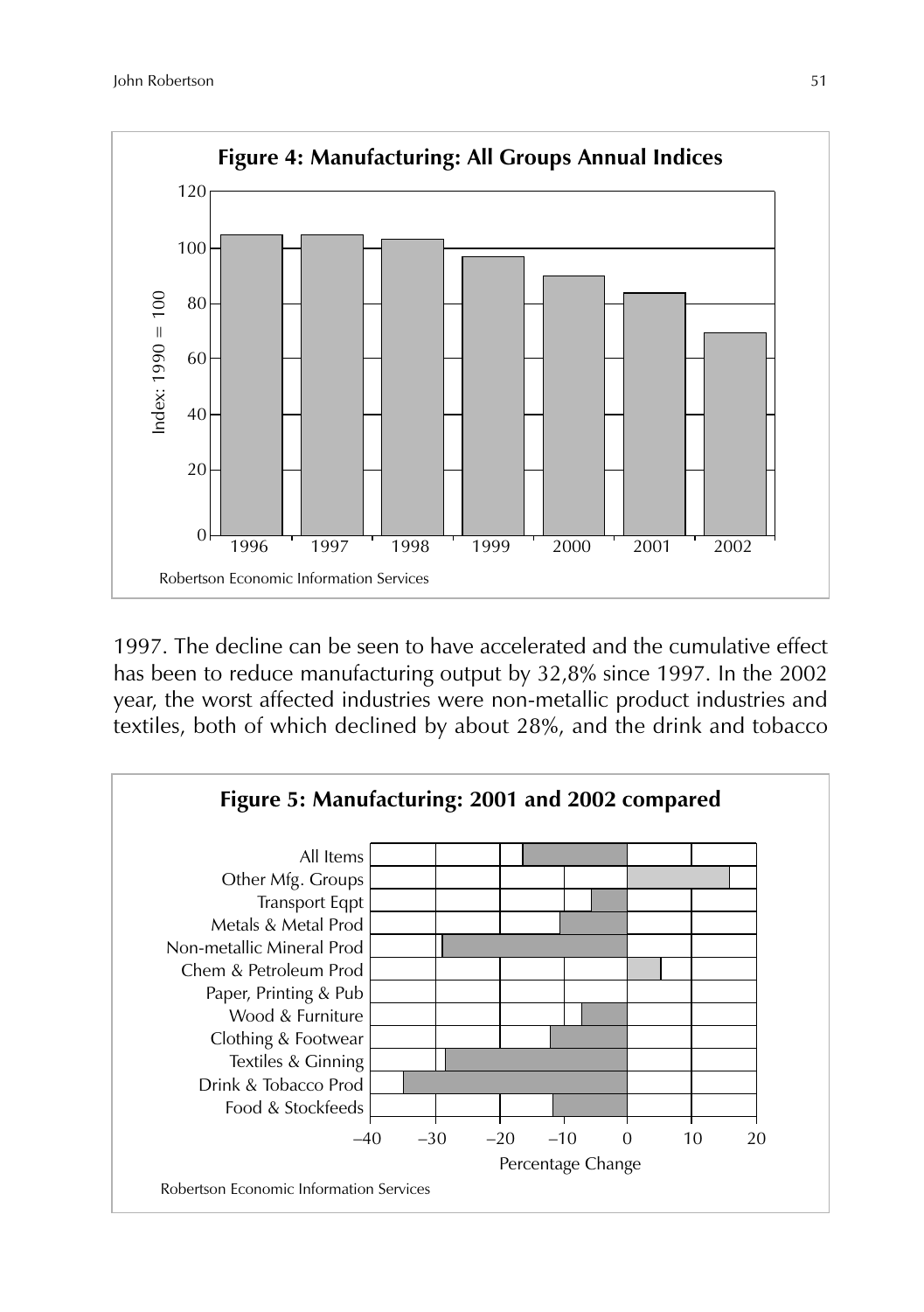**Figure 4: Manufacturing: All Groups Annual Indices**

Robertson Economic Information Services

1997. The decline can be seen to have accelerated and the cumulative effect has been to reduce manufacturing output by 32,8% since 1997. In the 2002 year, the worst affected industries were non-metallic product industries and textiles, both of which declined by about 28%, and the drink and tobacco

**Figure 5: Manufacturing: 2001 and 2002 compared**

Robertson Economic Information Services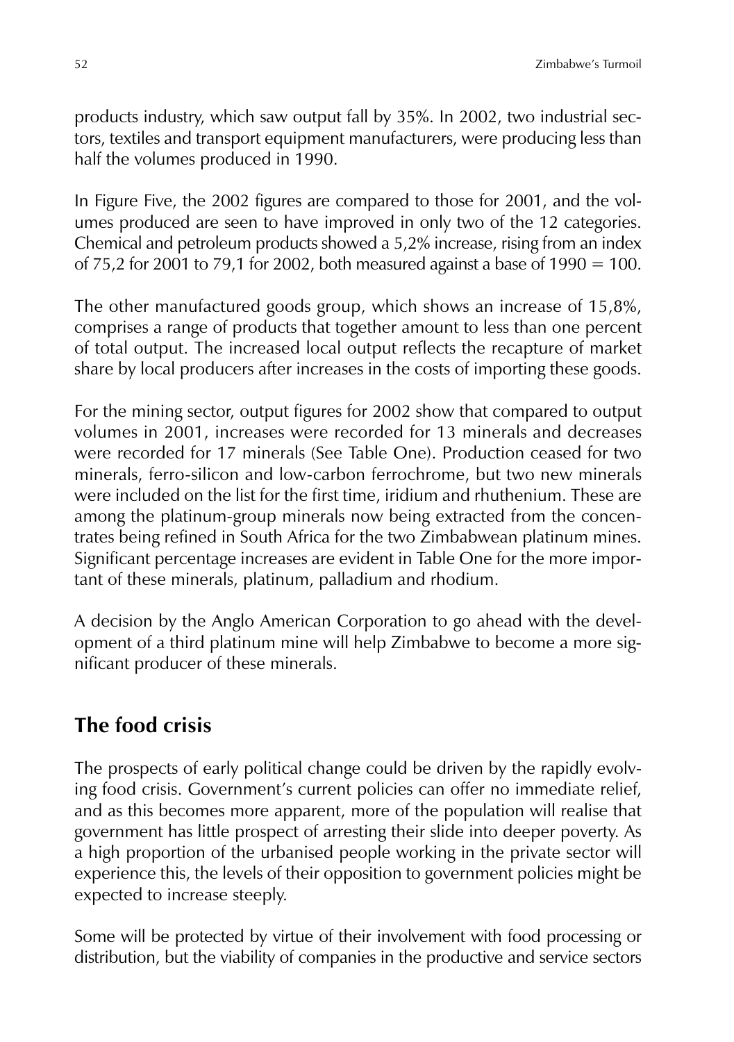products industry, which saw output fall by 35%. In 2002, two industrial sectors, textiles and transport equipment manufacturers, were producing less than half the volumes produced in 1990.

In Figure Five, the 2002 figures are compared to those for 2001, and the volumes produced are seen to have improved in only two of the 12 categories. Chemical and petroleum products showed a 5,2% increase, rising from an index of 75,2 for 2001 to 79,1 for 2002, both measured against a base of 1990 = 100.

The other manufactured goods group, which shows an increase of 15,8%, comprises a range of products that together amount to less than one percent of total output. The increased local output reflects the recapture of market share by local producers after increases in the costs of importing these goods.

For the mining sector, output figures for 2002 show that compared to output volumes in 2001, increases were recorded for 13 minerals and decreases were recorded for 17 minerals (See Table One). Production ceased for two minerals, ferro-silicon and low-carbon ferrochrome, but two new minerals were included on the list for the first time, iridium and rhuthenium. These are among the platinum-group minerals now being extracted from the concentrates being refined in South Africa for the two Zimbabwean platinum mines. Significant percentage increases are evident in Table One for the more important of these minerals, platinum, palladium and rhodium.

A decision by the Anglo American Corporation to go ahead with the development of a third platinum mine will help Zimbabwe to become a more significant producer of these minerals.

## The food crisis

The prospects of early political change could be driven by the rapidly evolving food crisis. Government's current policies can offer no immediate relief, and as this becomes more apparent, more of the population will realise that government has little prospect of arresting their slide into deeper poverty. As a high proportion of the urbanised people working in the private sector will experience this, the levels of their opposition to government policies might be expected to increase steeply.

Some will be protected by virtue of their involvement with food processing or distribution, but the viability of companies in the productive and service sectors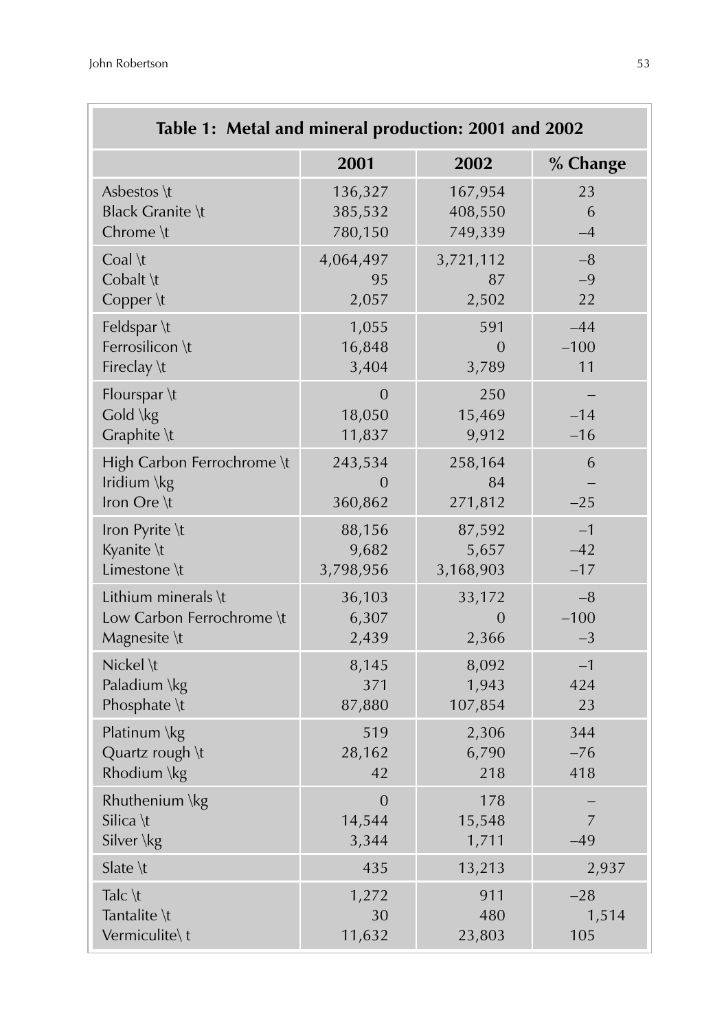**Table 1: Metal and mineral production: 2001 and 2002**

| | 2001 | 2002 | % Change |
|---|---|---|---|
| Asbestos \t | 136,327 | 167,954 | 23 |
| Black Granite \t | 385,532 | 408,550 | 6 |
| Chrome \t | 780,150 | 749,339 | –4 |
| Coal \t | 4,064,497 | 3,721,112 | –8 |
| Cobalt \t | 95 | 87 | –9 |
| Copper \t | 2,057 | 2,502 | 22 |
| Feldspar \t | 1,055 | 591 | –44 |
| Ferrosilicon \t | 16,848 | 0 | –100 |
| Fireclay \t | 3,404 | 3,789 | 11 |
| Flourspar \t | 0 | 250 | – |
| Gold \kg | 18,050 | 15,469 | –14 |
| Graphite \t | 11,837 | 9,912 | –16 |
| High Carbon Ferrochrome \t | 243,534 | 258,164 | 6 |
| Iridium \kg | 0 | 84 | – |
| Iron Ore \t | 360,862 | 271,812 | –25 |
| Iron Pyrite \t | 88,156 | 87,592 | –1 |
| Kyanite \t | 9,682 | 5,657 | –42 |
| Limestone \t | 3,798,956 | 3,168,903 | –17 |
| Lithium minerals \t | 36,103 | 33,172 | –8 |
| Low Carbon Ferrochrome \t | 6,307 | 0 | –100 |
| Magnesite \t | 2,439 | 2,366 | –3 |
| Nickel \t | 8,145 | 8,092 | –1 |
| Paladium \kg | 371 | 1,943 | 424 |
| Phosphate \t | 87,880 | 107,854 | 23 |
| Platinum \kg | 519 | 2,306 | 344 |
| Quartz rough \t | 28,162 | 6,790 | –76 |
| Rhodium \kg | 42 | 218 | 418 |
| Rhuthenium \kg | 0 | 178 | – |
| Silica \t | 14,544 | 15,548 | 7 |
| Silver \kg | 3,344 | 1,711 | –49 |
| Slate \t | 435 | 13,213 | 2,937 |
| Talc \t | 1,272 | 911 | –28 |
| Tantalite \t | 30 | 480 | 1,514 |
| Vermiculite\ t | 11,632 | 23,803 | 105 |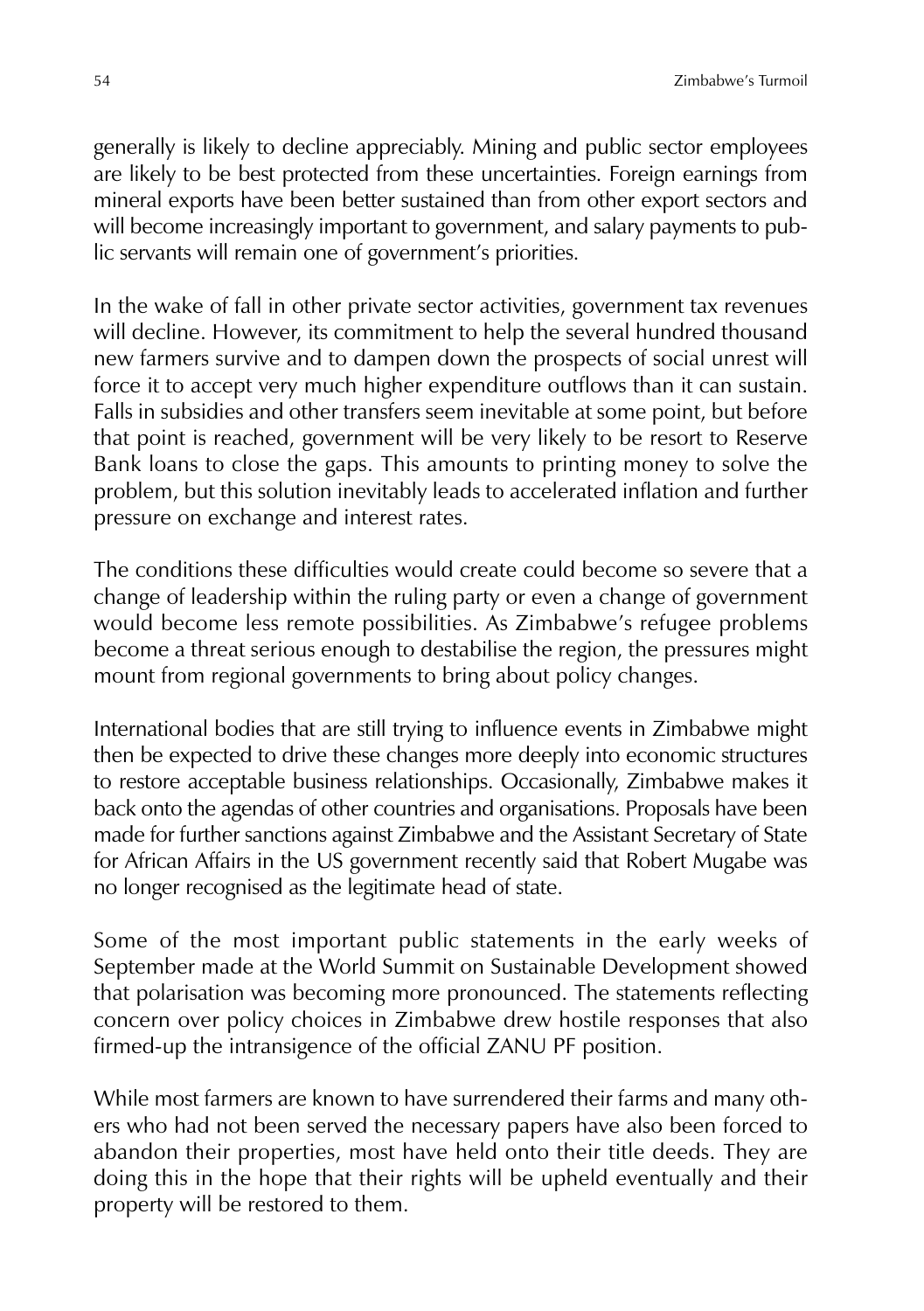generally is likely to decline appreciably. Mining and public sector employees are likely to be best protected from these uncertainties. Foreign earnings from mineral exports have been better sustained than from other export sectors and will become increasingly important to government, and salary payments to public servants will remain one of government's priorities.

In the wake of fall in other private sector activities, government tax revenues will decline. However, its commitment to help the several hundred thousand new farmers survive and to dampen down the prospects of social unrest will force it to accept very much higher expenditure outflows than it can sustain. Falls in subsidies and other transfers seem inevitable at some point, but before that point is reached, government will be very likely to be resort to Reserve Bank loans to close the gaps. This amounts to printing money to solve the problem, but this solution inevitably leads to accelerated inflation and further pressure on exchange and interest rates.

The conditions these difficulties would create could become so severe that a change of leadership within the ruling party or even a change of government would become less remote possibilities. As Zimbabwe's refugee problems become a threat serious enough to destabilise the region, the pressures might mount from regional governments to bring about policy changes.

International bodies that are still trying to influence events in Zimbabwe might then be expected to drive these changes more deeply into economic structures to restore acceptable business relationships. Occasionally, Zimbabwe makes it back onto the agendas of other countries and organisations. Proposals have been made for further sanctions against Zimbabwe and the Assistant Secretary of State for African Affairs in the US government recently said that Robert Mugabe was no longer recognised as the legitimate head of state.

Some of the most important public statements in the early weeks of September made at the World Summit on Sustainable Development showed that polarisation was becoming more pronounced. The statements reflecting concern over policy choices in Zimbabwe drew hostile responses that also firmed-up the intransigence of the official ZANU PF position.

While most farmers are known to have surrendered their farms and many others who had not been served the necessary papers have also been forced to abandon their properties, most have held onto their title deeds. They are doing this in the hope that their rights will be upheld eventually and their property will be restored to them.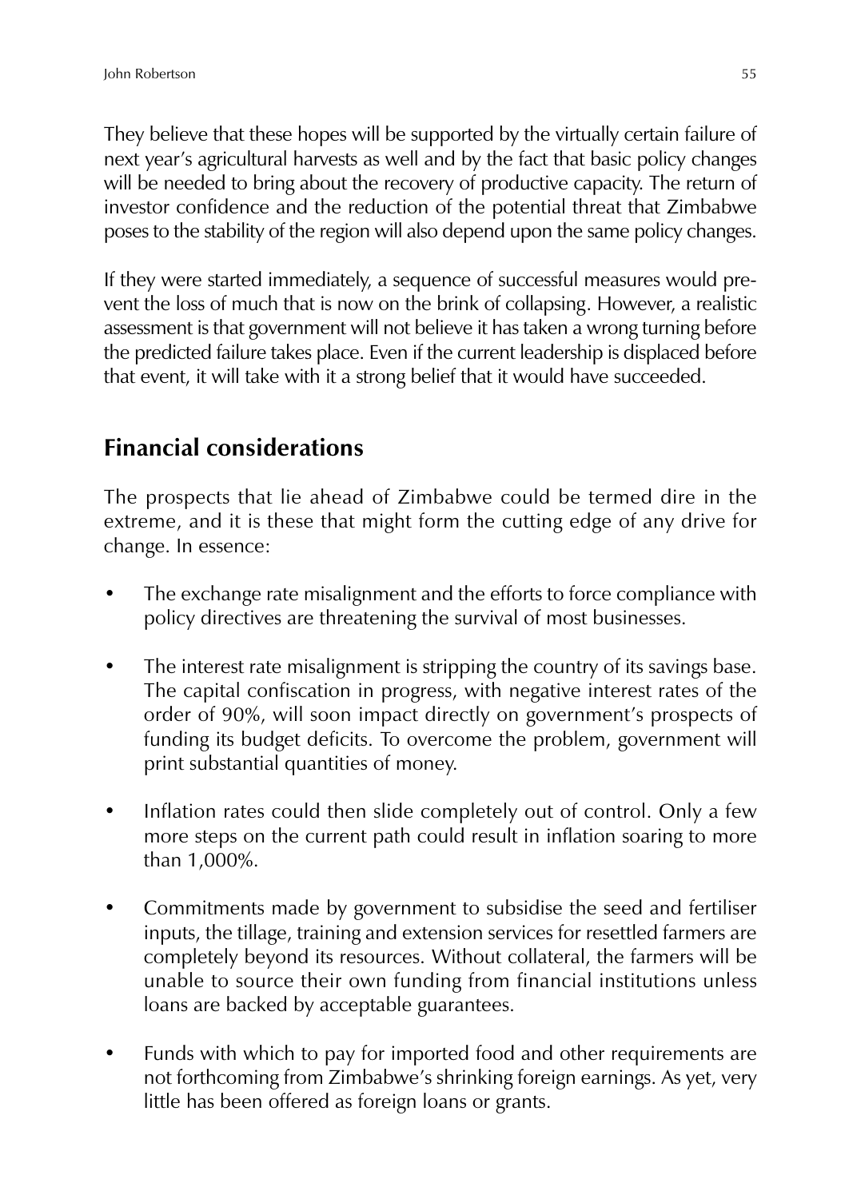They believe that these hopes will be supported by the virtually certain failure of next year's agricultural harvests as well and by the fact that basic policy changes will be needed to bring about the recovery of productive capacity. The return of investor confidence and the reduction of the potential threat that Zimbabwe poses to the stability of the region will also depend upon the same policy changes.

If they were started immediately, a sequence of successful measures would prevent the loss of much that is now on the brink of collapsing. However, a realistic assessment is that government will not believe it has taken a wrong turning before the predicted failure takes place. Even if the current leadership is displaced before that event, it will take with it a strong belief that it would have succeeded.

## Financial considerations

The prospects that lie ahead of Zimbabwe could be termed dire in the extreme, and it is these that might form the cutting edge of any drive for change. In essence:

- The exchange rate misalignment and the efforts to force compliance with policy directives are threatening the survival of most businesses.
- The interest rate misalignment is stripping the country of its savings base. The capital confiscation in progress, with negative interest rates of the order of 90%, will soon impact directly on government's prospects of funding its budget deficits. To overcome the problem, government will print substantial quantities of money.
- Inflation rates could then slide completely out of control. Only a few more steps on the current path could result in inflation soaring to more than 1,000%.
- Commitments made by government to subsidise the seed and fertiliser inputs, the tillage, training and extension services for resettled farmers are completely beyond its resources. Without collateral, the farmers will be unable to source their own funding from financial institutions unless loans are backed by acceptable guarantees.
- Funds with which to pay for imported food and other requirements are not forthcoming from Zimbabwe's shrinking foreign earnings. As yet, very little has been offered as foreign loans or grants.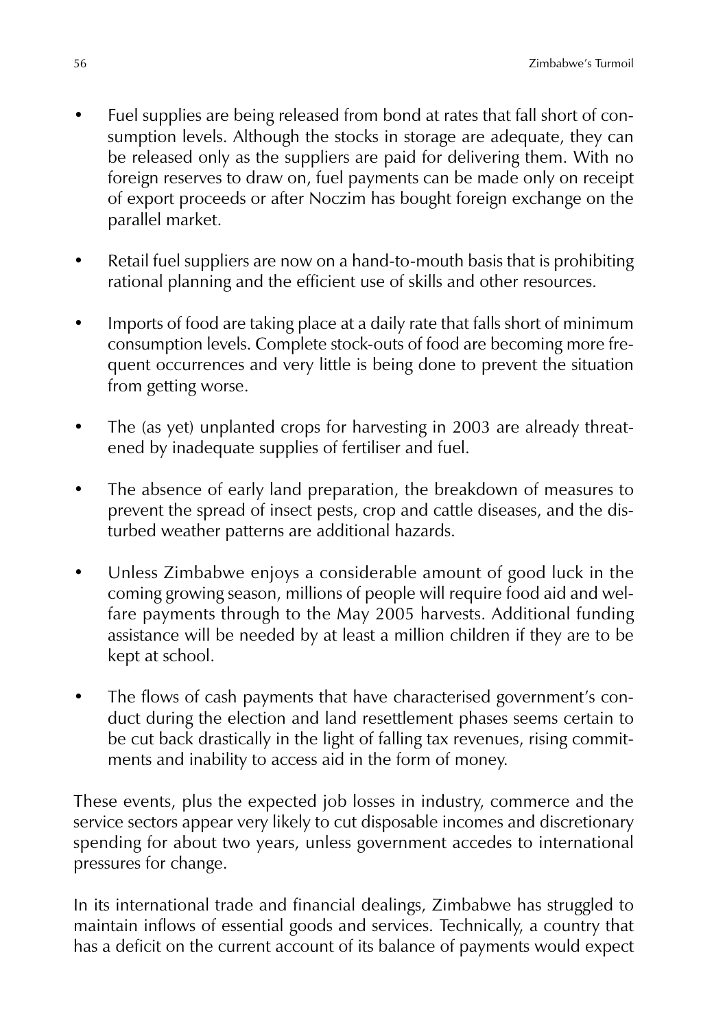- Fuel supplies are being released from bond at rates that fall short of consumption levels. Although the stocks in storage are adequate, they can be released only as the suppliers are paid for delivering them. With no foreign reserves to draw on, fuel payments can be made only on receipt of export proceeds or after Noczim has bought foreign exchange on the parallel market.

- Retail fuel suppliers are now on a hand-to-mouth basis that is prohibiting rational planning and the efficient use of skills and other resources.

- Imports of food are taking place at a daily rate that falls short of minimum consumption levels. Complete stock-outs of food are becoming more frequent occurrences and very little is being done to prevent the situation from getting worse.

- The (as yet) unplanted crops for harvesting in 2003 are already threatened by inadequate supplies of fertiliser and fuel.

- The absence of early land preparation, the breakdown of measures to prevent the spread of insect pests, crop and cattle diseases, and the disturbed weather patterns are additional hazards.

- Unless Zimbabwe enjoys a considerable amount of good luck in the coming growing season, millions of people will require food aid and welfare payments through to the May 2005 harvests. Additional funding assistance will be needed by at least a million children if they are to be kept at school.

- The flows of cash payments that have characterised government's conduct during the election and land resettlement phases seems certain to be cut back drastically in the light of falling tax revenues, rising commitments and inability to access aid in the form of money.

These events, plus the expected job losses in industry, commerce and the service sectors appear very likely to cut disposable incomes and discretionary spending for about two years, unless government accedes to international pressures for change.

In its international trade and financial dealings, Zimbabwe has struggled to maintain inflows of essential goods and services. Technically, a country that has a deficit on the current account of its balance of payments would expect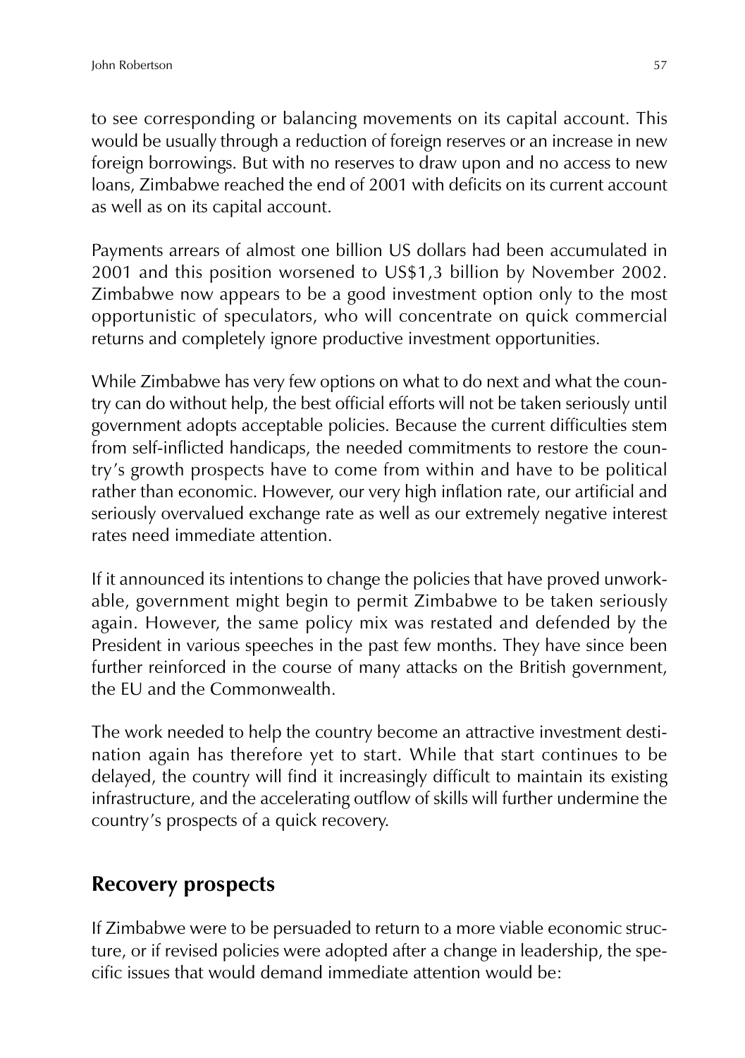to see corresponding or balancing movements on its capital account. This would be usually through a reduction of foreign reserves or an increase in new foreign borrowings. But with no reserves to draw upon and no access to new loans, Zimbabwe reached the end of 2001 with deficits on its current account as well as on its capital account.

Payments arrears of almost one billion US dollars had been accumulated in 2001 and this position worsened to US$1,3 billion by November 2002. Zimbabwe now appears to be a good investment option only to the most opportunistic of speculators, who will concentrate on quick commercial returns and completely ignore productive investment opportunities.

While Zimbabwe has very few options on what to do next and what the country can do without help, the best official efforts will not be taken seriously until government adopts acceptable policies. Because the current difficulties stem from self-inflicted handicaps, the needed commitments to restore the country's growth prospects have to come from within and have to be political rather than economic. However, our very high inflation rate, our artificial and seriously overvalued exchange rate as well as our extremely negative interest rates need immediate attention.

If it announced its intentions to change the policies that have proved unworkable, government might begin to permit Zimbabwe to be taken seriously again. However, the same policy mix was restated and defended by the President in various speeches in the past few months. They have since been further reinforced in the course of many attacks on the British government, the EU and the Commonwealth.

The work needed to help the country become an attractive investment destination again has therefore yet to start. While that start continues to be delayed, the country will find it increasingly difficult to maintain its existing infrastructure, and the accelerating outflow of skills will further undermine the country's prospects of a quick recovery.

## Recovery prospects

If Zimbabwe were to be persuaded to return to a more viable economic structure, or if revised policies were adopted after a change in leadership, the specific issues that would demand immediate attention would be: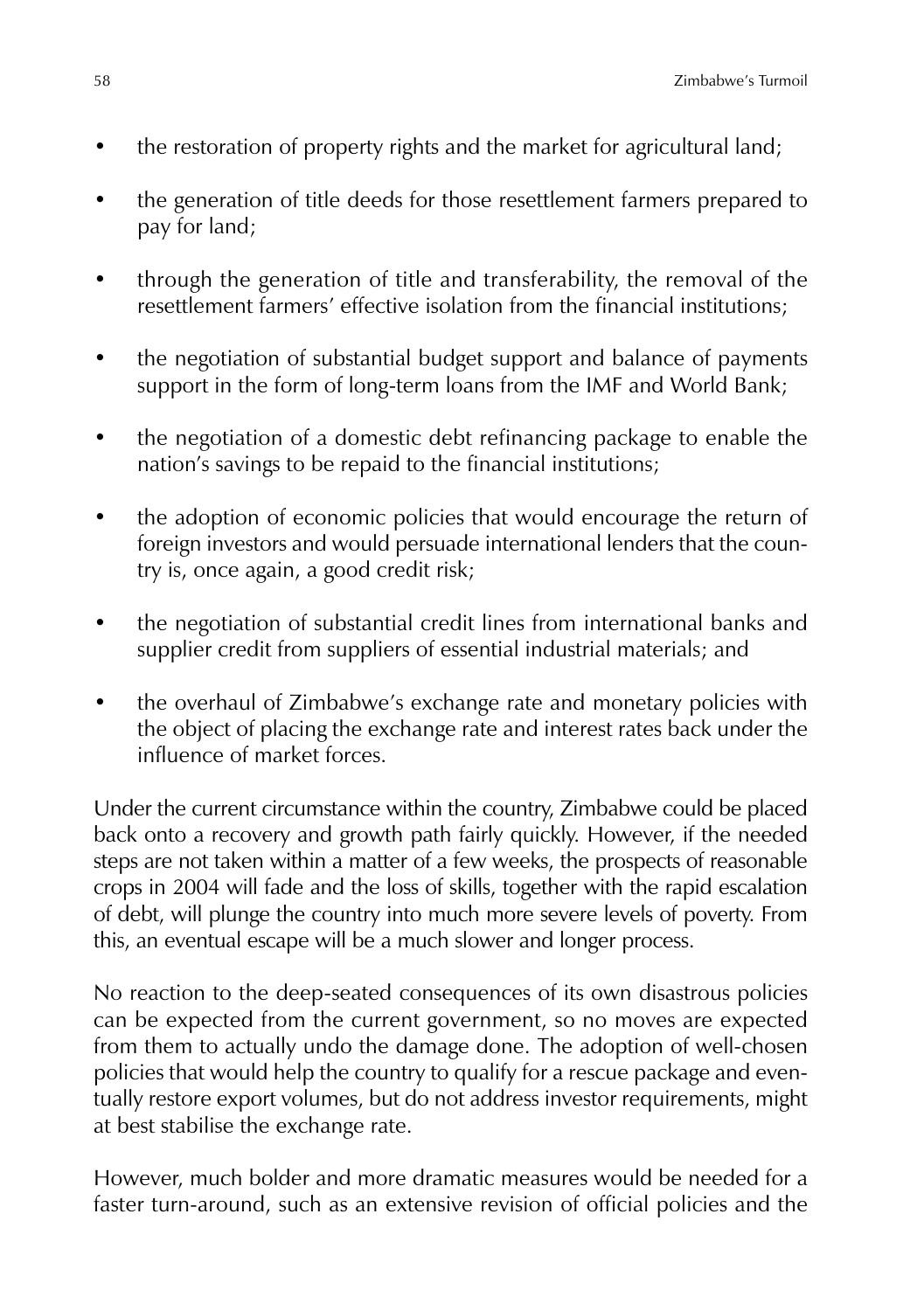- the restoration of property rights and the market for agricultural land;
- the generation of title deeds for those resettlement farmers prepared to pay for land;
- through the generation of title and transferability, the removal of the resettlement farmers' effective isolation from the financial institutions;
- the negotiation of substantial budget support and balance of payments support in the form of long-term loans from the IMF and World Bank;
- the negotiation of a domestic debt refinancing package to enable the nation's savings to be repaid to the financial institutions;
- the adoption of economic policies that would encourage the return of foreign investors and would persuade international lenders that the country is, once again, a good credit risk;
- the negotiation of substantial credit lines from international banks and supplier credit from suppliers of essential industrial materials; and
- the overhaul of Zimbabwe's exchange rate and monetary policies with the object of placing the exchange rate and interest rates back under the influence of market forces.

Under the current circumstance within the country, Zimbabwe could be placed back onto a recovery and growth path fairly quickly. However, if the needed steps are not taken within a matter of a few weeks, the prospects of reasonable crops in 2004 will fade and the loss of skills, together with the rapid escalation of debt, will plunge the country into much more severe levels of poverty. From this, an eventual escape will be a much slower and longer process.

No reaction to the deep-seated consequences of its own disastrous policies can be expected from the current government, so no moves are expected from them to actually undo the damage done. The adoption of well-chosen policies that would help the country to qualify for a rescue package and eventually restore export volumes, but do not address investor requirements, might at best stabilise the exchange rate.

However, much bolder and more dramatic measures would be needed for a faster turn-around, such as an extensive revision of official policies and the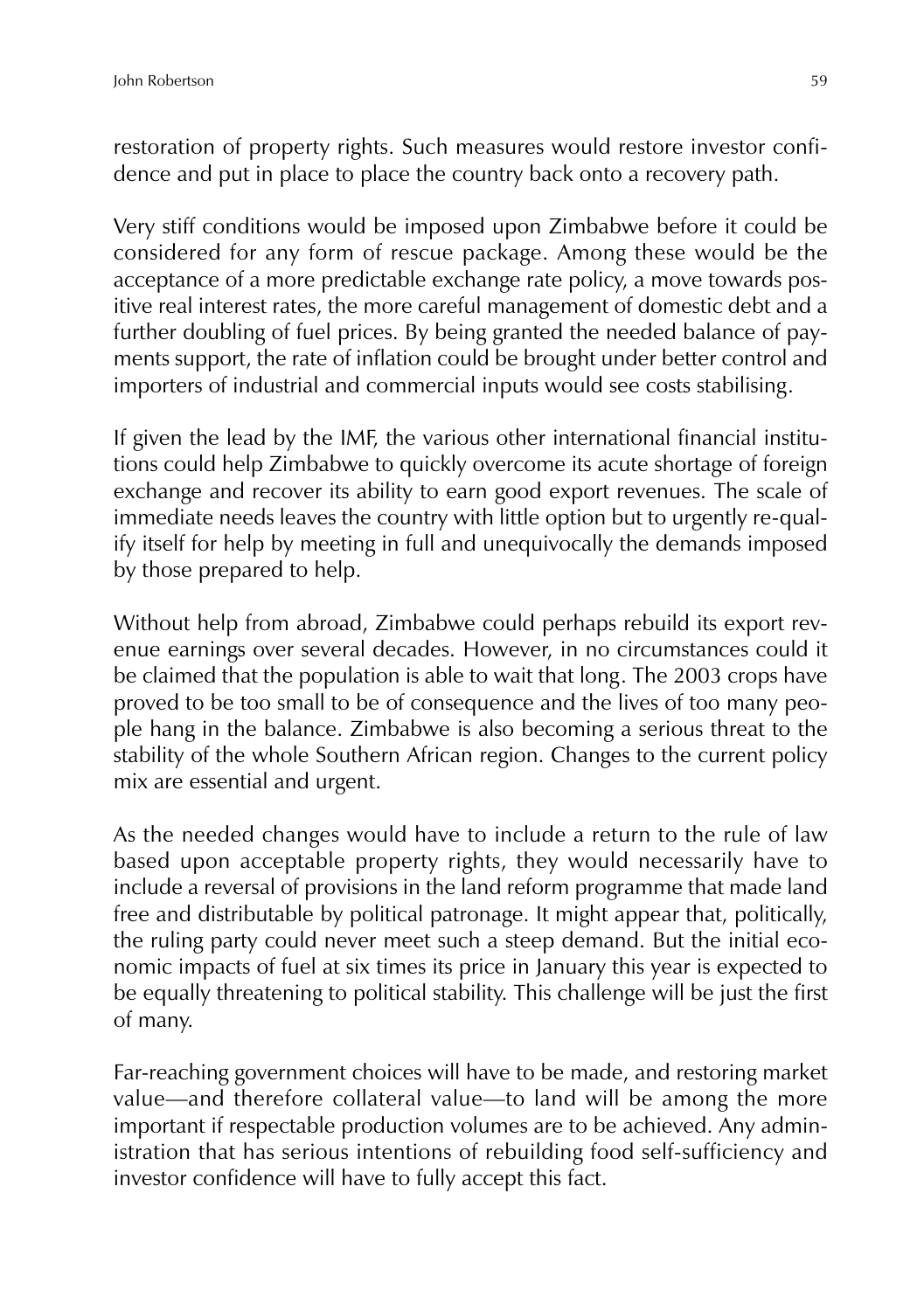restoration of property rights. Such measures would restore investor confidence and put in place to place the country back onto a recovery path.

Very stiff conditions would be imposed upon Zimbabwe before it could be considered for any form of rescue package. Among these would be the acceptance of a more predictable exchange rate policy, a move towards positive real interest rates, the more careful management of domestic debt and a further doubling of fuel prices. By being granted the needed balance of payments support, the rate of inflation could be brought under better control and importers of industrial and commercial inputs would see costs stabilising.

If given the lead by the IMF, the various other international financial institutions could help Zimbabwe to quickly overcome its acute shortage of foreign exchange and recover its ability to earn good export revenues. The scale of immediate needs leaves the country with little option but to urgently re-qualify itself for help by meeting in full and unequivocally the demands imposed by those prepared to help.

Without help from abroad, Zimbabwe could perhaps rebuild its export revenue earnings over several decades. However, in no circumstances could it be claimed that the population is able to wait that long. The 2003 crops have proved to be too small to be of consequence and the lives of too many people hang in the balance. Zimbabwe is also becoming a serious threat to the stability of the whole Southern African region. Changes to the current policy mix are essential and urgent.

As the needed changes would have to include a return to the rule of law based upon acceptable property rights, they would necessarily have to include a reversal of provisions in the land reform programme that made land free and distributable by political patronage. It might appear that, politically, the ruling party could never meet such a steep demand. But the initial economic impacts of fuel at six times its price in January this year is expected to be equally threatening to political stability. This challenge will be just the first of many.

Far-reaching government choices will have to be made, and restoring market value—and therefore collateral value—to land will be among the more important if respectable production volumes are to be achieved. Any administration that has serious intentions of rebuilding food self-sufficiency and investor confidence will have to fully accept this fact.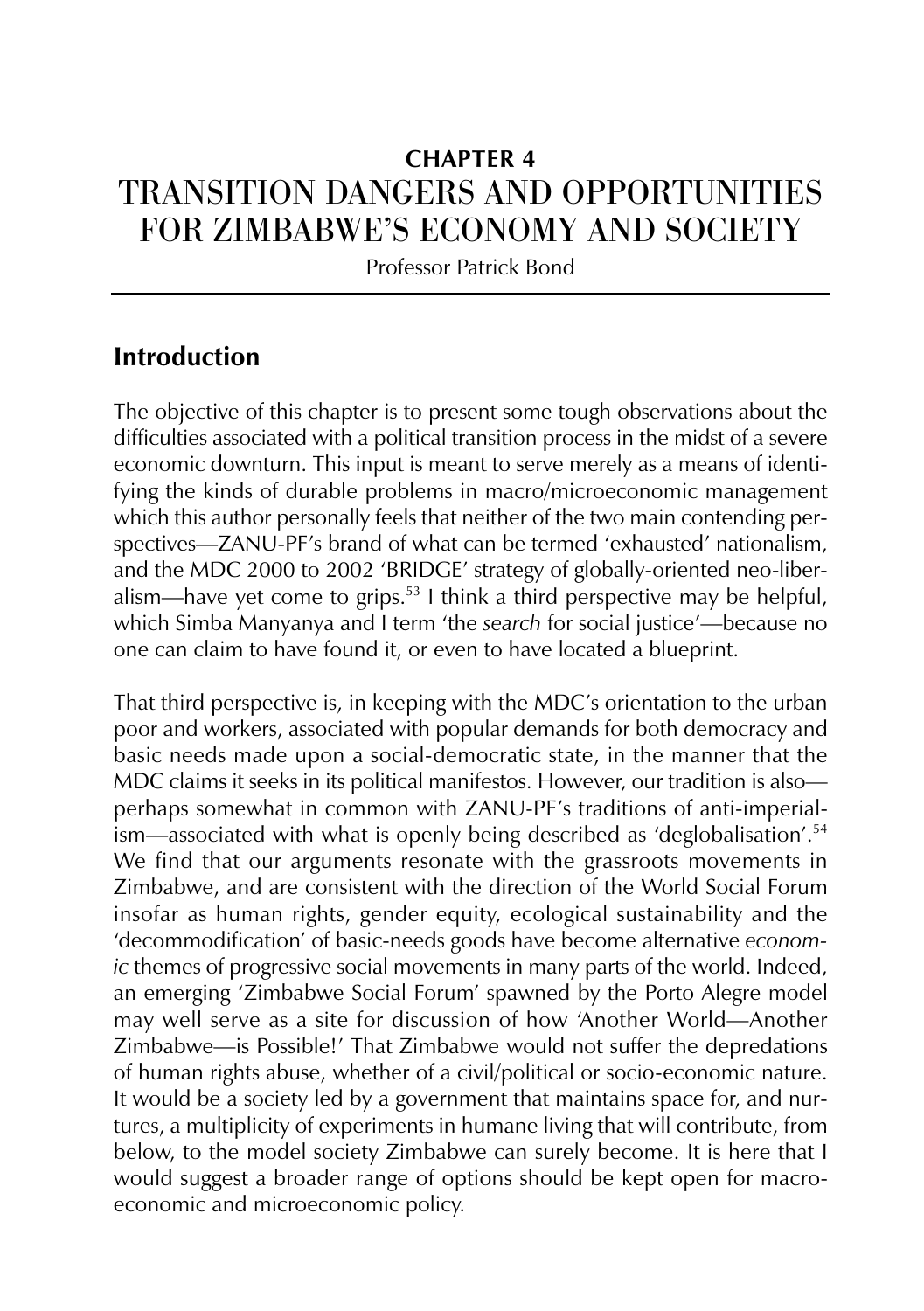**CHAPTER 4**

# TRANSITION DANGERS AND OPPORTUNITIES FOR ZIMBABWE'S ECONOMY AND SOCIETY

Professor Patrick Bond

## Introduction

The objective of this chapter is to present some tough observations about the difficulties associated with a political transition process in the midst of a severe economic downturn. This input is meant to serve merely as a means of identifying the kinds of durable problems in macro/microeconomic management which this author personally feels that neither of the two main contending perspectives—ZANU-PF's brand of what can be termed 'exhausted' nationalism, and the MDC 2000 to 2002 'BRIDGE' strategy of globally-oriented neo-liberalism—have yet come to grips.[53] I think a third perspective may be helpful, which Simba Manyanya and I term 'the *search* for social justice'—because no one can claim to have found it, or even to have located a blueprint.

That third perspective is, in keeping with the MDC's orientation to the urban poor and workers, associated with popular demands for both democracy and basic needs made upon a social-democratic state, in the manner that the MDC claims it seeks in its political manifestos. However, our tradition is also—perhaps somewhat in common with ZANU-PF's traditions of anti-imperialism—associated with what is openly being described as 'deglobalisation'.[54] We find that our arguments resonate with the grassroots movements in Zimbabwe, and are consistent with the direction of the World Social Forum insofar as human rights, gender equity, ecological sustainability and the 'decommodification' of basic-needs goods have become alternative *economic* themes of progressive social movements in many parts of the world. Indeed, an emerging 'Zimbabwe Social Forum' spawned by the Porto Alegre model may well serve as a site for discussion of how 'Another World—Another Zimbabwe—is Possible!' That Zimbabwe would not suffer the depredations of human rights abuse, whether of a civil/political or socio-economic nature. It would be a society led by a government that maintains space for, and nurtures, a multiplicity of experiments in humane living that will contribute, from below, to the model society Zimbabwe can surely become. It is here that I would suggest a broader range of options should be kept open for macroeconomic and microeconomic policy.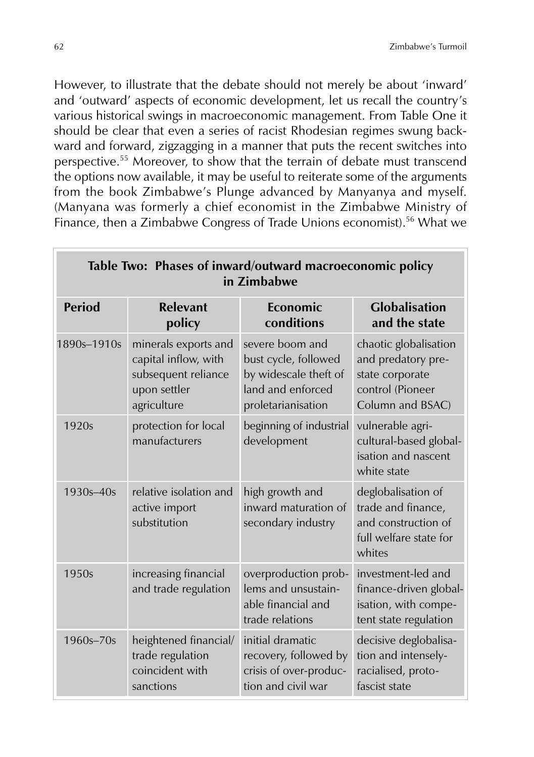However, to illustrate that the debate should not merely be about 'inward' and 'outward' aspects of economic development, let us recall the country's various historical swings in macroeconomic management. From Table One it should be clear that even a series of racist Rhodesian regimes swung backward and forward, zigzagging in a manner that puts the recent switches into perspective.[55] Moreover, to show that the terrain of debate must transcend the options now available, it may be useful to reiterate some of the arguments from the book Zimbabwe's Plunge advanced by Manyanya and myself. (Manyana was formerly a chief economist in the Zimbabwe Ministry of Finance, then a Zimbabwe Congress of Trade Unions economist).[56] What we

**Table Two: Phases of inward/outward macroeconomic policy in Zimbabwe**

| Period | Relevant policy | Economic conditions | Globalisation and the state |
|---|---|---|---|
| 1890s–1910s | minerals exports and capital inflow, with subsequent reliance upon settler agriculture | severe boom and bust cycle, followed by widescale theft of land and enforced proletarianisation | chaotic globalisation and predatory pre-state corporate control (Pioneer Column and BSAC) |
| 1920s | protection for local manufacturers | beginning of industrial development | vulnerable agricultural-based globalisation and nascent white state |
| 1930s–40s | relative isolation and active import substitution | high growth and inward maturation of secondary industry | deglobalisation of trade and finance, and construction of full welfare state for whites |
| 1950s | increasing financial and trade regulation | overproduction problems and unsustainable financial and trade relations | investment-led and finance-driven globalisation, with competent state regulation |
| 1960s–70s | heightened financial/ trade regulation coincident with sanctions | initial dramatic recovery, followed by crisis of over-production and civil war | decisive deglobalisation and intensely-racialised, proto-fascist state |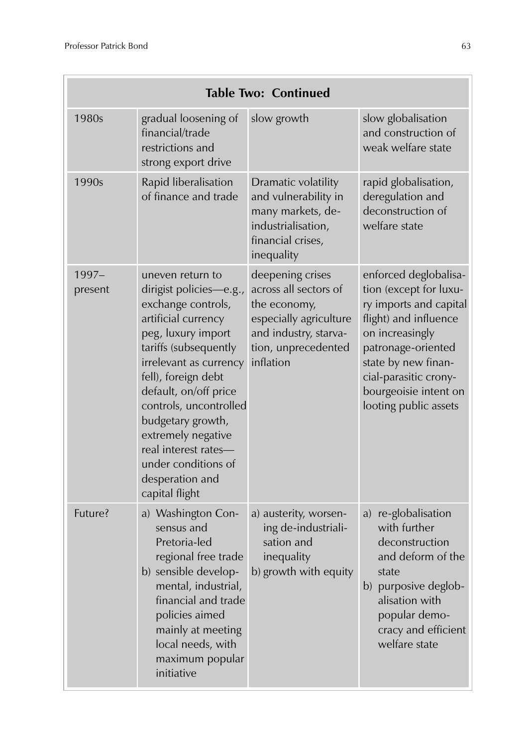| Table Two: Continued | | | |
|---|---|---|---|
| 1980s | gradual loosening of financial/trade restrictions and strong export drive | slow growth | slow globalisation and construction of weak welfare state |
| 1990s | Rapid liberalisation of finance and trade | Dramatic volatility and vulnerability in many markets, de-industrialisation, financial crises, inequality | rapid globalisation, deregulation and deconstruction of welfare state |
| 1997–present | uneven return to dirigist policies—e.g., exchange controls, artificial currency peg, luxury import tariffs (subsequently irrelevant as currency fell), foreign debt default, on/off price controls, uncontrolled budgetary growth, extremely negative real interest rates—under conditions of desperation and capital flight | deepening crises across all sectors of the economy, especially agriculture and industry, starvation, unprecedented inflation | enforced deglobalisation (except for luxury imports and capital flight) and influence on increasingly patronage-oriented state by new financial-parasitic crony-bourgeoisie intent on looting public assets |
| Future? | a) Washington Consensus and Pretoria-led regional free trade<br>b) sensible developmental, industrial, financial and trade policies aimed mainly at meeting local needs, with maximum popular initiative | a) austerity, worsening de-industrialisation and inequality<br>b) growth with equity | a) re-globalisation with further deconstruction and deform of the state<br>b) purposive deglobalisation with popular democracy and efficient welfare state |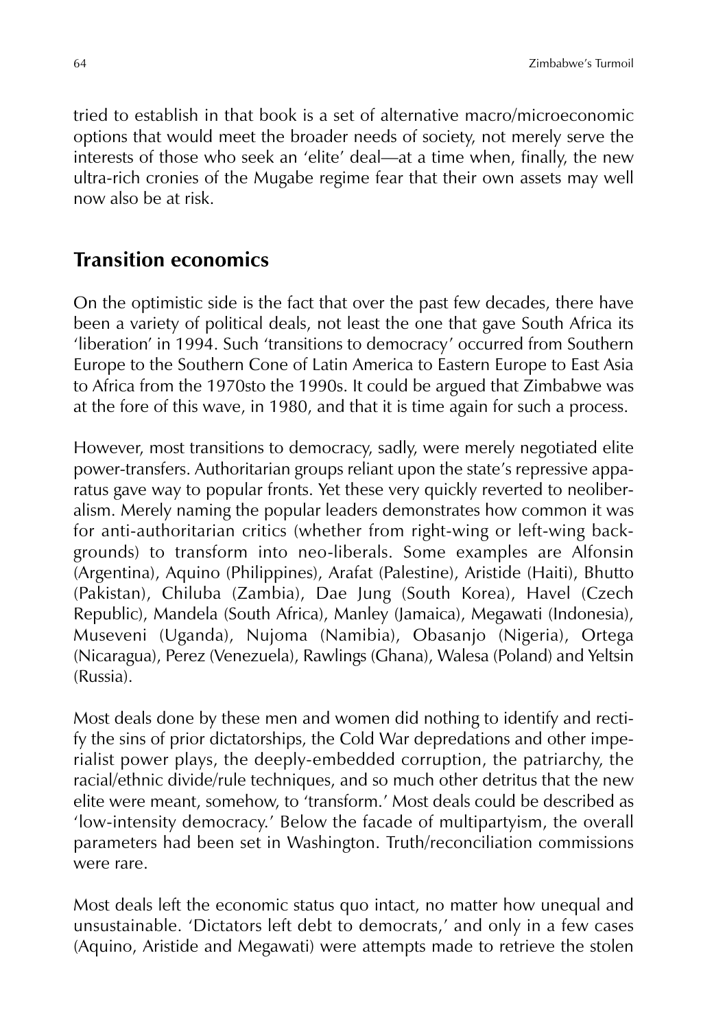tried to establish in that book is a set of alternative macro/microeconomic options that would meet the broader needs of society, not merely serve the interests of those who seek an 'elite' deal—at a time when, finally, the new ultra-rich cronies of the Mugabe regime fear that their own assets may well now also be at risk.

## Transition economics

On the optimistic side is the fact that over the past few decades, there have been a variety of political deals, not least the one that gave South Africa its 'liberation' in 1994. Such 'transitions to democracy' occurred from Southern Europe to the Southern Cone of Latin America to Eastern Europe to East Asia to Africa from the 1970sto the 1990s. It could be argued that Zimbabwe was at the fore of this wave, in 1980, and that it is time again for such a process.

However, most transitions to democracy, sadly, were merely negotiated elite power-transfers. Authoritarian groups reliant upon the state's repressive apparatus gave way to popular fronts. Yet these very quickly reverted to neoliberalism. Merely naming the popular leaders demonstrates how common it was for anti-authoritarian critics (whether from right-wing or left-wing backgrounds) to transform into neo-liberals. Some examples are Alfonsin (Argentina), Aquino (Philippines), Arafat (Palestine), Aristide (Haiti), Bhutto (Pakistan), Chiluba (Zambia), Dae Jung (South Korea), Havel (Czech Republic), Mandela (South Africa), Manley (Jamaica), Megawati (Indonesia), Museveni (Uganda), Nujoma (Namibia), Obasanjo (Nigeria), Ortega (Nicaragua), Perez (Venezuela), Rawlings (Ghana), Walesa (Poland) and Yeltsin (Russia).

Most deals done by these men and women did nothing to identify and rectify the sins of prior dictatorships, the Cold War depredations and other imperialist power plays, the deeply-embedded corruption, the patriarchy, the racial/ethnic divide/rule techniques, and so much other detritus that the new elite were meant, somehow, to 'transform.' Most deals could be described as 'low-intensity democracy.' Below the facade of multipartyism, the overall parameters had been set in Washington. Truth/reconciliation commissions were rare.

Most deals left the economic status quo intact, no matter how unequal and unsustainable. 'Dictators left debt to democrats,' and only in a few cases (Aquino, Aristide and Megawati) were attempts made to retrieve the stolen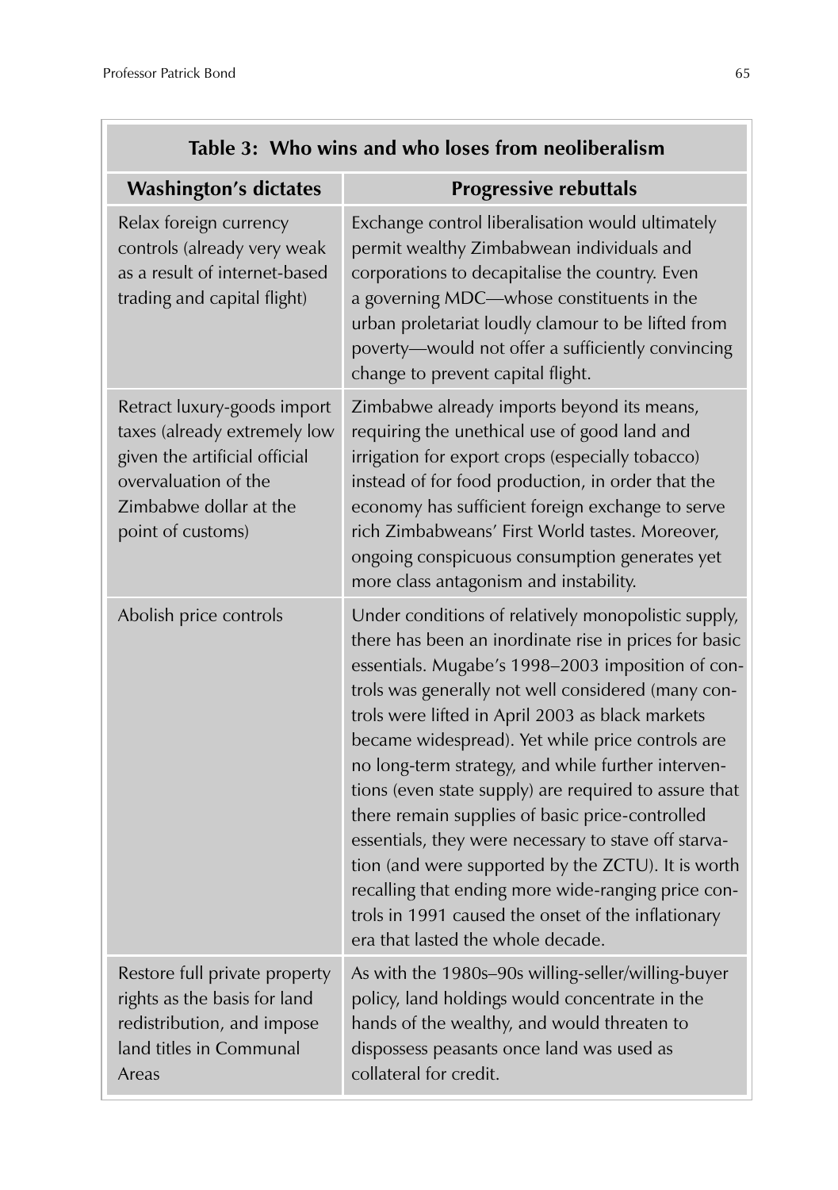**Table 3: Who wins and who loses from neoliberalism**

| Washington's dictates | Progressive rebuttals |
|---|---|
| Relax foreign currency controls (already very weak as a result of internet-based trading and capital flight) | Exchange control liberalisation would ultimately permit wealthy Zimbabwean individuals and corporations to decapitalise the country. Even a governing MDC—whose constituents in the urban proletariat loudly clamour to be lifted from poverty—would not offer a sufficiently convincing change to prevent capital flight. |
| Retract luxury-goods import taxes (already extremely low given the artificial official overvaluation of the Zimbabwe dollar at the point of customs) | Zimbabwe already imports beyond its means, requiring the unethical use of good land and irrigation for export crops (especially tobacco) instead of for food production, in order that the economy has sufficient foreign exchange to serve rich Zimbabweans' First World tastes. Moreover, ongoing conspicuous consumption generates yet more class antagonism and instability. |
| Abolish price controls | Under conditions of relatively monopolistic supply, there has been an inordinate rise in prices for basic essentials. Mugabe's 1998–2003 imposition of controls was generally not well considered (many controls were lifted in April 2003 as black markets became widespread). Yet while price controls are no long-term strategy, and while further interventions (even state supply) are required to assure that there remain supplies of basic price-controlled essentials, they were necessary to stave off starvation (and were supported by the ZCTU). It is worth recalling that ending more wide-ranging price controls in 1991 caused the onset of the inflationary era that lasted the whole decade. |
| Restore full private property rights as the basis for land redistribution, and impose land titles in Communal Areas | As with the 1980s–90s willing-seller/willing-buyer policy, land holdings would concentrate in the hands of the wealthy, and would threaten to dispossess peasants once land was used as collateral for credit. |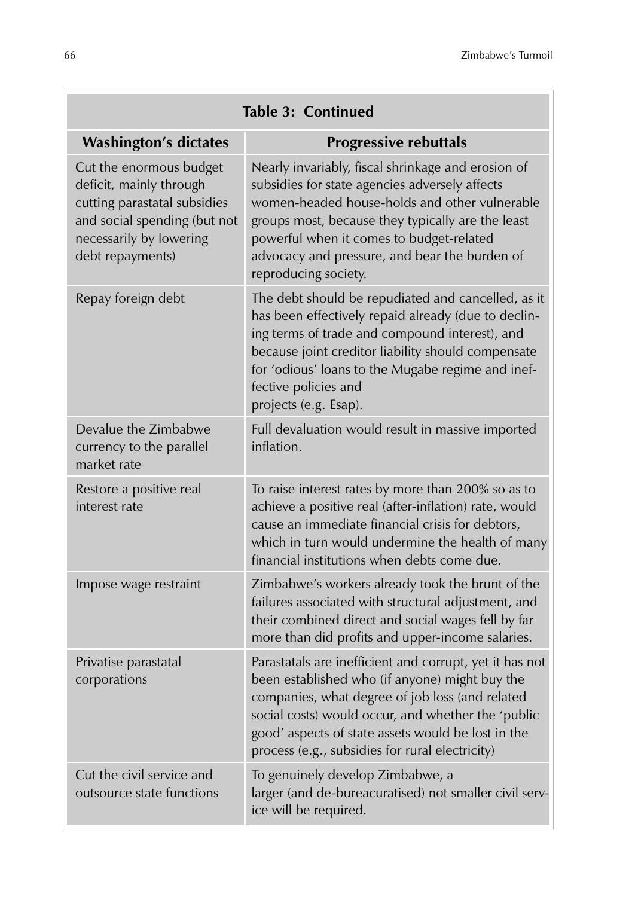| Table 3: Continued | |
|---|---|
| **Washington's dictates** | **Progressive rebuttals** |
| Cut the enormous budget deficit, mainly through cutting parastatal subsidies and social spending (but not necessarily by lowering debt repayments) | Nearly invariably, fiscal shrinkage and erosion of subsidies for state agencies adversely affects women-headed house-holds and other vulnerable groups most, because they typically are the least powerful when it comes to budget-related advocacy and pressure, and bear the burden of reproducing society. |
| Repay foreign debt | The debt should be repudiated and cancelled, as it has been effectively repaid already (due to declining terms of trade and compound interest), and because joint creditor liability should compensate for 'odious' loans to the Mugabe regime and ineffective policies and projects (e.g. Esap). |
| Devalue the Zimbabwe currency to the parallel market rate | Full devaluation would result in massive imported inflation. |
| Restore a positive real interest rate | To raise interest rates by more than 200% so as to achieve a positive real (after-inflation) rate, would cause an immediate financial crisis for debtors, which in turn would undermine the health of many financial institutions when debts come due. |
| Impose wage restraint | Zimbabwe's workers already took the brunt of the failures associated with structural adjustment, and their combined direct and social wages fell by far more than did profits and upper-income salaries. |
| Privatise parastatal corporations | Parastatals are inefficient and corrupt, yet it has not been established who (if anyone) might buy the companies, what degree of job loss (and related social costs) would occur, and whether the 'public good' aspects of state assets would be lost in the process (e.g., subsidies for rural electricity) |
| Cut the civil service and outsource state functions | To genuinely develop Zimbabwe, a larger (and de-bureacuratised) not smaller civil service will be required. |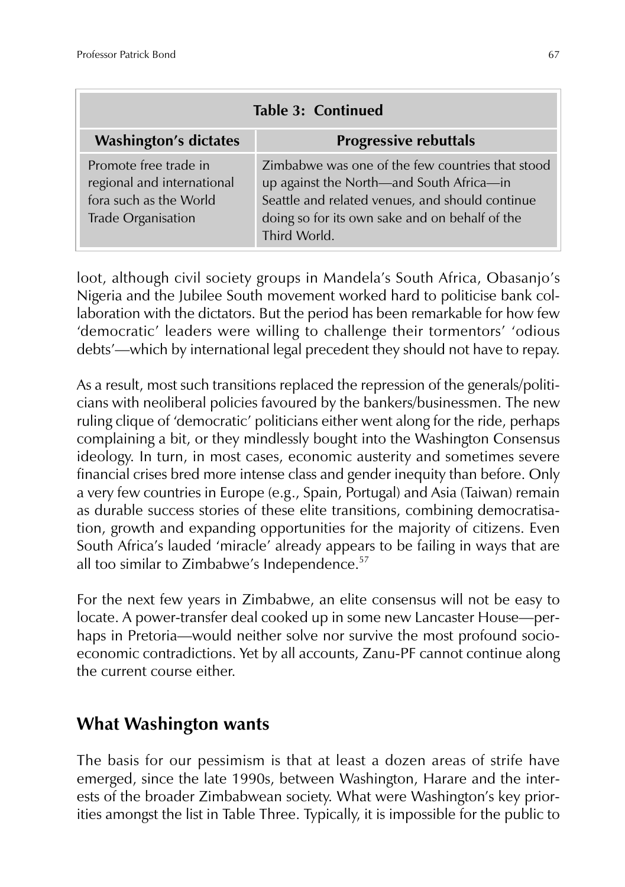| Table 3: Continued | |
|---|---|
| **Washington's dictates** | **Progressive rebuttals** |
| Promote free trade in regional and international fora such as the World Trade Organisation | Zimbabwe was one of the few countries that stood up against the North—and South Africa—in Seattle and related venues, and should continue doing so for its own sake and on behalf of the Third World. |

loot, although civil society groups in Mandela's South Africa, Obasanjo's Nigeria and the Jubilee South movement worked hard to politicise bank collaboration with the dictators. But the period has been remarkable for how few 'democratic' leaders were willing to challenge their tormentors' 'odious debts'—which by international legal precedent they should not have to repay.

As a result, most such transitions replaced the repression of the generals/politicians with neoliberal policies favoured by the bankers/businessmen. The new ruling clique of 'democratic' politicians either went along for the ride, perhaps complaining a bit, or they mindlessly bought into the Washington Consensus ideology. In turn, in most cases, economic austerity and sometimes severe financial crises bred more intense class and gender inequity than before. Only a very few countries in Europe (e.g., Spain, Portugal) and Asia (Taiwan) remain as durable success stories of these elite transitions, combining democratisation, growth and expanding opportunities for the majority of citizens. Even South Africa's lauded 'miracle' already appears to be failing in ways that are all too similar to Zimbabwe's Independence.[57]

For the next few years in Zimbabwe, an elite consensus will not be easy to locate. A power-transfer deal cooked up in some new Lancaster House—perhaps in Pretoria—would neither solve nor survive the most profound socio-economic contradictions. Yet by all accounts, Zanu-PF cannot continue along the current course either.

## What Washington wants

The basis for our pessimism is that at least a dozen areas of strife have emerged, since the late 1990s, between Washington, Harare and the interests of the broader Zimbabwean society. What were Washington's key priorities amongst the list in Table Three. Typically, it is impossible for the public to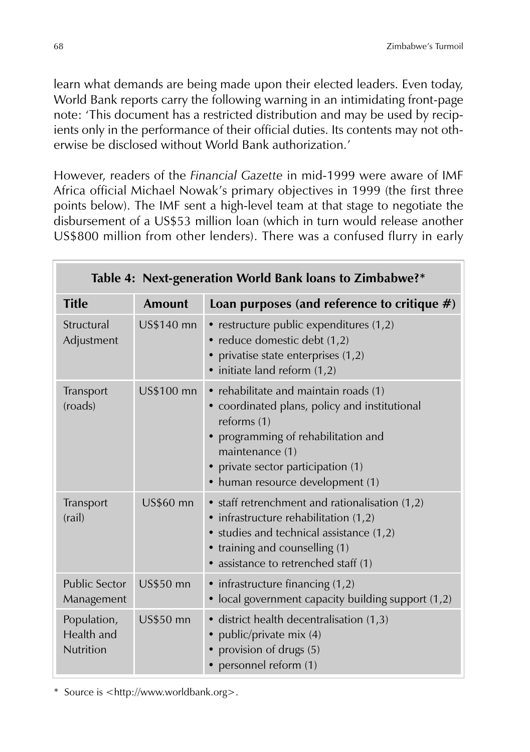learn what demands are being made upon their elected leaders. Even today, World Bank reports carry the following warning in an intimidating front-page note: 'This document has a restricted distribution and may be used by recipients only in the performance of their official duties. Its contents may not otherwise be disclosed without World Bank authorization.'

However, readers of the *Financial Gazette* in mid-1999 were aware of IMF Africa official Michael Nowak's primary objectives in 1999 (the first three points below). The IMF sent a high-level team at that stage to negotiate the disbursement of a US$53 million loan (which in turn would release another US$800 million from other lenders). There was a confused flurry in early

**Table 4: Next-generation World Bank loans to Zimbabwe?***

| Title | Amount | Loan purposes (and reference to critique #) |
|---|---|---|
| Structural Adjustment | US$140 mn | • restructure public expenditures (1,2)<br>• reduce domestic debt (1,2)<br>• privatise state enterprises (1,2)<br>• initiate land reform (1,2) |
| Transport (roads) | US$100 mn | • rehabilitate and maintain roads (1)<br>• coordinated plans, policy and institutional reforms (1)<br>• programming of rehabilitation and maintenance (1)<br>• private sector participation (1)<br>• human resource development (1) |
| Transport (rail) | US$60 mn | • staff retrenchment and rationalisation (1,2)<br>• infrastructure rehabilitation (1,2)<br>• studies and technical assistance (1,2)<br>• training and counselling (1)<br>• assistance to retrenched staff (1) |
| Public Sector Management | US$50 mn | • infrastructure financing (1,2)<br>• local government capacity building support (1,2) |
| Population, Health and Nutrition | US$50 mn | • district health decentralisation (1,3)<br>• public/private mix (4)<br>• provision of drugs (5)<br>• personnel reform (1) |

\* Source is <http://www.worldbank.org>.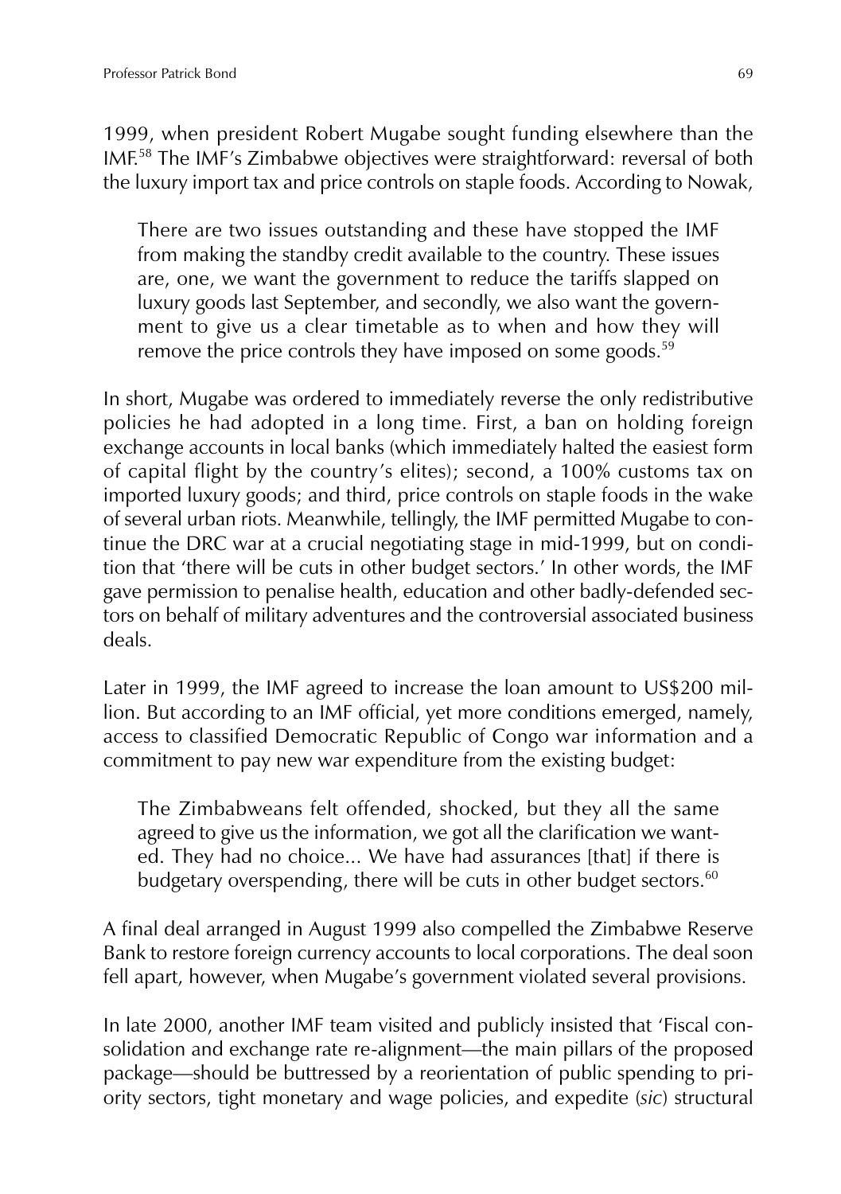1999, when president Robert Mugabe sought funding elsewhere than the IMF.[58] The IMF's Zimbabwe objectives were straightforward: reversal of both the luxury import tax and price controls on staple foods. According to Nowak,

> There are two issues outstanding and these have stopped the IMF from making the standby credit available to the country. These issues are, one, we want the government to reduce the tariffs slapped on luxury goods last September, and secondly, we also want the government to give us a clear timetable as to when and how they will remove the price controls they have imposed on some goods.[59]

In short, Mugabe was ordered to immediately reverse the only redistributive policies he had adopted in a long time. First, a ban on holding foreign exchange accounts in local banks (which immediately halted the easiest form of capital flight by the country's elites); second, a 100% customs tax on imported luxury goods; and third, price controls on staple foods in the wake of several urban riots. Meanwhile, tellingly, the IMF permitted Mugabe to continue the DRC war at a crucial negotiating stage in mid-1999, but on condition that 'there will be cuts in other budget sectors.' In other words, the IMF gave permission to penalise health, education and other badly-defended sectors on behalf of military adventures and the controversial associated business deals.

Later in 1999, the IMF agreed to increase the loan amount to US$200 million. But according to an IMF official, yet more conditions emerged, namely, access to classified Democratic Republic of Congo war information and a commitment to pay new war expenditure from the existing budget:

> The Zimbabweans felt offended, shocked, but they all the same agreed to give us the information, we got all the clarification we wanted. They had no choice... We have had assurances [that] if there is budgetary overspending, there will be cuts in other budget sectors.[60]

A final deal arranged in August 1999 also compelled the Zimbabwe Reserve Bank to restore foreign currency accounts to local corporations. The deal soon fell apart, however, when Mugabe's government violated several provisions.

In late 2000, another IMF team visited and publicly insisted that 'Fiscal consolidation and exchange rate re-alignment—the main pillars of the proposed package—should be buttressed by a reorientation of public spending to priority sectors, tight monetary and wage policies, and expedite (*sic*) structural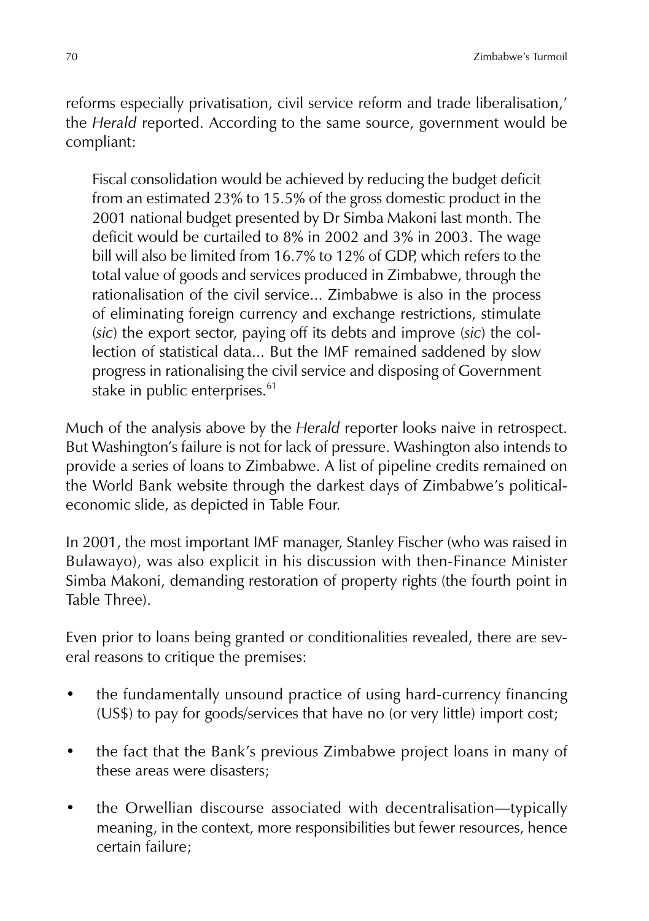reforms especially privatisation, civil service reform and trade liberalisation,' the *Herald* reported. According to the same source, government would be compliant:

> Fiscal consolidation would be achieved by reducing the budget deficit from an estimated 23% to 15.5% of the gross domestic product in the 2001 national budget presented by Dr Simba Makoni last month. The deficit would be curtailed to 8% in 2002 and 3% in 2003. The wage bill will also be limited from 16.7% to 12% of GDP, which refers to the total value of goods and services produced in Zimbabwe, through the rationalisation of the civil service... Zimbabwe is also in the process of eliminating foreign currency and exchange restrictions, stimulate (*sic*) the export sector, paying off its debts and improve (*sic*) the collection of statistical data... But the IMF remained saddened by slow progress in rationalising the civil service and disposing of Government stake in public enterprises.[61]

Much of the analysis above by the *Herald* reporter looks naive in retrospect. But Washington's failure is not for lack of pressure. Washington also intends to provide a series of loans to Zimbabwe. A list of pipeline credits remained on the World Bank website through the darkest days of Zimbabwe's political-economic slide, as depicted in Table Four.

In 2001, the most important IMF manager, Stanley Fischer (who was raised in Bulawayo), was also explicit in his discussion with then-Finance Minister Simba Makoni, demanding restoration of property rights (the fourth point in Table Three).

Even prior to loans being granted or conditionalities revealed, there are several reasons to critique the premises:

- the fundamentally unsound practice of using hard-currency financing (US$) to pay for goods/services that have no (or very little) import cost;
- the fact that the Bank's previous Zimbabwe project loans in many of these areas were disasters;
- the Orwellian discourse associated with decentralisation—typically meaning, in the context, more responsibilities but fewer resources, hence certain failure;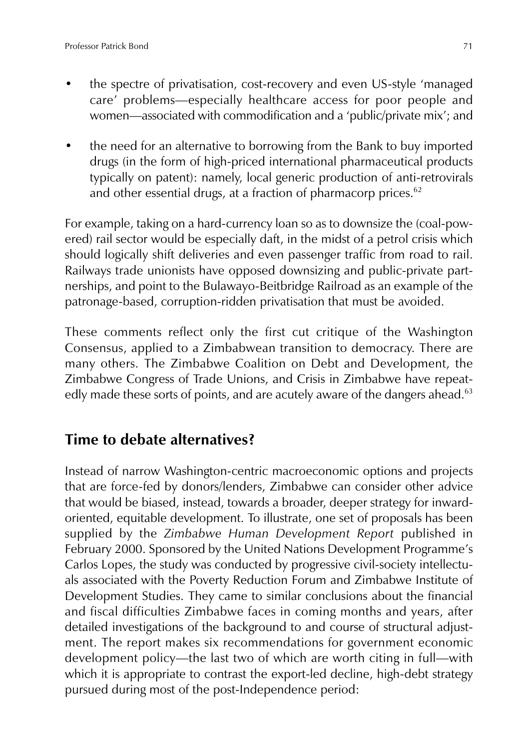- the spectre of privatisation, cost-recovery and even US-style 'managed care' problems—especially healthcare access for poor people and women—associated with commodification and a 'public/private mix'; and

- the need for an alternative to borrowing from the Bank to buy imported drugs (in the form of high-priced international pharmaceutical products typically on patent): namely, local generic production of anti-retrovirals and other essential drugs, at a fraction of pharmacorp prices.[62]

For example, taking on a hard-currency loan so as to downsize the (coal-powered) rail sector would be especially daft, in the midst of a petrol crisis which should logically shift deliveries and even passenger traffic from road to rail. Railways trade unionists have opposed downsizing and public-private partnerships, and point to the Bulawayo-Beitbridge Railroad as an example of the patronage-based, corruption-ridden privatisation that must be avoided.

These comments reflect only the first cut critique of the Washington Consensus, applied to a Zimbabwean transition to democracy. There are many others. The Zimbabwe Coalition on Debt and Development, the Zimbabwe Congress of Trade Unions, and Crisis in Zimbabwe have repeatedly made these sorts of points, and are acutely aware of the dangers ahead.[63]

## Time to debate alternatives?

Instead of narrow Washington-centric macroeconomic options and projects that are force-fed by donors/lenders, Zimbabwe can consider other advice that would be biased, instead, towards a broader, deeper strategy for inward-oriented, equitable development. To illustrate, one set of proposals has been supplied by the *Zimbabwe Human Development Report* published in February 2000. Sponsored by the United Nations Development Programme's Carlos Lopes, the study was conducted by progressive civil-society intellectuals associated with the Poverty Reduction Forum and Zimbabwe Institute of Development Studies. They came to similar conclusions about the financial and fiscal difficulties Zimbabwe faces in coming months and years, after detailed investigations of the background to and course of structural adjustment. The report makes six recommendations for government economic development policy—the last two of which are worth citing in full—with which it is appropriate to contrast the export-led decline, high-debt strategy pursued during most of the post-Independence period: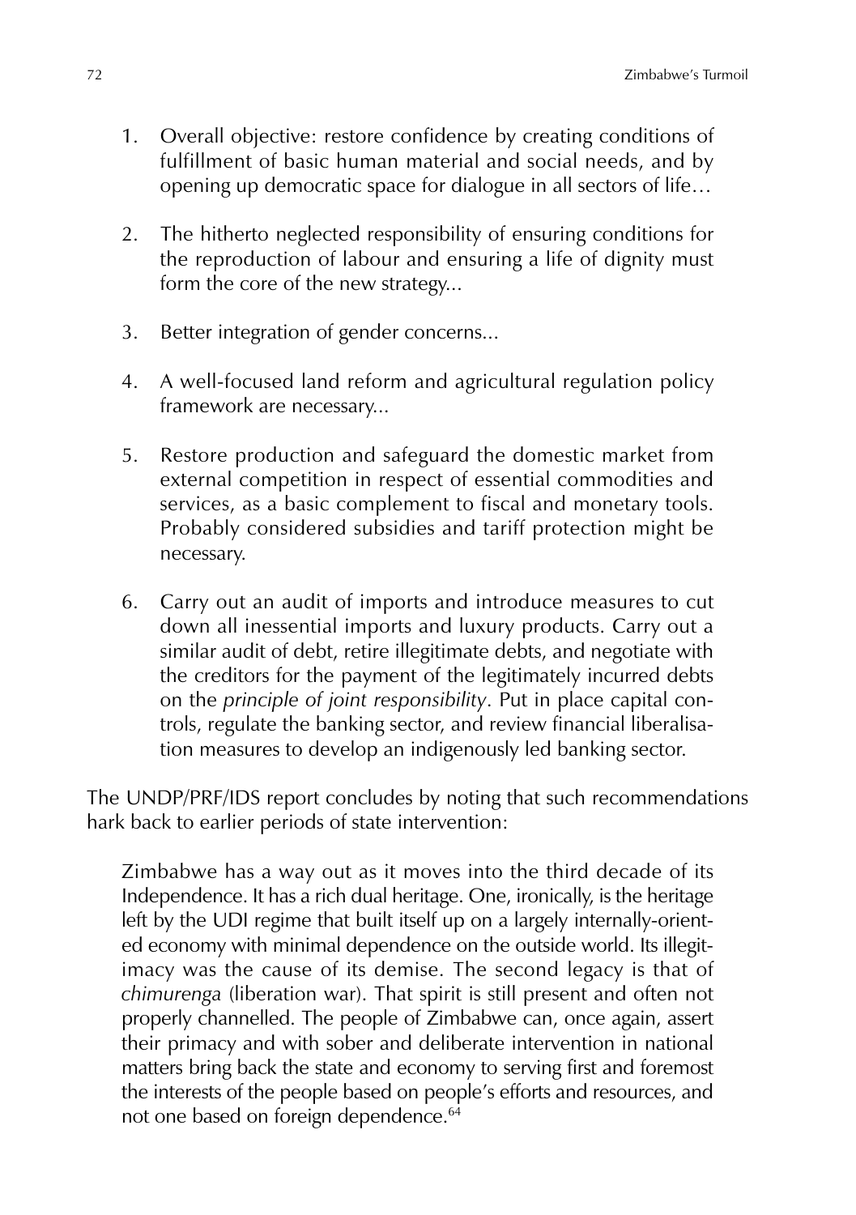1. Overall objective: restore confidence by creating conditions of fulfillment of basic human material and social needs, and by opening up democratic space for dialogue in all sectors of life…

2. The hitherto neglected responsibility of ensuring conditions for the reproduction of labour and ensuring a life of dignity must form the core of the new strategy...

3. Better integration of gender concerns...

4. A well-focused land reform and agricultural regulation policy framework are necessary...

5. Restore production and safeguard the domestic market from external competition in respect of essential commodities and services, as a basic complement to fiscal and monetary tools. Probably considered subsidies and tariff protection might be necessary.

6. Carry out an audit of imports and introduce measures to cut down all inessential imports and luxury products. Carry out a similar audit of debt, retire illegitimate debts, and negotiate with the creditors for the payment of the legitimately incurred debts on the *principle of joint responsibility*. Put in place capital controls, regulate the banking sector, and review financial liberalisation measures to develop an indigenously led banking sector.

The UNDP/PRF/IDS report concludes by noting that such recommendations hark back to earlier periods of state intervention:

> Zimbabwe has a way out as it moves into the third decade of its Independence. It has a rich dual heritage. One, ironically, is the heritage left by the UDI regime that built itself up on a largely internally-oriented economy with minimal dependence on the outside world. Its illegitimacy was the cause of its demise. The second legacy is that of *chimurenga* (liberation war). That spirit is still present and often not properly channelled. The people of Zimbabwe can, once again, assert their primacy and with sober and deliberate intervention in national matters bring back the state and economy to serving first and foremost the interests of the people based on people's efforts and resources, and not one based on foreign dependence.[64]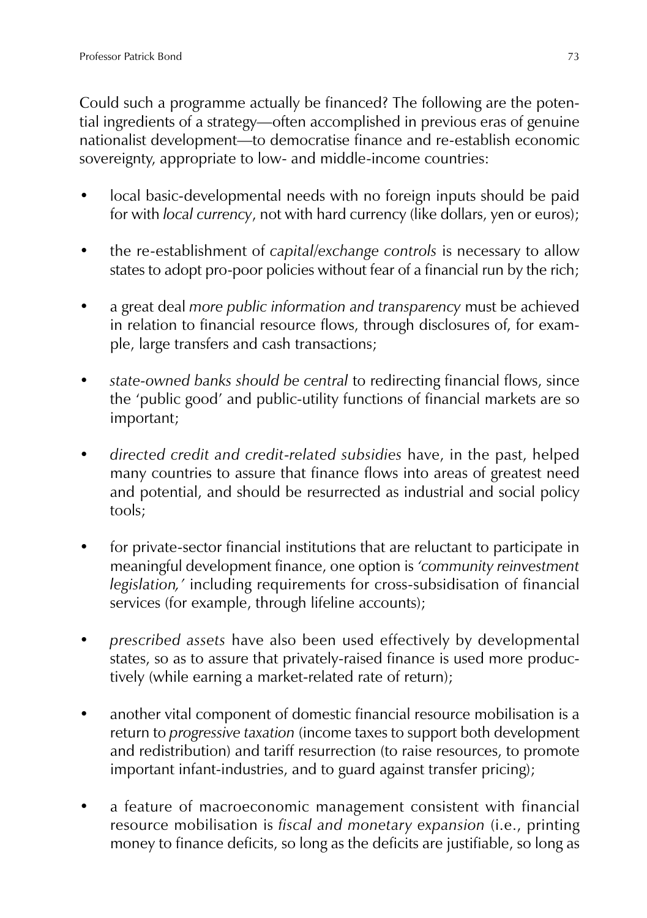Could such a programme actually be financed? The following are the potential ingredients of a strategy—often accomplished in previous eras of genuine nationalist development—to democratise finance and re-establish economic sovereignty, appropriate to low- and middle-income countries:

- local basic-developmental needs with no foreign inputs should be paid for with *local currency*, not with hard currency (like dollars, yen or euros);

- the re-establishment of *capital/exchange controls* is necessary to allow states to adopt pro-poor policies without fear of a financial run by the rich;

- a great deal *more public information and transparency* must be achieved in relation to financial resource flows, through disclosures of, for example, large transfers and cash transactions;

- *state-owned banks should be central* to redirecting financial flows, since the 'public good' and public-utility functions of financial markets are so important;

- *directed credit and credit-related subsidies* have, in the past, helped many countries to assure that finance flows into areas of greatest need and potential, and should be resurrected as industrial and social policy tools;

- for private-sector financial institutions that are reluctant to participate in meaningful development finance, one option is *'community reinvestment legislation,'* including requirements for cross-subsidisation of financial services (for example, through lifeline accounts);

- *prescribed assets* have also been used effectively by developmental states, so as to assure that privately-raised finance is used more productively (while earning a market-related rate of return);

- another vital component of domestic financial resource mobilisation is a return to *progressive taxation* (income taxes to support both development and redistribution) and tariff resurrection (to raise resources, to promote important infant-industries, and to guard against transfer pricing);

- a feature of macroeconomic management consistent with financial resource mobilisation is *fiscal and monetary expansion* (i.e., printing money to finance deficits, so long as the deficits are justifiable, so long as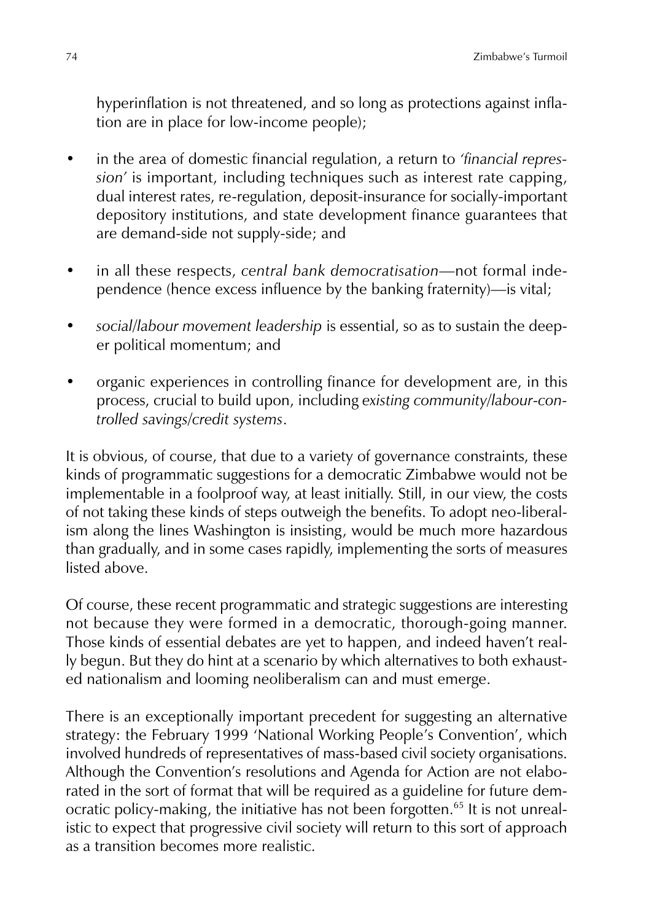hyperinflation is not threatened, and so long as protections against inflation are in place for low-income people);

- in the area of domestic financial regulation, a return to *'financial repression'* is important, including techniques such as interest rate capping, dual interest rates, re-regulation, deposit-insurance for socially-important depository institutions, and state development finance guarantees that are demand-side not supply-side; and

- in all these respects, *central bank democratisation*—not formal independence (hence excess influence by the banking fraternity)—is vital;

- *social/labour movement leadership* is essential, so as to sustain the deeper political momentum; and

- organic experiences in controlling finance for development are, in this process, crucial to build upon, including *existing community/labour-controlled savings/credit systems*.

It is obvious, of course, that due to a variety of governance constraints, these kinds of programmatic suggestions for a democratic Zimbabwe would not be implementable in a foolproof way, at least initially. Still, in our view, the costs of not taking these kinds of steps outweigh the benefits. To adopt neo-liberalism along the lines Washington is insisting, would be much more hazardous than gradually, and in some cases rapidly, implementing the sorts of measures listed above.

Of course, these recent programmatic and strategic suggestions are interesting not because they were formed in a democratic, thorough-going manner. Those kinds of essential debates are yet to happen, and indeed haven't really begun. But they do hint at a scenario by which alternatives to both exhausted nationalism and looming neoliberalism can and must emerge.

There is an exceptionally important precedent for suggesting an alternative strategy: the February 1999 'National Working People's Convention', which involved hundreds of representatives of mass-based civil society organisations. Although the Convention's resolutions and Agenda for Action are not elaborated in the sort of format that will be required as a guideline for future democratic policy-making, the initiative has not been forgotten.[65] It is not unrealistic to expect that progressive civil society will return to this sort of approach as a transition becomes more realistic.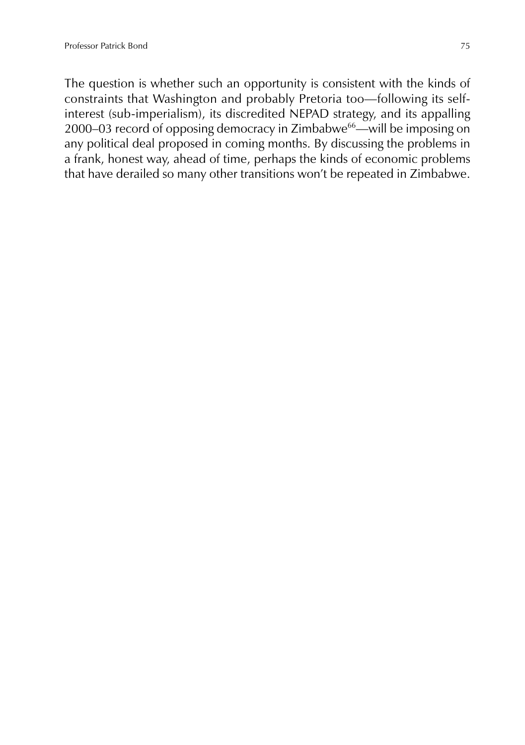The question is whether such an opportunity is consistent with the kinds of constraints that Washington and probably Pretoria too—following its self-interest (sub-imperialism), its discredited NEPAD strategy, and its appalling 2000–03 record of opposing democracy in Zimbabwe[66]—will be imposing on any political deal proposed in coming months. By discussing the problems in a frank, honest way, ahead of time, perhaps the kinds of economic problems that have derailed so many other transitions won't be repeated in Zimbabwe.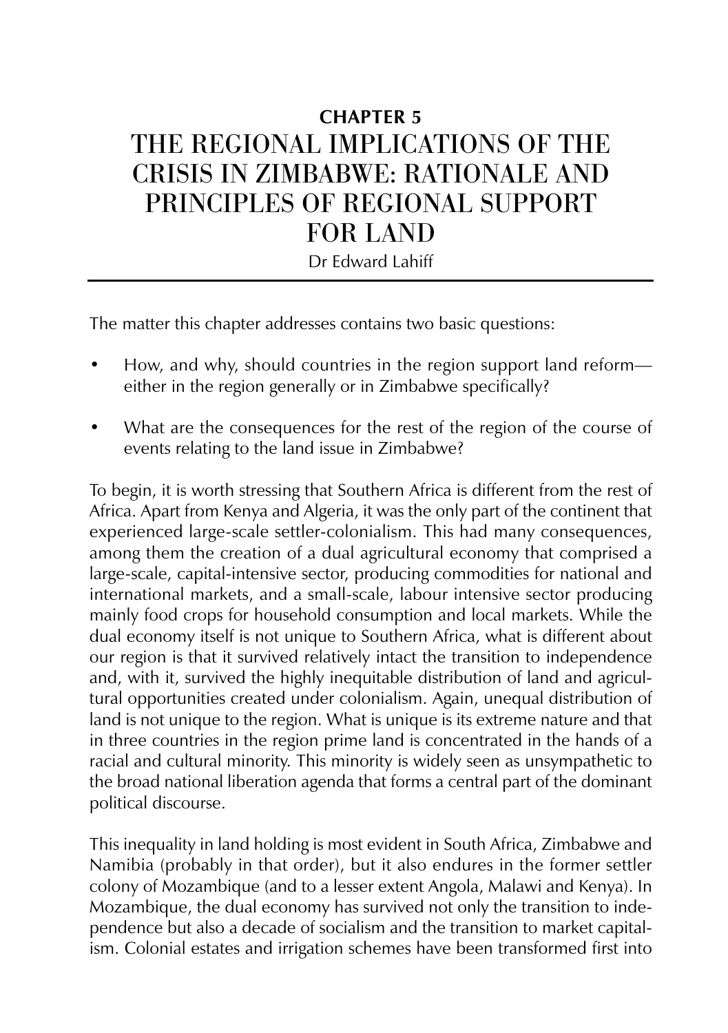**CHAPTER 5**

# THE REGIONAL IMPLICATIONS OF THE CRISIS IN ZIMBABWE: RATIONALE AND PRINCIPLES OF REGIONAL SUPPORT FOR LAND

Dr Edward Lahiff

The matter this chapter addresses contains two basic questions:

- How, and why, should countries in the region support land reform—either in the region generally or in Zimbabwe specifically?
- What are the consequences for the rest of the region of the course of events relating to the land issue in Zimbabwe?

To begin, it is worth stressing that Southern Africa is different from the rest of Africa. Apart from Kenya and Algeria, it was the only part of the continent that experienced large-scale settler-colonialism. This had many consequences, among them the creation of a dual agricultural economy that comprised a large-scale, capital-intensive sector, producing commodities for national and international markets, and a small-scale, labour intensive sector producing mainly food crops for household consumption and local markets. While the dual economy itself is not unique to Southern Africa, what is different about our region is that it survived relatively intact the transition to independence and, with it, survived the highly inequitable distribution of land and agricultural opportunities created under colonialism. Again, unequal distribution of land is not unique to the region. What is unique is its extreme nature and that in three countries in the region prime land is concentrated in the hands of a racial and cultural minority. This minority is widely seen as unsympathetic to the broad national liberation agenda that forms a central part of the dominant political discourse.

This inequality in land holding is most evident in South Africa, Zimbabwe and Namibia (probably in that order), but it also endures in the former settler colony of Mozambique (and to a lesser extent Angola, Malawi and Kenya). In Mozambique, the dual economy has survived not only the transition to independence but also a decade of socialism and the transition to market capitalism. Colonial estates and irrigation schemes have been transformed first into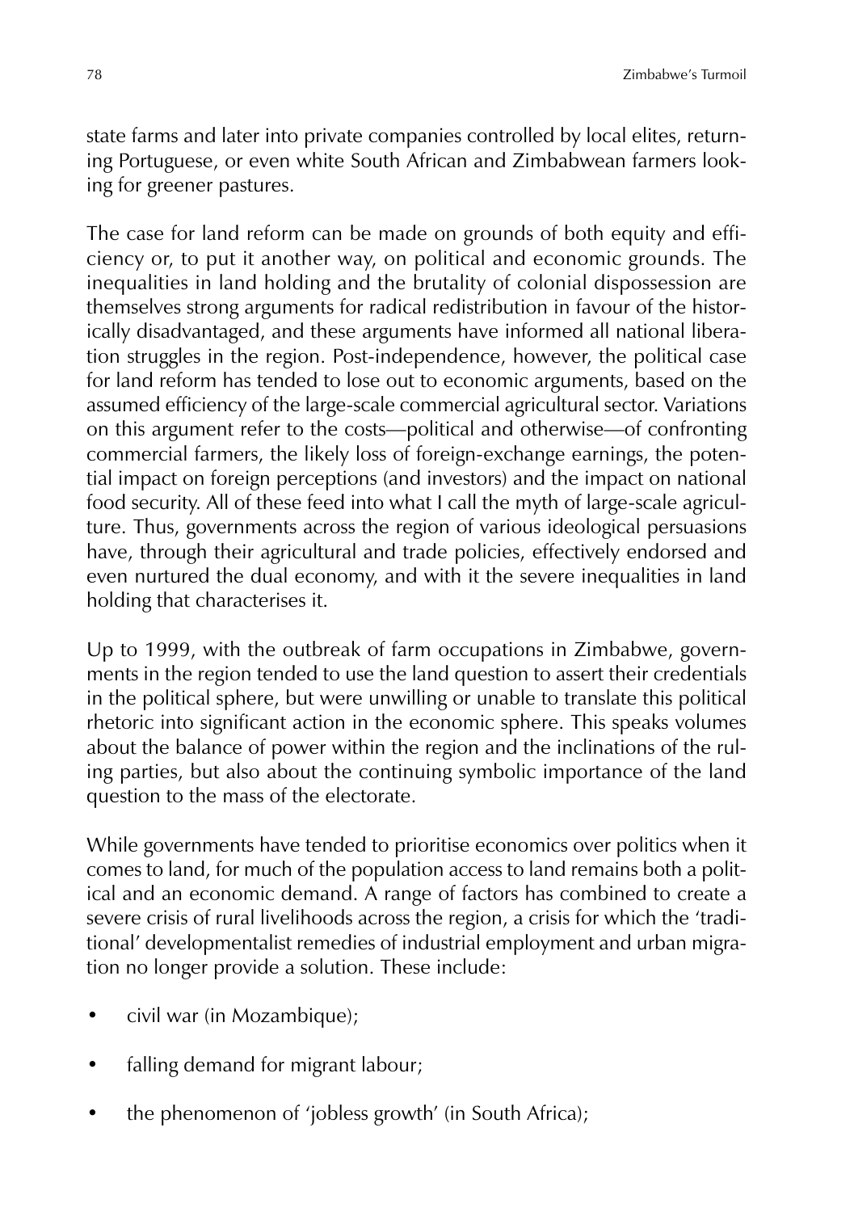state farms and later into private companies controlled by local elites, returning Portuguese, or even white South African and Zimbabwean farmers looking for greener pastures.

The case for land reform can be made on grounds of both equity and efficiency or, to put it another way, on political and economic grounds. The inequalities in land holding and the brutality of colonial dispossession are themselves strong arguments for radical redistribution in favour of the historically disadvantaged, and these arguments have informed all national liberation struggles in the region. Post-independence, however, the political case for land reform has tended to lose out to economic arguments, based on the assumed efficiency of the large-scale commercial agricultural sector. Variations on this argument refer to the costs—political and otherwise—of confronting commercial farmers, the likely loss of foreign-exchange earnings, the potential impact on foreign perceptions (and investors) and the impact on national food security. All of these feed into what I call the myth of large-scale agriculture. Thus, governments across the region of various ideological persuasions have, through their agricultural and trade policies, effectively endorsed and even nurtured the dual economy, and with it the severe inequalities in land holding that characterises it.

Up to 1999, with the outbreak of farm occupations in Zimbabwe, governments in the region tended to use the land question to assert their credentials in the political sphere, but were unwilling or unable to translate this political rhetoric into significant action in the economic sphere. This speaks volumes about the balance of power within the region and the inclinations of the ruling parties, but also about the continuing symbolic importance of the land question to the mass of the electorate.

While governments have tended to prioritise economics over politics when it comes to land, for much of the population access to land remains both a political and an economic demand. A range of factors has combined to create a severe crisis of rural livelihoods across the region, a crisis for which the 'traditional' developmentalist remedies of industrial employment and urban migration no longer provide a solution. These include:

- civil war (in Mozambique);
- falling demand for migrant labour;
- the phenomenon of 'jobless growth' (in South Africa);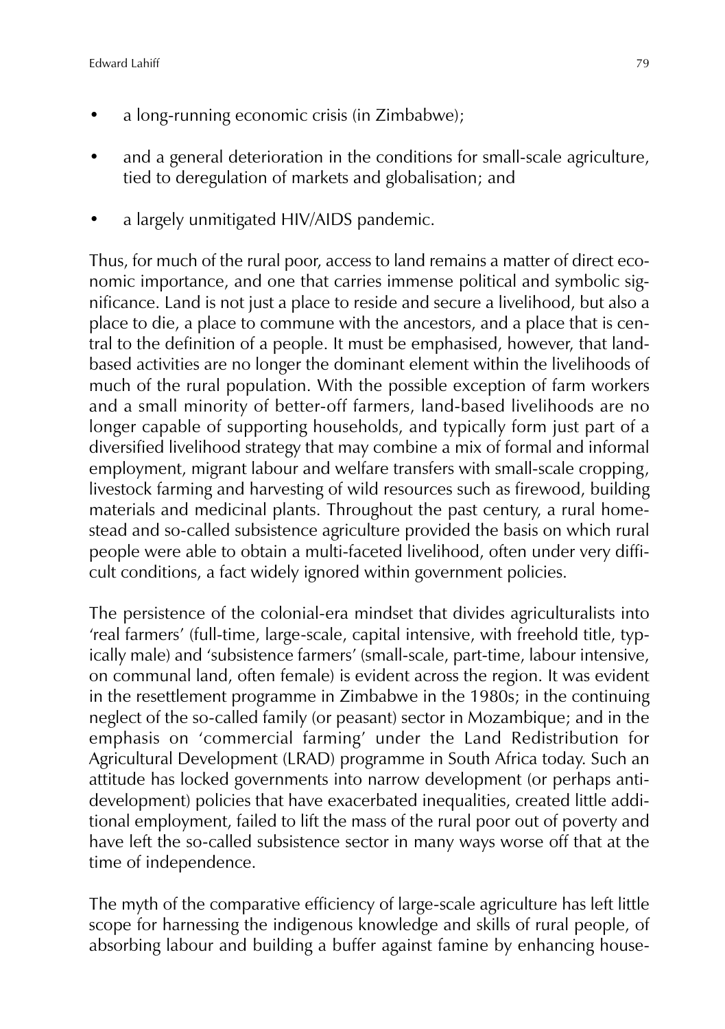- a long-running economic crisis (in Zimbabwe);
- and a general deterioration in the conditions for small-scale agriculture, tied to deregulation of markets and globalisation; and
- a largely unmitigated HIV/AIDS pandemic.

Thus, for much of the rural poor, access to land remains a matter of direct economic importance, and one that carries immense political and symbolic significance. Land is not just a place to reside and secure a livelihood, but also a place to die, a place to commune with the ancestors, and a place that is central to the definition of a people. It must be emphasised, however, that land-based activities are no longer the dominant element within the livelihoods of much of the rural population. With the possible exception of farm workers and a small minority of better-off farmers, land-based livelihoods are no longer capable of supporting households, and typically form just part of a diversified livelihood strategy that may combine a mix of formal and informal employment, migrant labour and welfare transfers with small-scale cropping, livestock farming and harvesting of wild resources such as firewood, building materials and medicinal plants. Throughout the past century, a rural homestead and so-called subsistence agriculture provided the basis on which rural people were able to obtain a multi-faceted livelihood, often under very difficult conditions, a fact widely ignored within government policies.

The persistence of the colonial-era mindset that divides agriculturalists into 'real farmers' (full-time, large-scale, capital intensive, with freehold title, typically male) and 'subsistence farmers' (small-scale, part-time, labour intensive, on communal land, often female) is evident across the region. It was evident in the resettlement programme in Zimbabwe in the 1980s; in the continuing neglect of the so-called family (or peasant) sector in Mozambique; and in the emphasis on 'commercial farming' under the Land Redistribution for Agricultural Development (LRAD) programme in South Africa today. Such an attitude has locked governments into narrow development (or perhaps anti-development) policies that have exacerbated inequalities, created little additional employment, failed to lift the mass of the rural poor out of poverty and have left the so-called subsistence sector in many ways worse off that at the time of independence.

The myth of the comparative efficiency of large-scale agriculture has left little scope for harnessing the indigenous knowledge and skills of rural people, of absorbing labour and building a buffer against famine by enhancing house-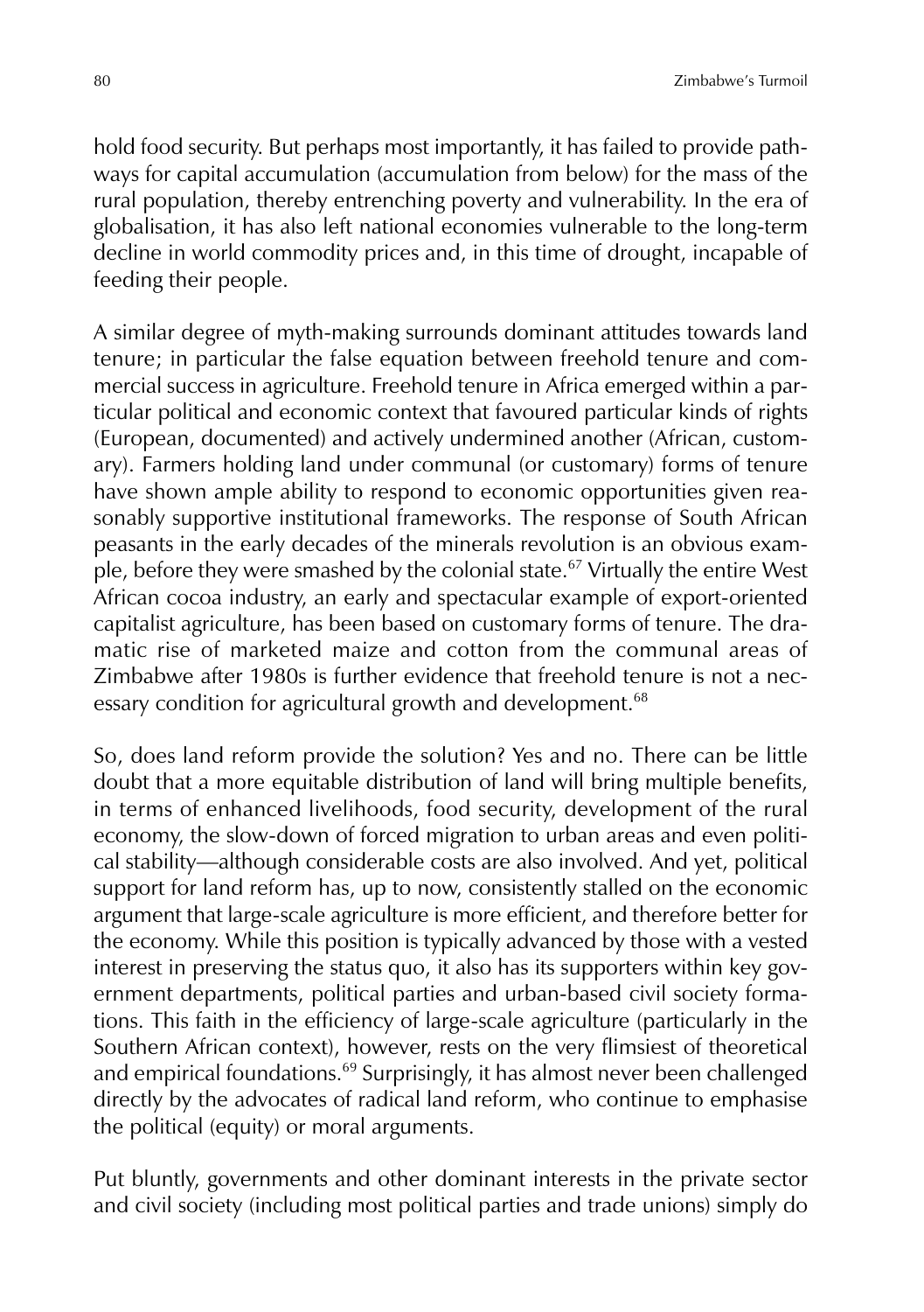hold food security. But perhaps most importantly, it has failed to provide pathways for capital accumulation (accumulation from below) for the mass of the rural population, thereby entrenching poverty and vulnerability. In the era of globalisation, it has also left national economies vulnerable to the long-term decline in world commodity prices and, in this time of drought, incapable of feeding their people.

A similar degree of myth-making surrounds dominant attitudes towards land tenure; in particular the false equation between freehold tenure and commercial success in agriculture. Freehold tenure in Africa emerged within a particular political and economic context that favoured particular kinds of rights (European, documented) and actively undermined another (African, customary). Farmers holding land under communal (or customary) forms of tenure have shown ample ability to respond to economic opportunities given reasonably supportive institutional frameworks. The response of South African peasants in the early decades of the minerals revolution is an obvious example, before they were smashed by the colonial state.[67] Virtually the entire West African cocoa industry, an early and spectacular example of export-oriented capitalist agriculture, has been based on customary forms of tenure. The dramatic rise of marketed maize and cotton from the communal areas of Zimbabwe after 1980s is further evidence that freehold tenure is not a necessary condition for agricultural growth and development.[68]

So, does land reform provide the solution? Yes and no. There can be little doubt that a more equitable distribution of land will bring multiple benefits, in terms of enhanced livelihoods, food security, development of the rural economy, the slow-down of forced migration to urban areas and even political stability—although considerable costs are also involved. And yet, political support for land reform has, up to now, consistently stalled on the economic argument that large-scale agriculture is more efficient, and therefore better for the economy. While this position is typically advanced by those with a vested interest in preserving the status quo, it also has its supporters within key government departments, political parties and urban-based civil society formations. This faith in the efficiency of large-scale agriculture (particularly in the Southern African context), however, rests on the very flimsiest of theoretical and empirical foundations.[69] Surprisingly, it has almost never been challenged directly by the advocates of radical land reform, who continue to emphasise the political (equity) or moral arguments.

Put bluntly, governments and other dominant interests in the private sector and civil society (including most political parties and trade unions) simply do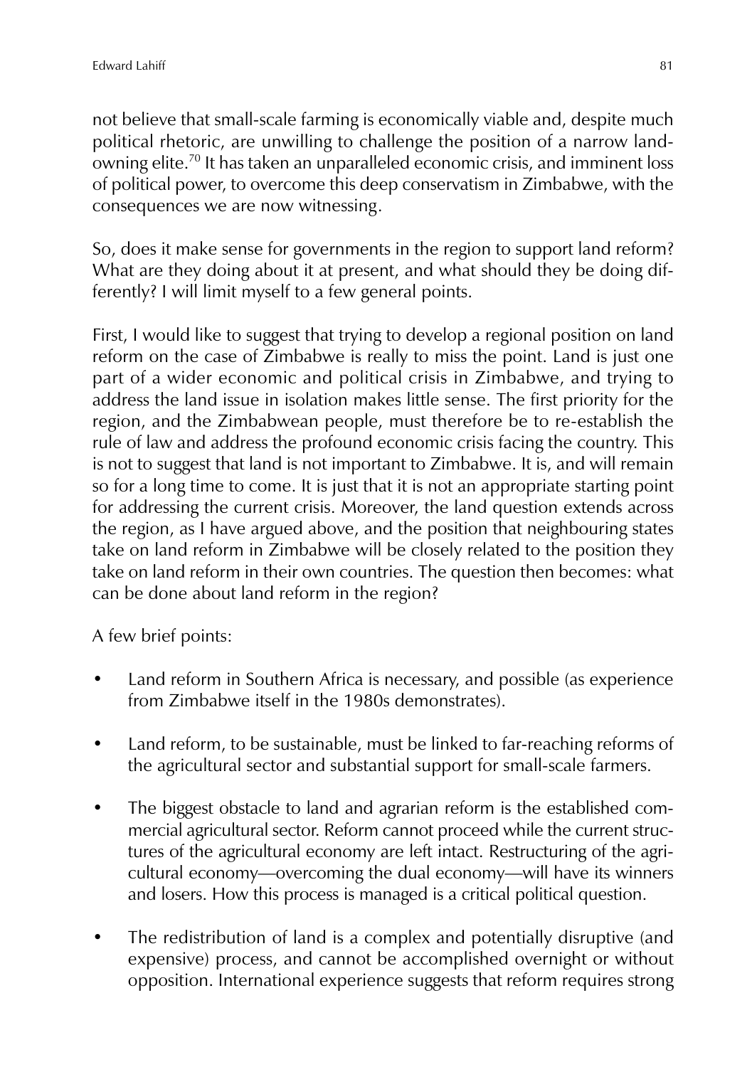not believe that small-scale farming is economically viable and, despite much political rhetoric, are unwilling to challenge the position of a narrow land-owning elite.[70] It has taken an unparalleled economic crisis, and imminent loss of political power, to overcome this deep conservatism in Zimbabwe, with the consequences we are now witnessing.

So, does it make sense for governments in the region to support land reform? What are they doing about it at present, and what should they be doing differently? I will limit myself to a few general points.

First, I would like to suggest that trying to develop a regional position on land reform on the case of Zimbabwe is really to miss the point. Land is just one part of a wider economic and political crisis in Zimbabwe, and trying to address the land issue in isolation makes little sense. The first priority for the region, and the Zimbabwean people, must therefore be to re-establish the rule of law and address the profound economic crisis facing the country. This is not to suggest that land is not important to Zimbabwe. It is, and will remain so for a long time to come. It is just that it is not an appropriate starting point for addressing the current crisis. Moreover, the land question extends across the region, as I have argued above, and the position that neighbouring states take on land reform in Zimbabwe will be closely related to the position they take on land reform in their own countries. The question then becomes: what can be done about land reform in the region?

A few brief points:

- Land reform in Southern Africa is necessary, and possible (as experience from Zimbabwe itself in the 1980s demonstrates).
- Land reform, to be sustainable, must be linked to far-reaching reforms of the agricultural sector and substantial support for small-scale farmers.
- The biggest obstacle to land and agrarian reform is the established commercial agricultural sector. Reform cannot proceed while the current structures of the agricultural economy are left intact. Restructuring of the agricultural economy—overcoming the dual economy—will have its winners and losers. How this process is managed is a critical political question.
- The redistribution of land is a complex and potentially disruptive (and expensive) process, and cannot be accomplished overnight or without opposition. International experience suggests that reform requires strong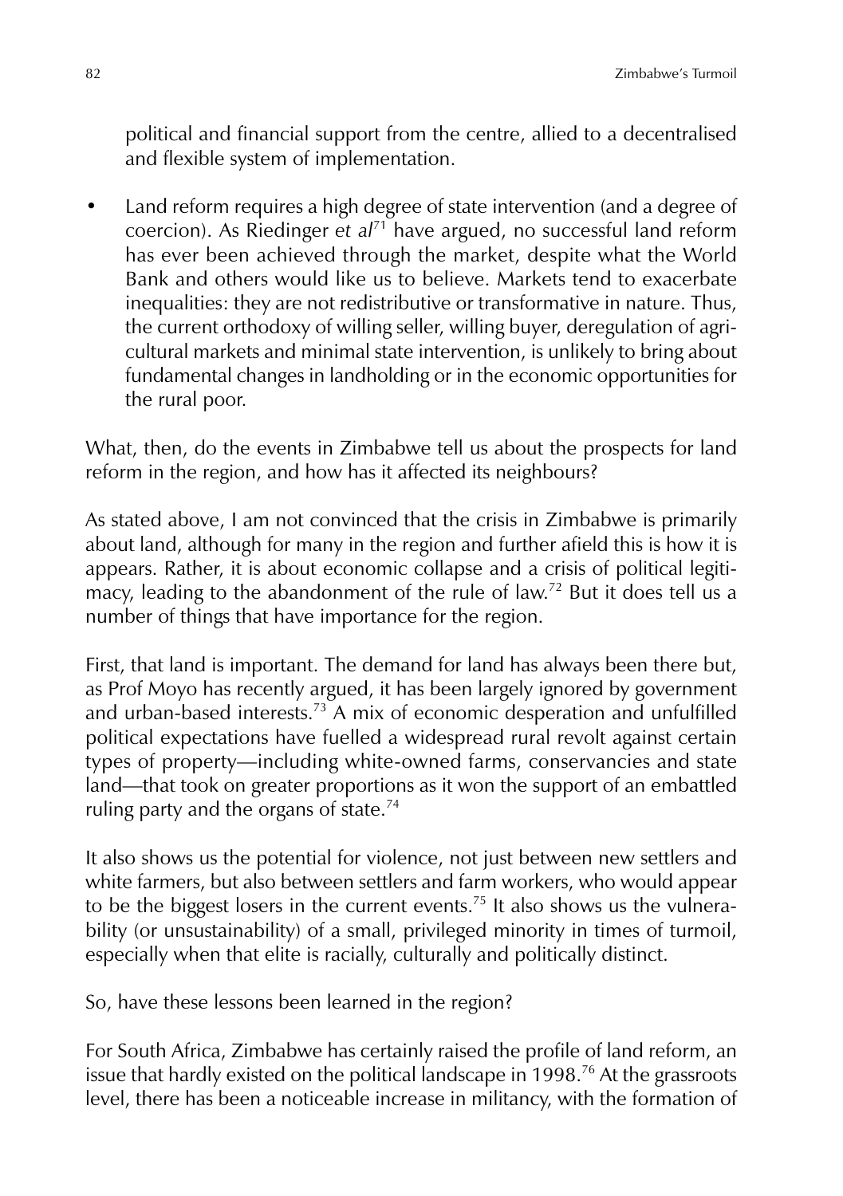political and financial support from the centre, allied to a decentralised and flexible system of implementation.

- Land reform requires a high degree of state intervention (and a degree of coercion). As Riedinger *et al*[71] have argued, no successful land reform has ever been achieved through the market, despite what the World Bank and others would like us to believe. Markets tend to exacerbate inequalities: they are not redistributive or transformative in nature. Thus, the current orthodoxy of willing seller, willing buyer, deregulation of agricultural markets and minimal state intervention, is unlikely to bring about fundamental changes in landholding or in the economic opportunities for the rural poor.

What, then, do the events in Zimbabwe tell us about the prospects for land reform in the region, and how has it affected its neighbours?

As stated above, I am not convinced that the crisis in Zimbabwe is primarily about land, although for many in the region and further afield this is how it is appears. Rather, it is about economic collapse and a crisis of political legitimacy, leading to the abandonment of the rule of law.[72] But it does tell us a number of things that have importance for the region.

First, that land is important. The demand for land has always been there but, as Prof Moyo has recently argued, it has been largely ignored by government and urban-based interests.[73] A mix of economic desperation and unfulfilled political expectations have fuelled a widespread rural revolt against certain types of property—including white-owned farms, conservancies and state land—that took on greater proportions as it won the support of an embattled ruling party and the organs of state.[74]

It also shows us the potential for violence, not just between new settlers and white farmers, but also between settlers and farm workers, who would appear to be the biggest losers in the current events.[75] It also shows us the vulnerability (or unsustainability) of a small, privileged minority in times of turmoil, especially when that elite is racially, culturally and politically distinct.

So, have these lessons been learned in the region?

For South Africa, Zimbabwe has certainly raised the profile of land reform, an issue that hardly existed on the political landscape in 1998.[76] At the grassroots level, there has been a noticeable increase in militancy, with the formation of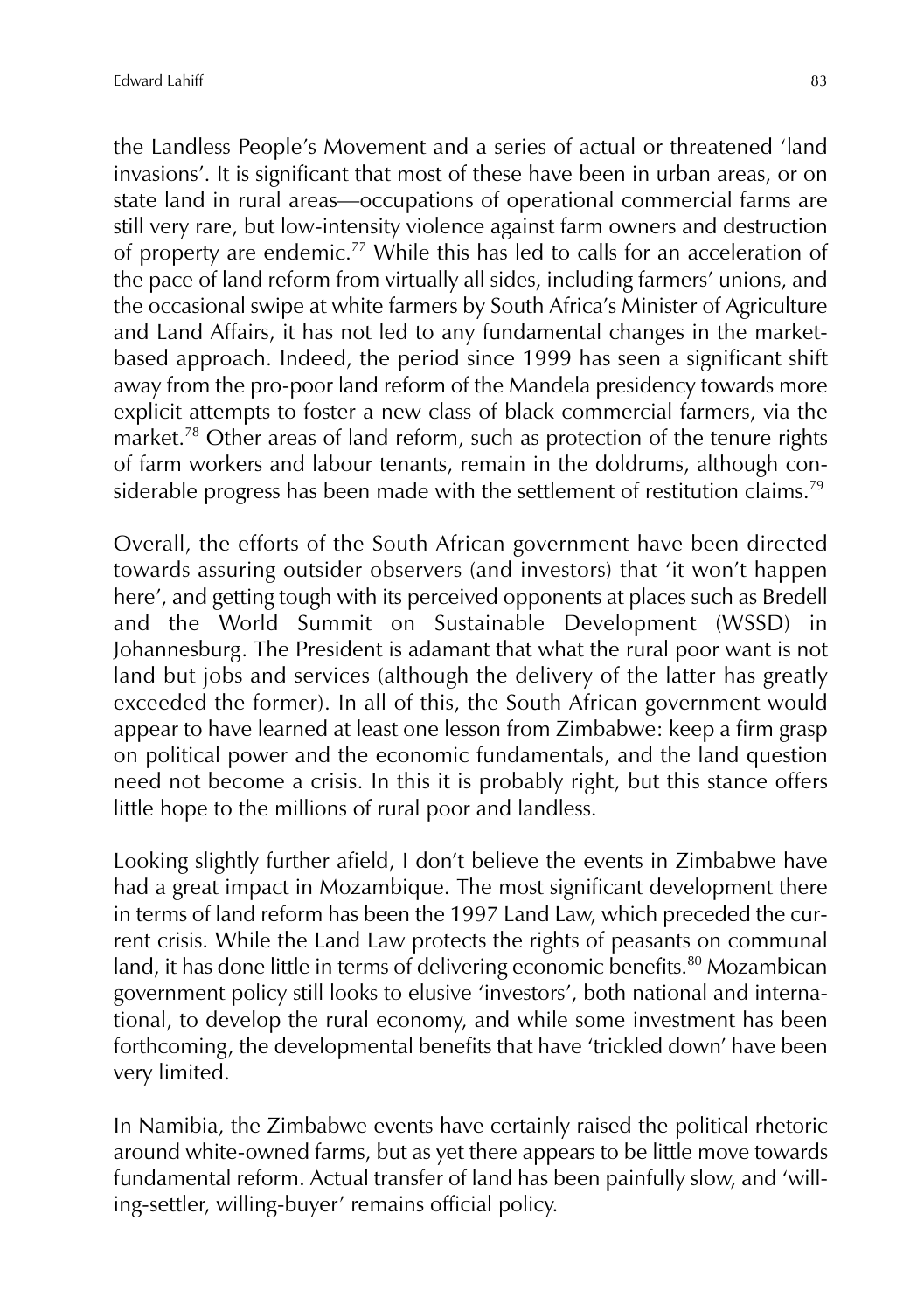the Landless People's Movement and a series of actual or threatened 'land invasions'. It is significant that most of these have been in urban areas, or on state land in rural areas—occupations of operational commercial farms are still very rare, but low-intensity violence against farm owners and destruction of property are endemic.[77] While this has led to calls for an acceleration of the pace of land reform from virtually all sides, including farmers' unions, and the occasional swipe at white farmers by South Africa's Minister of Agriculture and Land Affairs, it has not led to any fundamental changes in the market-based approach. Indeed, the period since 1999 has seen a significant shift away from the pro-poor land reform of the Mandela presidency towards more explicit attempts to foster a new class of black commercial farmers, via the market.[78] Other areas of land reform, such as protection of the tenure rights of farm workers and labour tenants, remain in the doldrums, although considerable progress has been made with the settlement of restitution claims.[79]

Overall, the efforts of the South African government have been directed towards assuring outsider observers (and investors) that 'it won't happen here', and getting tough with its perceived opponents at places such as Bredell and the World Summit on Sustainable Development (WSSD) in Johannesburg. The President is adamant that what the rural poor want is not land but jobs and services (although the delivery of the latter has greatly exceeded the former). In all of this, the South African government would appear to have learned at least one lesson from Zimbabwe: keep a firm grasp on political power and the economic fundamentals, and the land question need not become a crisis. In this it is probably right, but this stance offers little hope to the millions of rural poor and landless.

Looking slightly further afield, I don't believe the events in Zimbabwe have had a great impact in Mozambique. The most significant development there in terms of land reform has been the 1997 Land Law, which preceded the current crisis. While the Land Law protects the rights of peasants on communal land, it has done little in terms of delivering economic benefits.[80] Mozambican government policy still looks to elusive 'investors', both national and international, to develop the rural economy, and while some investment has been forthcoming, the developmental benefits that have 'trickled down' have been very limited.

In Namibia, the Zimbabwe events have certainly raised the political rhetoric around white-owned farms, but as yet there appears to be little move towards fundamental reform. Actual transfer of land has been painfully slow, and 'willing-settler, willing-buyer' remains official policy.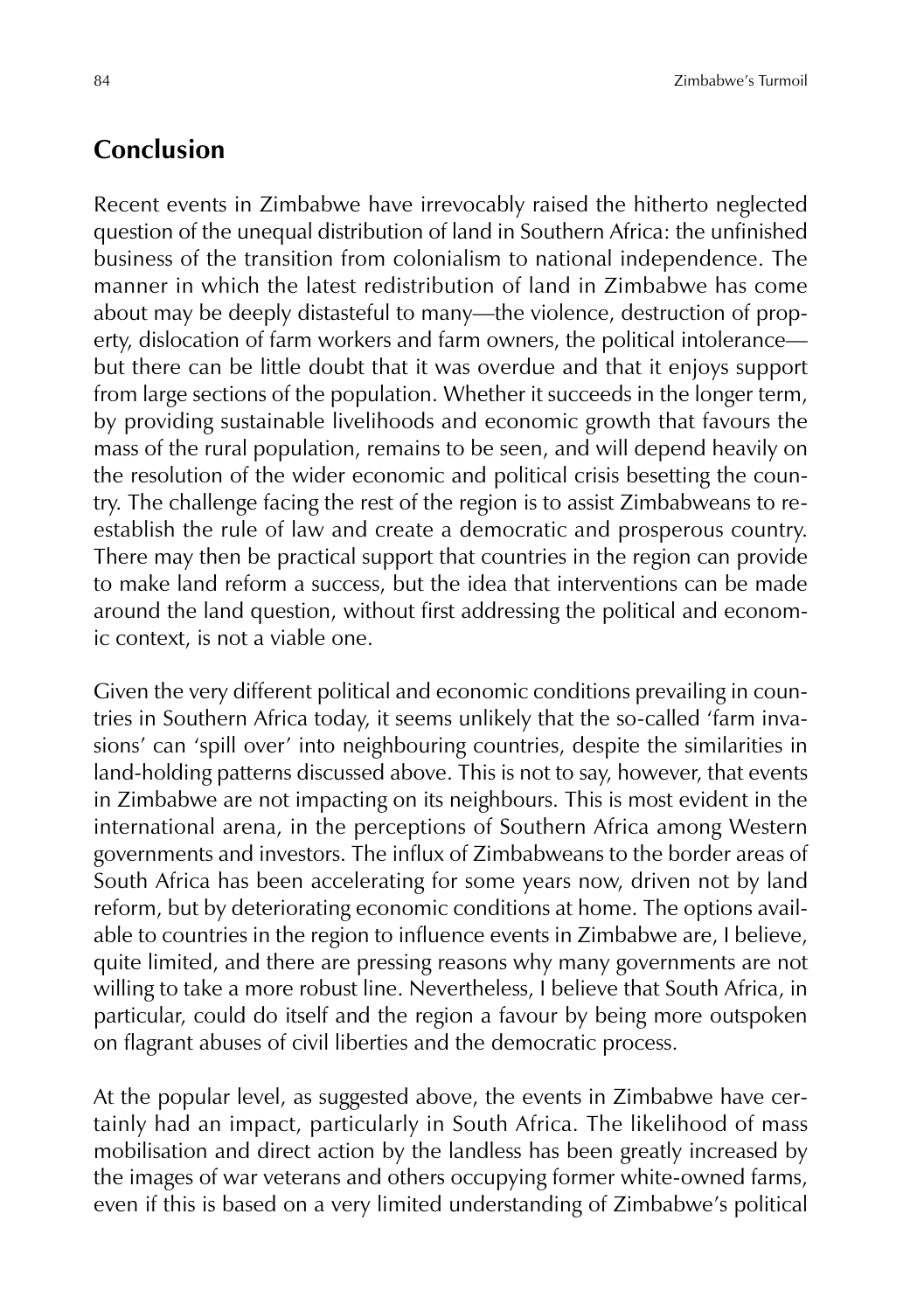## Conclusion

Recent events in Zimbabwe have irrevocably raised the hitherto neglected question of the unequal distribution of land in Southern Africa: the unfinished business of the transition from colonialism to national independence. The manner in which the latest redistribution of land in Zimbabwe has come about may be deeply distasteful to many—the violence, destruction of property, dislocation of farm workers and farm owners, the political intolerance—but there can be little doubt that it was overdue and that it enjoys support from large sections of the population. Whether it succeeds in the longer term, by providing sustainable livelihoods and economic growth that favours the mass of the rural population, remains to be seen, and will depend heavily on the resolution of the wider economic and political crisis besetting the country. The challenge facing the rest of the region is to assist Zimbabweans to re-establish the rule of law and create a democratic and prosperous country. There may then be practical support that countries in the region can provide to make land reform a success, but the idea that interventions can be made around the land question, without first addressing the political and economic context, is not a viable one.

Given the very different political and economic conditions prevailing in countries in Southern Africa today, it seems unlikely that the so-called 'farm invasions' can 'spill over' into neighbouring countries, despite the similarities in land-holding patterns discussed above. This is not to say, however, that events in Zimbabwe are not impacting on its neighbours. This is most evident in the international arena, in the perceptions of Southern Africa among Western governments and investors. The influx of Zimbabweans to the border areas of South Africa has been accelerating for some years now, driven not by land reform, but by deteriorating economic conditions at home. The options available to countries in the region to influence events in Zimbabwe are, I believe, quite limited, and there are pressing reasons why many governments are not willing to take a more robust line. Nevertheless, I believe that South Africa, in particular, could do itself and the region a favour by being more outspoken on flagrant abuses of civil liberties and the democratic process.

At the popular level, as suggested above, the events in Zimbabwe have certainly had an impact, particularly in South Africa. The likelihood of mass mobilisation and direct action by the landless has been greatly increased by the images of war veterans and others occupying former white-owned farms, even if this is based on a very limited understanding of Zimbabwe's political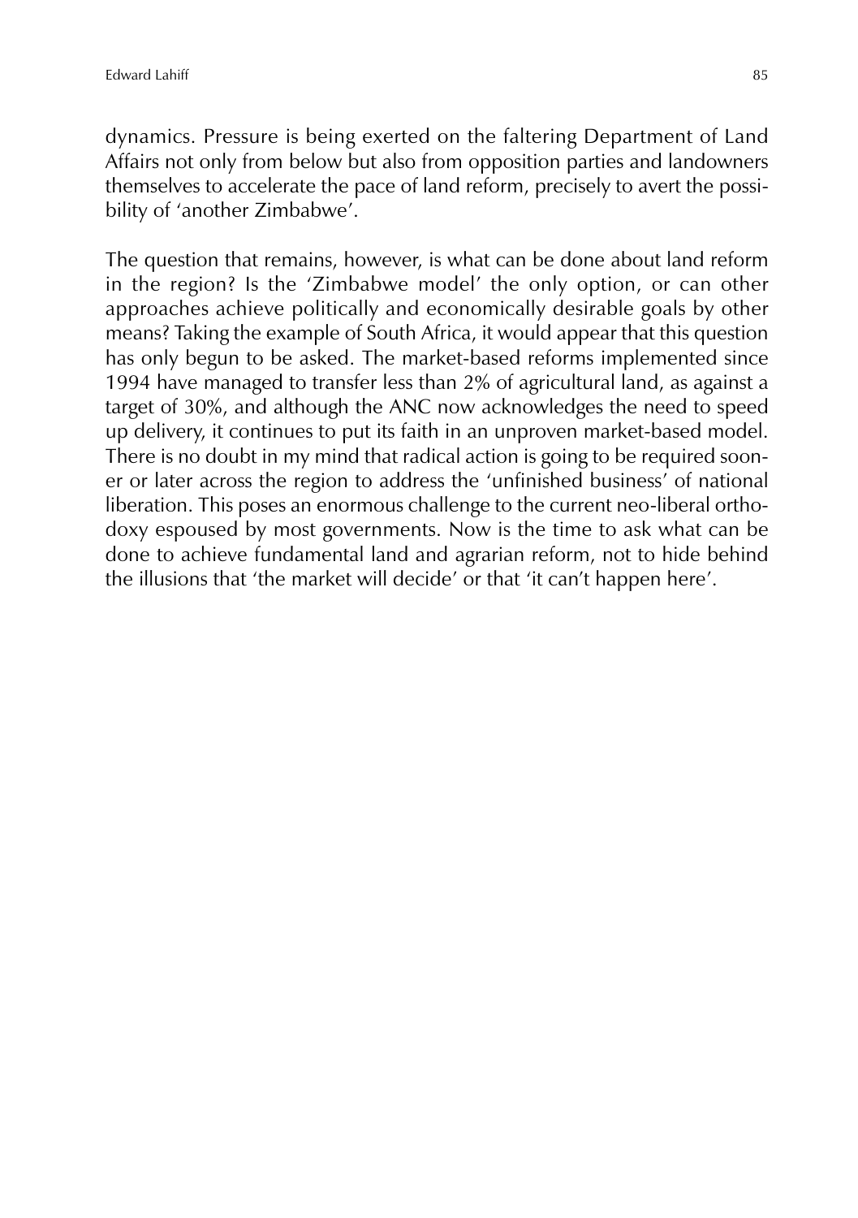dynamics. Pressure is being exerted on the faltering Department of Land Affairs not only from below but also from opposition parties and landowners themselves to accelerate the pace of land reform, precisely to avert the possibility of 'another Zimbabwe'.

The question that remains, however, is what can be done about land reform in the region? Is the 'Zimbabwe model' the only option, or can other approaches achieve politically and economically desirable goals by other means? Taking the example of South Africa, it would appear that this question has only begun to be asked. The market-based reforms implemented since 1994 have managed to transfer less than 2% of agricultural land, as against a target of 30%, and although the ANC now acknowledges the need to speed up delivery, it continues to put its faith in an unproven market-based model. There is no doubt in my mind that radical action is going to be required sooner or later across the region to address the 'unfinished business' of national liberation. This poses an enormous challenge to the current neo-liberal orthodoxy espoused by most governments. Now is the time to ask what can be done to achieve fundamental land and agrarian reform, not to hide behind the illusions that 'the market will decide' or that 'it can't happen here'.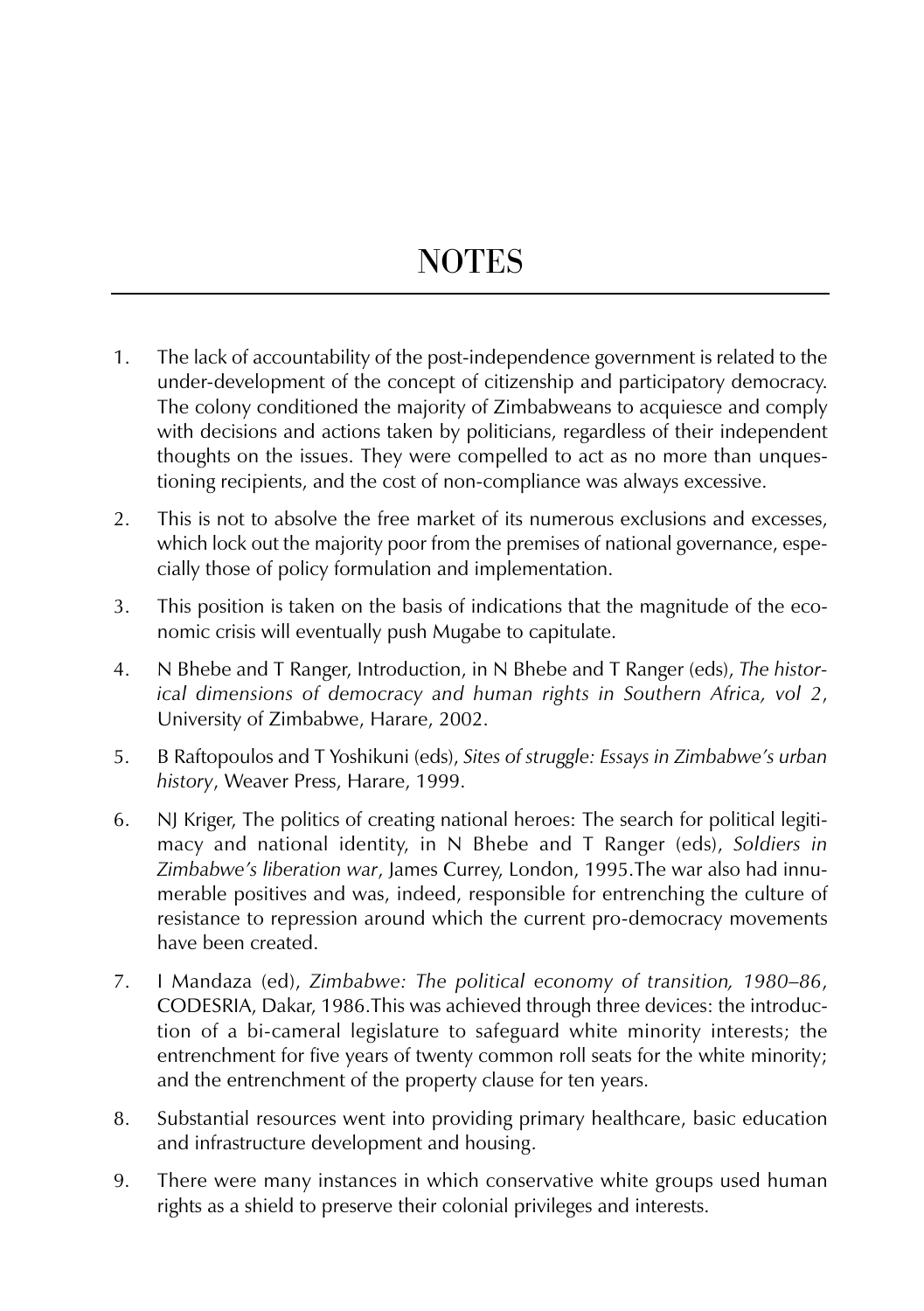# NOTES

1. The lack of accountability of the post-independence government is related to the under-development of the concept of citizenship and participatory democracy. The colony conditioned the majority of Zimbabweans to acquiesce and comply with decisions and actions taken by politicians, regardless of their independent thoughts on the issues. They were compelled to act as no more than unquestioning recipients, and the cost of non-compliance was always excessive.

2. This is not to absolve the free market of its numerous exclusions and excesses, which lock out the majority poor from the premises of national governance, especially those of policy formulation and implementation.

3. This position is taken on the basis of indications that the magnitude of the economic crisis will eventually push Mugabe to capitulate.

4. N Bhebe and T Ranger, Introduction, in N Bhebe and T Ranger (eds), *The historical dimensions of democracy and human rights in Southern Africa, vol 2*, University of Zimbabwe, Harare, 2002.

5. B Raftopoulos and T Yoshikuni (eds), *Sites of struggle: Essays in Zimbabwe's urban history*, Weaver Press, Harare, 1999.

6. NJ Kriger, The politics of creating national heroes: The search for political legitimacy and national identity, in N Bhebe and T Ranger (eds), *Soldiers in Zimbabwe's liberation war*, James Currey, London, 1995.The war also had innumerable positives and was, indeed, responsible for entrenching the culture of resistance to repression around which the current pro-democracy movements have been created.

7. I Mandaza (ed), *Zimbabwe: The political economy of transition, 1980–86*, CODESRIA, Dakar, 1986.This was achieved through three devices: the introduction of a bi-cameral legislature to safeguard white minority interests; the entrenchment for five years of twenty common roll seats for the white minority; and the entrenchment of the property clause for ten years.

8. Substantial resources went into providing primary healthcare, basic education and infrastructure development and housing.

9. There were many instances in which conservative white groups used human rights as a shield to preserve their colonial privileges and interests.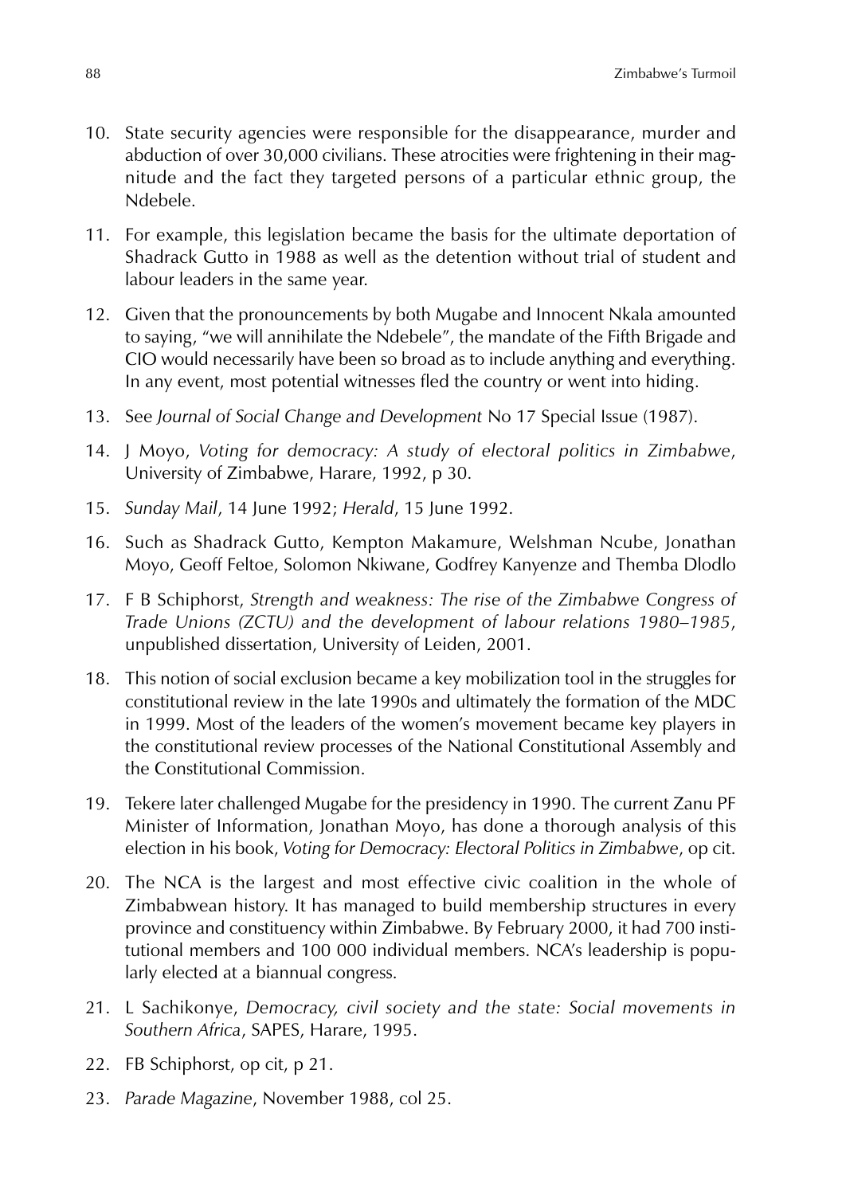10. State security agencies were responsible for the disappearance, murder and abduction of over 30,000 civilians. These atrocities were frightening in their magnitude and the fact they targeted persons of a particular ethnic group, the Ndebele.

11. For example, this legislation became the basis for the ultimate deportation of Shadrack Gutto in 1988 as well as the detention without trial of student and labour leaders in the same year.

12. Given that the pronouncements by both Mugabe and Innocent Nkala amounted to saying, "we will annihilate the Ndebele", the mandate of the Fifth Brigade and CIO would necessarily have been so broad as to include anything and everything. In any event, most potential witnesses fled the country or went into hiding.

13. See *Journal of Social Change and Development* No 17 Special Issue (1987).

14. J Moyo, *Voting for democracy: A study of electoral politics in Zimbabwe*, University of Zimbabwe, Harare, 1992, p 30.

15. *Sunday Mail*, 14 June 1992; *Herald*, 15 June 1992.

16. Such as Shadrack Gutto, Kempton Makamure, Welshman Ncube, Jonathan Moyo, Geoff Feltoe, Solomon Nkiwane, Godfrey Kanyenze and Themba Dlodlo

17. F B Schiphorst, *Strength and weakness: The rise of the Zimbabwe Congress of Trade Unions (ZCTU) and the development of labour relations 1980–1985*, unpublished dissertation, University of Leiden, 2001.

18. This notion of social exclusion became a key mobilization tool in the struggles for constitutional review in the late 1990s and ultimately the formation of the MDC in 1999. Most of the leaders of the women's movement became key players in the constitutional review processes of the National Constitutional Assembly and the Constitutional Commission.

19. Tekere later challenged Mugabe for the presidency in 1990. The current Zanu PF Minister of Information, Jonathan Moyo, has done a thorough analysis of this election in his book, *Voting for Democracy: Electoral Politics in Zimbabwe*, op cit.

20. The NCA is the largest and most effective civic coalition in the whole of Zimbabwean history. It has managed to build membership structures in every province and constituency within Zimbabwe. By February 2000, it had 700 institutional members and 100 000 individual members. NCA's leadership is popularly elected at a biannual congress.

21. L Sachikonye, *Democracy, civil society and the state: Social movements in Southern Africa*, SAPES, Harare, 1995.

22. FB Schiphorst, op cit, p 21.

23. *Parade Magazine*, November 1988, col 25.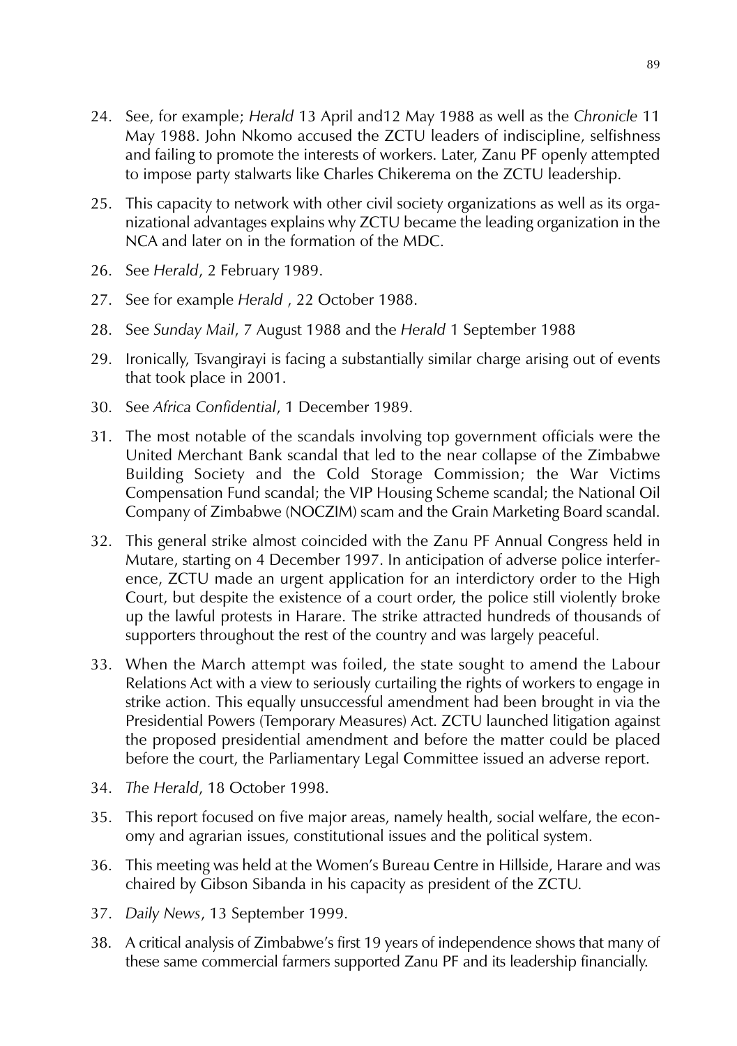24. See, for example; *Herald* 13 April and12 May 1988 as well as the *Chronicle* 11 May 1988. John Nkomo accused the ZCTU leaders of indiscipline, selfishness and failing to promote the interests of workers. Later, Zanu PF openly attempted to impose party stalwarts like Charles Chikerema on the ZCTU leadership.

25. This capacity to network with other civil society organizations as well as its organizational advantages explains why ZCTU became the leading organization in the NCA and later on in the formation of the MDC.

26. See *Herald*, 2 February 1989.

27. See for example *Herald* , 22 October 1988.

28. See *Sunday Mail*, 7 August 1988 and the *Herald* 1 September 1988

29. Ironically, Tsvangirayi is facing a substantially similar charge arising out of events that took place in 2001.

30. See *Africa Confidential*, 1 December 1989.

31. The most notable of the scandals involving top government officials were the United Merchant Bank scandal that led to the near collapse of the Zimbabwe Building Society and the Cold Storage Commission; the War Victims Compensation Fund scandal; the VIP Housing Scheme scandal; the National Oil Company of Zimbabwe (NOCZIM) scam and the Grain Marketing Board scandal.

32. This general strike almost coincided with the Zanu PF Annual Congress held in Mutare, starting on 4 December 1997. In anticipation of adverse police interference, ZCTU made an urgent application for an interdictory order to the High Court, but despite the existence of a court order, the police still violently broke up the lawful protests in Harare. The strike attracted hundreds of thousands of supporters throughout the rest of the country and was largely peaceful.

33. When the March attempt was foiled, the state sought to amend the Labour Relations Act with a view to seriously curtailing the rights of workers to engage in strike action. This equally unsuccessful amendment had been brought in via the Presidential Powers (Temporary Measures) Act. ZCTU launched litigation against the proposed presidential amendment and before the matter could be placed before the court, the Parliamentary Legal Committee issued an adverse report.

34. *The Herald*, 18 October 1998.

35. This report focused on five major areas, namely health, social welfare, the economy and agrarian issues, constitutional issues and the political system.

36. This meeting was held at the Women's Bureau Centre in Hillside, Harare and was chaired by Gibson Sibanda in his capacity as president of the ZCTU.

37. *Daily News*, 13 September 1999.

38. A critical analysis of Zimbabwe's first 19 years of independence shows that many of these same commercial farmers supported Zanu PF and its leadership financially.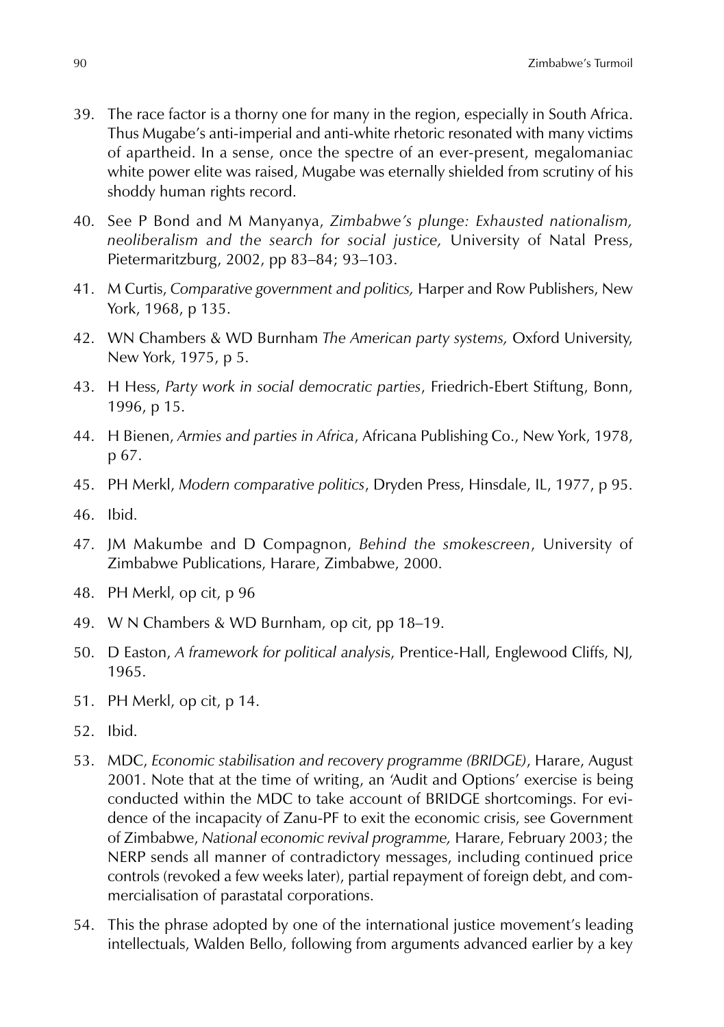39. The race factor is a thorny one for many in the region, especially in South Africa. Thus Mugabe's anti-imperial and anti-white rhetoric resonated with many victims of apartheid. In a sense, once the spectre of an ever-present, megalomaniac white power elite was raised, Mugabe was eternally shielded from scrutiny of his shoddy human rights record.

40. See P Bond and M Manyanya, *Zimbabwe's plunge: Exhausted nationalism, neoliberalism and the search for social justice,* University of Natal Press, Pietermaritzburg, 2002, pp 83–84; 93–103.

41. M Curtis, *Comparative government and politics,* Harper and Row Publishers, New York, 1968, p 135.

42. WN Chambers & WD Burnham *The American party systems,* Oxford University, New York, 1975, p 5.

43. H Hess, *Party work in social democratic parties*, Friedrich-Ebert Stiftung, Bonn, 1996, p 15.

44. H Bienen, *Armies and parties in Africa*, Africana Publishing Co., New York, 1978, p 67.

45. PH Merkl, *Modern comparative politics*, Dryden Press, Hinsdale, IL, 1977, p 95.

46. Ibid.

47. JM Makumbe and D Compagnon, *Behind the smokescreen*, University of Zimbabwe Publications, Harare, Zimbabwe, 2000.

48. PH Merkl, op cit, p 96

49. W N Chambers & WD Burnham, op cit, pp 18–19.

50. D Easton, *A framework for political analysis*, Prentice-Hall, Englewood Cliffs, NJ, 1965.

51. PH Merkl, op cit, p 14.

52. Ibid.

53. MDC, *Economic stabilisation and recovery programme (BRIDGE)*, Harare, August 2001. Note that at the time of writing, an 'Audit and Options' exercise is being conducted within the MDC to take account of BRIDGE shortcomings. For evidence of the incapacity of Zanu-PF to exit the economic crisis, see Government of Zimbabwe, *National economic revival programme,* Harare, February 2003; the NERP sends all manner of contradictory messages, including continued price controls (revoked a few weeks later), partial repayment of foreign debt, and commercialisation of parastatal corporations.

54. This the phrase adopted by one of the international justice movement's leading intellectuals, Walden Bello, following from arguments advanced earlier by a key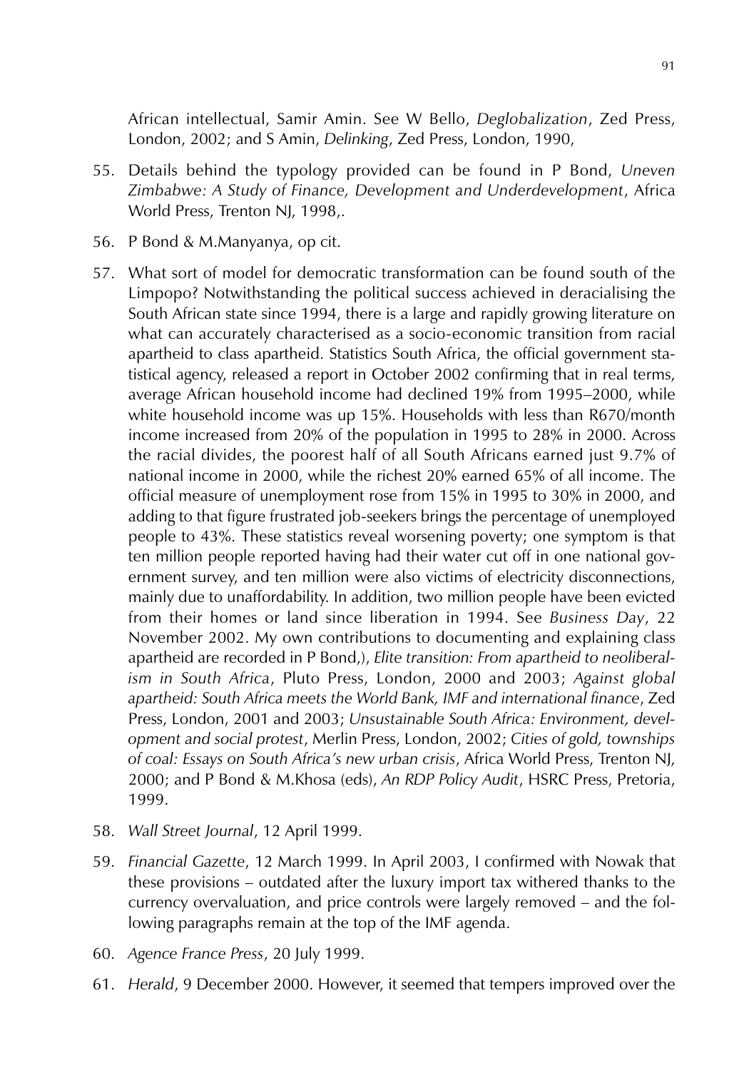African intellectual, Samir Amin. See W Bello, *Deglobalization*, Zed Press, London, 2002; and S Amin, *Delinking*, Zed Press, London, 1990,

55. Details behind the typology provided can be found in P Bond, *Uneven Zimbabwe: A Study of Finance, Development and Underdevelopment*, Africa World Press, Trenton NJ, 1998,.

56. P Bond & M.Manyanya, op cit.

57. What sort of model for democratic transformation can be found south of the Limpopo? Notwithstanding the political success achieved in deracialising the South African state since 1994, there is a large and rapidly growing literature on what can accurately characterised as a socio-economic transition from racial apartheid to class apartheid. Statistics South Africa, the official government statistical agency, released a report in October 2002 confirming that in real terms, average African household income had declined 19% from 1995–2000, while white household income was up 15%. Households with less than R670/month income increased from 20% of the population in 1995 to 28% in 2000. Across the racial divides, the poorest half of all South Africans earned just 9.7% of national income in 2000, while the richest 20% earned 65% of all income. The official measure of unemployment rose from 15% in 1995 to 30% in 2000, and adding to that figure frustrated job-seekers brings the percentage of unemployed people to 43%. These statistics reveal worsening poverty; one symptom is that ten million people reported having had their water cut off in one national government survey, and ten million were also victims of electricity disconnections, mainly due to unaffordability. In addition, two million people have been evicted from their homes or land since liberation in 1994. See *Business Day*, 22 November 2002. My own contributions to documenting and explaining class apartheid are recorded in P Bond,), *Elite transition: From apartheid to neoliberalism in South Africa*, Pluto Press, London, 2000 and 2003; *Against global apartheid: South Africa meets the World Bank, IMF and international finance*, Zed Press, London, 2001 and 2003; *Unsustainable South Africa: Environment, development and social protest*, Merlin Press, London, 2002; *Cities of gold, townships of coal: Essays on South Africa's new urban crisis*, Africa World Press, Trenton NJ, 2000; and P Bond & M.Khosa (eds), *An RDP Policy Audit*, HSRC Press, Pretoria, 1999.

58. *Wall Street Journal*, 12 April 1999.

59. *Financial Gazette*, 12 March 1999. In April 2003, I confirmed with Nowak that these provisions – outdated after the luxury import tax withered thanks to the currency overvaluation, and price controls were largely removed – and the following paragraphs remain at the top of the IMF agenda.

60. *Agence France Press*, 20 July 1999.

61. *Herald*, 9 December 2000. However, it seemed that tempers improved over the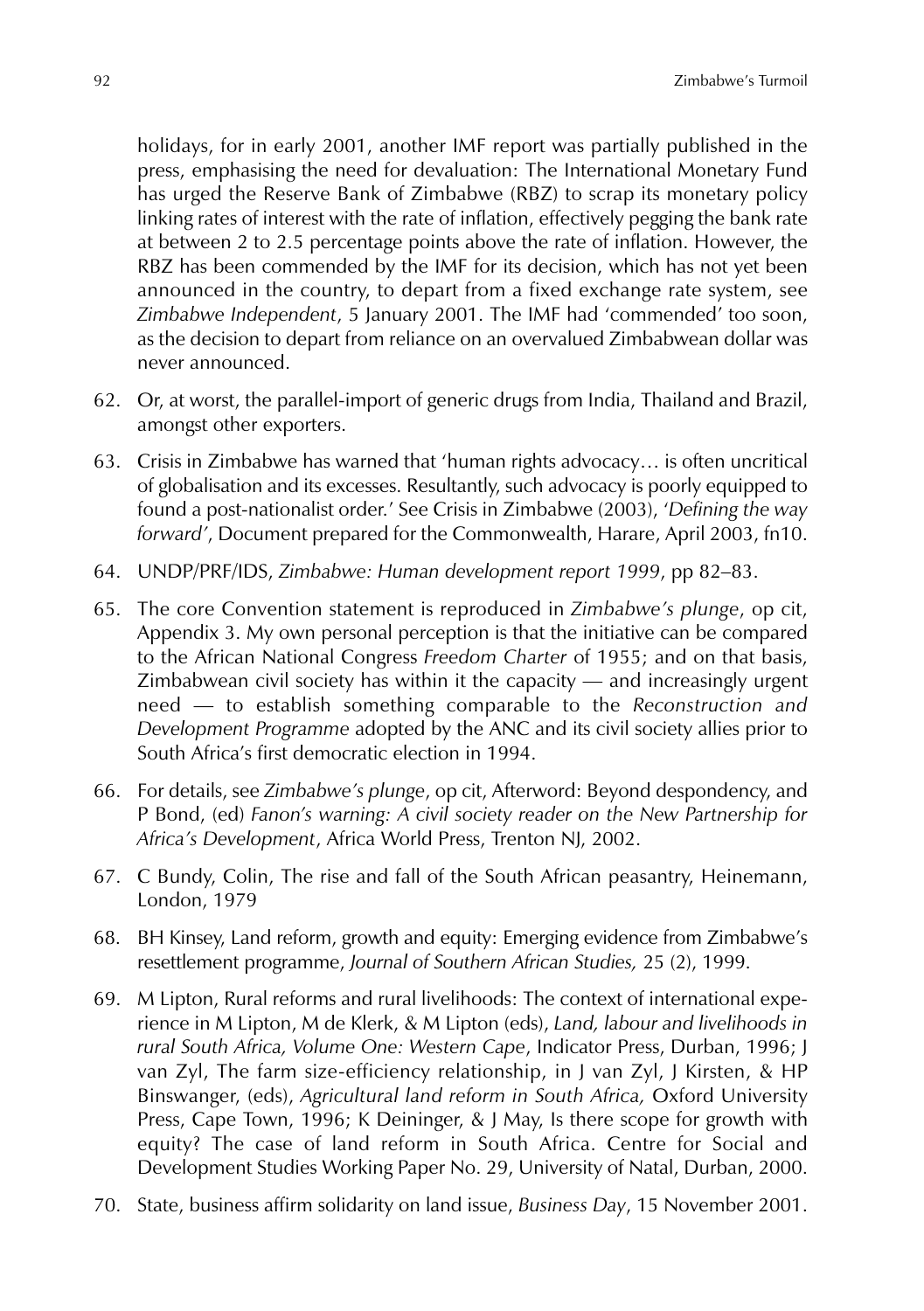holidays, for in early 2001, another IMF report was partially published in the press, emphasising the need for devaluation: The International Monetary Fund has urged the Reserve Bank of Zimbabwe (RBZ) to scrap its monetary policy linking rates of interest with the rate of inflation, effectively pegging the bank rate at between 2 to 2.5 percentage points above the rate of inflation. However, the RBZ has been commended by the IMF for its decision, which has not yet been announced in the country, to depart from a fixed exchange rate system, see *Zimbabwe Independent*, 5 January 2001. The IMF had 'commended' too soon, as the decision to depart from reliance on an overvalued Zimbabwean dollar was never announced.

62. Or, at worst, the parallel-import of generic drugs from India, Thailand and Brazil, amongst other exporters.

63. Crisis in Zimbabwe has warned that 'human rights advocacy… is often uncritical of globalisation and its excesses. Resultantly, such advocacy is poorly equipped to found a post-nationalist order.' See Crisis in Zimbabwe (2003), '*Defining the way forward*', Document prepared for the Commonwealth, Harare, April 2003, fn10.

64. UNDP/PRF/IDS, *Zimbabwe: Human development report 1999*, pp 82–83.

65. The core Convention statement is reproduced in *Zimbabwe's plunge*, op cit, Appendix 3. My own personal perception is that the initiative can be compared to the African National Congress *Freedom Charter* of 1955; and on that basis, Zimbabwean civil society has within it the capacity — and increasingly urgent need — to establish something comparable to the *Reconstruction and Development Programme* adopted by the ANC and its civil society allies prior to South Africa's first democratic election in 1994.

66. For details, see *Zimbabwe's plunge*, op cit, Afterword: Beyond despondency, and P Bond, (ed) *Fanon's warning: A civil society reader on the New Partnership for Africa's Development*, Africa World Press, Trenton NJ, 2002.

67. C Bundy, Colin, The rise and fall of the South African peasantry, Heinemann, London, 1979

68. BH Kinsey, Land reform, growth and equity: Emerging evidence from Zimbabwe's resettlement programme, *Journal of Southern African Studies,* 25 (2), 1999.

69. M Lipton, Rural reforms and rural livelihoods: The context of international experience in M Lipton, M de Klerk, & M Lipton (eds), *Land, labour and livelihoods in rural South Africa, Volume One: Western Cape*, Indicator Press, Durban, 1996; J van Zyl, The farm size-efficiency relationship, in J van Zyl, J Kirsten, & HP Binswanger, (eds), *Agricultural land reform in South Africa,* Oxford University Press, Cape Town, 1996; K Deininger, & J May, Is there scope for growth with equity? The case of land reform in South Africa. Centre for Social and Development Studies Working Paper No. 29, University of Natal, Durban, 2000.

70. State, business affirm solidarity on land issue, *Business Day*, 15 November 2001.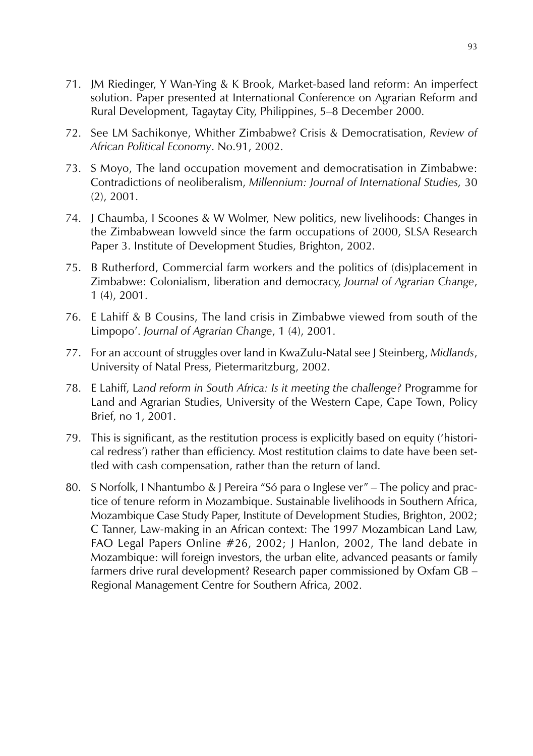71. JM Riedinger, Y Wan-Ying & K Brook, Market-based land reform: An imperfect solution. Paper presented at International Conference on Agrarian Reform and Rural Development, Tagaytay City, Philippines, 5–8 December 2000.

72. See LM Sachikonye, Whither Zimbabwe? Crisis & Democratisation, *Review of African Political Economy*. No.91, 2002.

73. S Moyo, The land occupation movement and democratisation in Zimbabwe: Contradictions of neoliberalism, *Millennium: Journal of International Studies,* 30 (2), 2001.

74. J Chaumba, I Scoones & W Wolmer, New politics, new livelihoods: Changes in the Zimbabwean lowveld since the farm occupations of 2000, SLSA Research Paper 3. Institute of Development Studies, Brighton, 2002.

75. B Rutherford, Commercial farm workers and the politics of (dis)placement in Zimbabwe: Colonialism, liberation and democracy, *Journal of Agrarian Change*, 1 (4), 2001.

76. E Lahiff & B Cousins, The land crisis in Zimbabwe viewed from south of the Limpopo'. *Journal of Agrarian Change*, 1 (4), 2001.

77. For an account of struggles over land in KwaZulu-Natal see J Steinberg, *Midlands*, University of Natal Press, Pietermaritzburg, 2002.

78. E Lahiff, L*and reform in South Africa: Is it meeting the challenge?* Programme for Land and Agrarian Studies, University of the Western Cape, Cape Town, Policy Brief, no 1, 2001.

79. This is significant, as the restitution process is explicitly based on equity ('historical redress') rather than efficiency. Most restitution claims to date have been settled with cash compensation, rather than the return of land.

80. S Norfolk, I Nhantumbo & J Pereira "Só para o Inglese ver" – The policy and practice of tenure reform in Mozambique. Sustainable livelihoods in Southern Africa, Mozambique Case Study Paper, Institute of Development Studies, Brighton, 2002; C Tanner, Law-making in an African context: The 1997 Mozambican Land Law, FAO Legal Papers Online #26, 2002; J Hanlon, 2002, The land debate in Mozambique: will foreign investors, the urban elite, advanced peasants or family farmers drive rural development? Research paper commissioned by Oxfam GB – Regional Management Centre for Southern Africa, 2002.